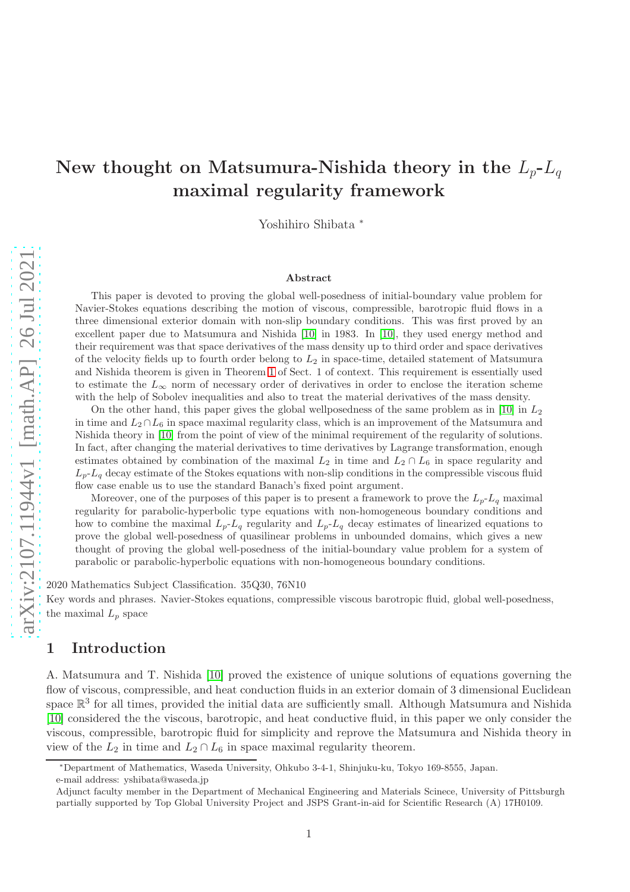# New thought on Matsumura-Nishida theory in the $L_p$-$L_q$ maximal regularity framework

Yoshihiro Shibata *

### Abstract

This paper is devoted to proving the global well-posedness of initial-boundary value problem for Navier-Stokes equations describing the motion of viscous, compressible, barotropic fluid flows in a three dimensional exterior domain with non-slip boundary conditions. This was first proved by an excellent paper due to Matsumura and Nishida [10] in 1983. In [10], they used energy method and their requirement was that space derivatives of the mass density up to third order and space derivatives of the velocity fields up to fourth order belong to $L_2$ in space-time, detailed statement of Matsumura and Nishida theorem is given in Theorem 1 of Sect. 1 of context. This requirement is essentially used to estimate the $L_\infty$ norm of necessary order of derivatives in order to enclose the iteration scheme with the help of Sobolev inequalities and also to treat the material derivatives of the mass density.

On the other hand, this paper gives the global wellposedness of the same problem as in [10] in $L_2$ in time and $L_2 \cap L_6$ in space maximal regularity class, which is an improvement of the Matsumura and Nishida theory in [10] from the point of view of the minimal requirement of the regularity of solutions. In fact, after changing the material derivatives to time derivatives by Lagrange transformation, enough estimates obtained by combination of the maximal $L_2$ in time and $L_2 \cap L_6$ in space regularity and $L_p$-$L_q$ decay estimate of the Stokes equations with non-slip conditions in the compressible viscous fluid flow case enable us to use the standard Banach's fixed point argument.

Moreover, one of the purposes of this paper is to present a framework to prove the $L_p$-$L_q$ maximal regularity for parabolic-hyperbolic type equations with non-homogeneous boundary conditions and how to combine the maximal $L_p$-$L_q$ regularity and $L_p$-$L_q$ decay estimates of linearized equations to prove the global well-posedness of quasilinear problems in unbounded domains, which gives a new thought of proving the global well-posedness of the initial-boundary value problem for a system of parabolic or parabolic-hyperbolic equations with non-homogeneous boundary conditions.

2020 Mathematics Subject Classification. 35Q30, 76N10

Key words and phrases. Navier-Stokes equations, compressible viscous barotropic fluid, global well-posedness, the maximal $L_p$ space

## 1 Introduction

A. Matsumura and T. Nishida [10] proved the existence of unique solutions of equations governing the flow of viscous, compressible, and heat conduction fluids in an exterior domain of 3 dimensional Euclidean space $\mathbb{R}^3$ for all times, provided the initial data are sufficiently small. Although Matsumura and Nishida [10] considered the the viscous, barotropic, and heat conductive fluid, in this paper we only consider the viscous, compressible, barotropic fluid for simplicity and reprove the Matsumura and Nishida theory in view of the $L_2$ in time and $L_2 \cap L_6$ in space maximal regularity theorem.

*Department of Mathematics, Waseda University, Ohkubo 3-4-1, Shinjuku-ku, Tokyo 169-8555, Japan.
e-mail address: yshibata@waseda.jp
Adjunct faculty member in the Department of Mechanical Engineering and Materials Scinece, University of Pittsburgh partially supported by Top Global University Project and JSPS Grant-in-aid for Scientific Research (A) 17H0109.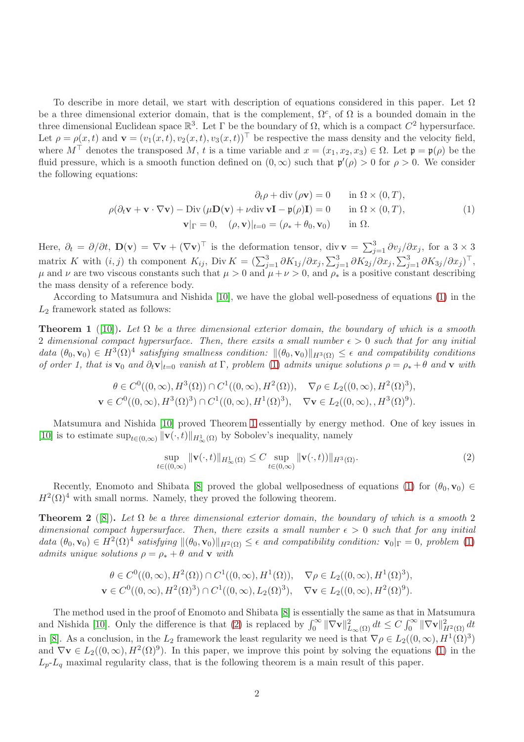To describe in more detail, we start with description of equations considered in this paper. Let $\Omega$ be a three dimensional exterior domain, that is the complement, $\Omega^c$, of $\Omega$ is a bounded domain in the three dimensional Euclidean space $\mathbb{R}^3$. Let $\Gamma$ be the boundary of $\Omega$, which is a compact $C^2$ hypersurface. Let $\rho = \rho(x,t)$ and $\mathbf{v} = (v_1(x,t), v_2(x,t), v_3(x,t))^\top$ be respective the mass density and the velocity field, where $M^\top$ denotes the transposed $M$, $t$ is a time variable and $x = (x_1, x_2, x_3) \in \Omega$. Let $\mathfrak{p} = \mathfrak{p}(\rho)$ be the fluid pressure, which is a smooth function defined on $(0, \infty)$ such that $\mathfrak{p}'(\rho) > 0$ for $\rho > 0$. We consider the following equations:

$$
\begin{aligned}
\partial_t \rho + \operatorname{div}(\rho \mathbf{v}) = 0 \quad & \text{in } \Omega \times (0,T), \\
\rho(\partial_t \mathbf{v} + \mathbf{v} \cdot \nabla \mathbf{v}) - \operatorname{Div}(\mu \mathbf{D}(\mathbf{v}) + \nu \operatorname{div} \mathbf{v} \mathbf{I} - \mathfrak{p}(\rho)\mathbf{I}) = 0 \quad & \text{in } \Omega \times (0,T), \\
\mathbf{v}|_\Gamma = 0, \quad (\rho, \mathbf{v})|_{t=0} = (\rho_* + \theta_0, \mathbf{v}_0) \quad & \text{in } \Omega.
\end{aligned} \tag{1}
$$

Here, $\partial_t = \partial/\partial t$, $\mathbf{D}(\mathbf{v}) = \nabla \mathbf{v} + (\nabla \mathbf{v})^\top$ is the deformation tensor, $\operatorname{div} \mathbf{v} = \sum_{j=1}^3 \partial v_j / \partial x_j$, for a $3 \times 3$ matrix $K$ with $(i,j)$ th component $K_{ij}$, $\operatorname{Div} K = (\sum_{j=1}^3 \partial K_{1j}/\partial x_j, \sum_{j=1}^3 \partial K_{2j}/\partial x_j, \sum_{j=1}^3 \partial K_{3j}/\partial x_j)^\top$, $\mu$ and $\nu$ are two viscous constants such that $\mu > 0$ and $\mu + \nu > 0$, and $\rho_*$ is a positive constant describing the mass density of a reference body.

According to Matsumura and Nishida [10], we have the global well-posedness of equations (1) in the $L_2$ framework stated as follows:

**Theorem 1** ([10]). *Let $\Omega$ be a three dimensional exterior domain, the boundary of which is a smooth 2 dimensional compact hypersurface. Then, there exsits a small number $\epsilon > 0$ such that for any initial data $(\theta_0, \mathbf{v}_0) \in H^3(\Omega)^4$ satisfying smallness condition: $\|(\theta_0, \mathbf{v}_0)\|_{H^3(\Omega)} \leq \epsilon$ and compatibility conditions of order 1, that is $\mathbf{v}_0$ and $\partial_t \mathbf{v}|_{t=0}$ vanish at $\Gamma$, problem (1) admits unique solutions $\rho = \rho_* + \theta$ and $\mathbf{v}$ with*

$$
\begin{aligned}
\theta \in C^0((0,\infty), H^3(\Omega)) \cap C^1((0,\infty), H^2(\Omega)), \quad \nabla \rho \in L_2((0,\infty), H^2(\Omega)^3), \\
\mathbf{v} \in C^0((0,\infty), H^3(\Omega)^3) \cap C^1((0,\infty), H^1(\Omega)^3), \quad \nabla \mathbf{v} \in L_2((0,\infty), , H^3(\Omega)^9).
\end{aligned}
$$

Matsumura and Nishida [10] proved Theorem 1 essentially by energy method. One of key issues in [10] is to estimate $\sup_{t \in (0,\infty)} \|\mathbf{v}(\cdot, t)\|_{H^1_\infty(\Omega)}$ by Sobolev's inequality, namely

$$
\sup_{t \in ((0,\infty)} \|\mathbf{v}(\cdot, t)\|_{H^1_\infty(\Omega)} \leq C \sup_{t \in (0,\infty)} \|\mathbf{v}(\cdot, t))\|_{H^3(\Omega)}. \tag{2}
$$

Recently, Enomoto and Shibata [8] proved the global wellposedness of equations (1) for $(\theta_0, \mathbf{v}_0) \in H^2(\Omega)^4$ with small norms. Namely, they proved the following theorem.

**Theorem 2** ([8]). *Let $\Omega$ be a three dimensional exterior domain, the boundary of which is a smooth 2 dimensional compact hypersurface. Then, there exsits a small number $\epsilon > 0$ such that for any initial data $(\theta_0, \mathbf{v}_0) \in H^2(\Omega)^4$ satisfying $\|(\theta_0, \mathbf{v}_0)\|_{H^2(\Omega)} \leq \epsilon$ and compatibility condition: $\mathbf{v}_0|_\Gamma = 0$, problem (1) admits unique solutions $\rho = \rho_* + \theta$ and $\mathbf{v}$ with*

$$
\begin{aligned}
\theta \in C^0((0,\infty), H^2(\Omega)) \cap C^1((0,\infty), H^1(\Omega)), \quad \nabla \rho \in L_2((0,\infty), H^1(\Omega)^3), \\
\mathbf{v} \in C^0((0,\infty), H^2(\Omega)^3) \cap C^1((0,\infty), L_2(\Omega)^3), \quad \nabla \mathbf{v} \in L_2((0,\infty), H^2(\Omega)^9).
\end{aligned}
$$

The method used in the proof of Enomoto and Shibata [8] is essentially the same as that in Matsumura and Nishida [10]. Only the difference is that (2) is replaced by $\int_0^\infty \|\nabla \mathbf{v}\|_{L_\infty(\Omega)}^2 \, dt \leq C \int_0^\infty \|\nabla \mathbf{v}\|_{H^2(\Omega)}^2 \, dt$ in [8]. As a conclusion, in the $L_2$ framework the least regularity we need is that $\nabla \rho \in L_2((0,\infty), H^1(\Omega)^3)$ and $\nabla \mathbf{v} \in L_2((0,\infty), H^2(\Omega)^9)$. In this paper, we improve this point by solving the equations (1) in the $L_p$-$L_q$ maximal regularity class, that is the following theorem is a main result of this paper.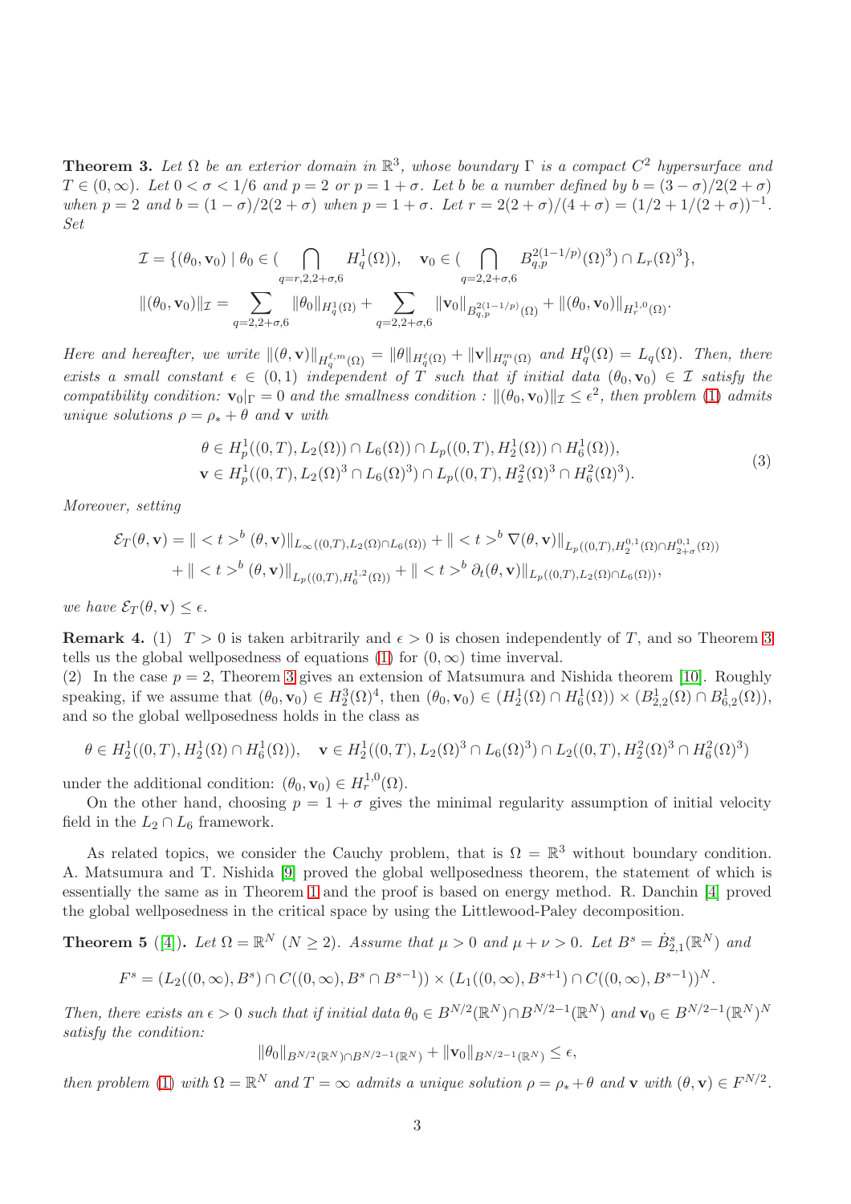**Theorem 3.** *Let $\Omega$ be an exterior domain in $\mathbb{R}^3$, whose boundary $\Gamma$ is a compact $C^2$ hypersurface and $T \in (0, \infty)$. Let $0 < \sigma < 1/6$ and $p = 2$ or $p = 1+\sigma$. Let $b$ be a number defined by $b = (3-\sigma)/2(2+\sigma)$ when $p = 2$ and $b = (1-\sigma)/2(2+\sigma)$ when $p = 1+\sigma$. Let $r = 2(2+\sigma)/(4+\sigma) = (1/2 + 1/(2+\sigma))^{-1}$. Set*

$$
\mathcal{I} = \{(\theta_0, \mathbf{v}_0) \mid \theta_0 \in (\bigcap_{q=r,2,2+\sigma,6} H^1_q(\Omega)), \quad \mathbf{v}_0 \in (\bigcap_{q=2,2+\sigma,6} B^{2(1-1/p)}_{q,p}(\Omega)^3) \cap L_r(\Omega)^3\},
$$

$$
\|(\theta_0, \mathbf{v}_0)\|_{\mathcal{I}} = \sum_{q=2,2+\sigma,6} \|\theta_0\|_{H^1_q(\Omega)} + \sum_{q=2,2+\sigma,6} \|\mathbf{v}_0\|_{B^{2(1-1/p)}_{q,p}(\Omega)} + \|(\theta_0, \mathbf{v}_0)\|_{H^{1,0}_r(\Omega)}.
$$

*Here and hereafter, we write $\|(\theta, \mathbf{v})\|_{H^{\ell,m}_q(\Omega)} = \|\theta\|_{H^\ell_q(\Omega)} + \|\mathbf{v}\|_{H^m_q(\Omega)}$ and $H^0_q(\Omega) = L_q(\Omega)$. Then, there exists a small constant $\epsilon \in (0, 1)$ independent of $T$ such that if initial data $(\theta_0, \mathbf{v}_0) \in \mathcal{I}$ satisfy the compatibility condition: $\mathbf{v}_0|_\Gamma = 0$ and the smallness condition : $\|(\theta_0, \mathbf{v}_0)\|_{\mathcal{I}} \leq \epsilon^2$, then problem (1) admits unique solutions $\rho = \rho_* + \theta$ and $\mathbf{v}$ with*

$$
\begin{aligned}
&\theta \in H^1_p((0,T), L_2(\Omega)) \cap L_6(\Omega)) \cap L_p((0,T), H^1_2(\Omega)) \cap H^1_6(\Omega)), \\
&\mathbf{v} \in H^1_p((0,T), L_2(\Omega)^3 \cap L_6(\Omega)^3) \cap L_p((0,T), H^2_2(\Omega)^3 \cap H^2_6(\Omega)^3).
\end{aligned}
\tag{3}
$$

*Moreover, setting*

$$
\begin{aligned}
\mathcal{E}_T(\theta, \mathbf{v}) = &\| <t>^b (\theta, \mathbf{v})\|_{L_\infty((0,T), L_2(\Omega) \cap L_6(\Omega))} + \| <t>^b \nabla(\theta, \mathbf{v})\|_{L_p((0,T), H^{0,1}_2(\Omega) \cap H^{0,1}_{2+\sigma}(\Omega))} \\
&+ \| <t>^b (\theta, \mathbf{v})\|_{L_p((0,T), H^{1,2}_6(\Omega))} + \| <t>^b \partial_t(\theta, \mathbf{v})\|_{L_p((0,T), L_2(\Omega) \cap L_6(\Omega))},
\end{aligned}
$$

*we have $\mathcal{E}_T(\theta, \mathbf{v}) \leq \epsilon$.*

**Remark 4.** (1) $T > 0$ is taken arbitrarily and $\epsilon > 0$ is chosen independently of $T$, and so Theorem 3 tells us the global wellposedness of equations (1) for $(0, \infty)$ time inverval.
(2) In the case $p = 2$, Theorem 3 gives an extension of Matsumura and Nishida theorem [10]. Roughly speaking, if we assume that $(\theta_0, \mathbf{v}_0) \in H^3_2(\Omega)^4$, then $(\theta_0, \mathbf{v}_0) \in (H^1_2(\Omega) \cap H^1_6(\Omega)) \times (B^1_{2,2}(\Omega) \cap B^1_{6,2}(\Omega))$, and so the global wellposedness holds in the class as

$$
\theta \in H^1_2((0,T), H^1_2(\Omega) \cap H^1_6(\Omega)), \quad \mathbf{v} \in H^1_2((0,T), L_2(\Omega)^3 \cap L_6(\Omega)^3) \cap L_2((0,T), H^2_2(\Omega)^3 \cap H^2_6(\Omega)^3)
$$

under the additional condition: $(\theta_0, \mathbf{v}_0) \in H^{1,0}_r(\Omega)$.

On the other hand, choosing $p = 1+\sigma$ gives the minimal regularity assumption of initial velocity field in the $L_2 \cap L_6$ framework.

As related topics, we consider the Cauchy problem, that is $\Omega = \mathbb{R}^3$ without boundary condition. A. Matsumura and T. Nishida [9] proved the global wellposedness theorem, the statement of which is essentially the same as in Theorem 1 and the proof is based on energy method. R. Danchin [4] proved the global wellposedness in the critical space by using the Littlewood-Paley decomposition.

**Theorem 5** ([4]). *Let $\Omega = \mathbb{R}^N$ ($N \geq 2$). Assume that $\mu > 0$ and $\mu + \nu > 0$. Let $B^s = \dot{B}^s_{2,1}(\mathbb{R}^N)$ and*

$$
F^s = (L_2((0,\infty), B^s) \cap C((0,\infty), B^s \cap B^{s-1})) \times (L_1((0,\infty), B^{s+1}) \cap C((0,\infty), B^{s-1}))^N.
$$

*Then, there exists an $\epsilon > 0$ such that if initial data $\theta_0 \in B^{N/2}(\mathbb{R}^N) \cap B^{N/2-1}(\mathbb{R}^N)$ and $\mathbf{v}_0 \in B^{N/2-1}(\mathbb{R}^N)^N$ satisfy the condition:*

$$
\|\theta_0\|_{B^{N/2}(\mathbb{R}^N) \cap B^{N/2-1}(\mathbb{R}^N)} + \|\mathbf{v}_0\|_{B^{N/2-1}(\mathbb{R}^N)} \leq \epsilon,
$$

*then problem (1) with $\Omega = \mathbb{R}^N$ and $T = \infty$ admits a unique solution $\rho = \rho_* + \theta$ and $\mathbf{v}$ with $(\theta, \mathbf{v}) \in F^{N/2}$.*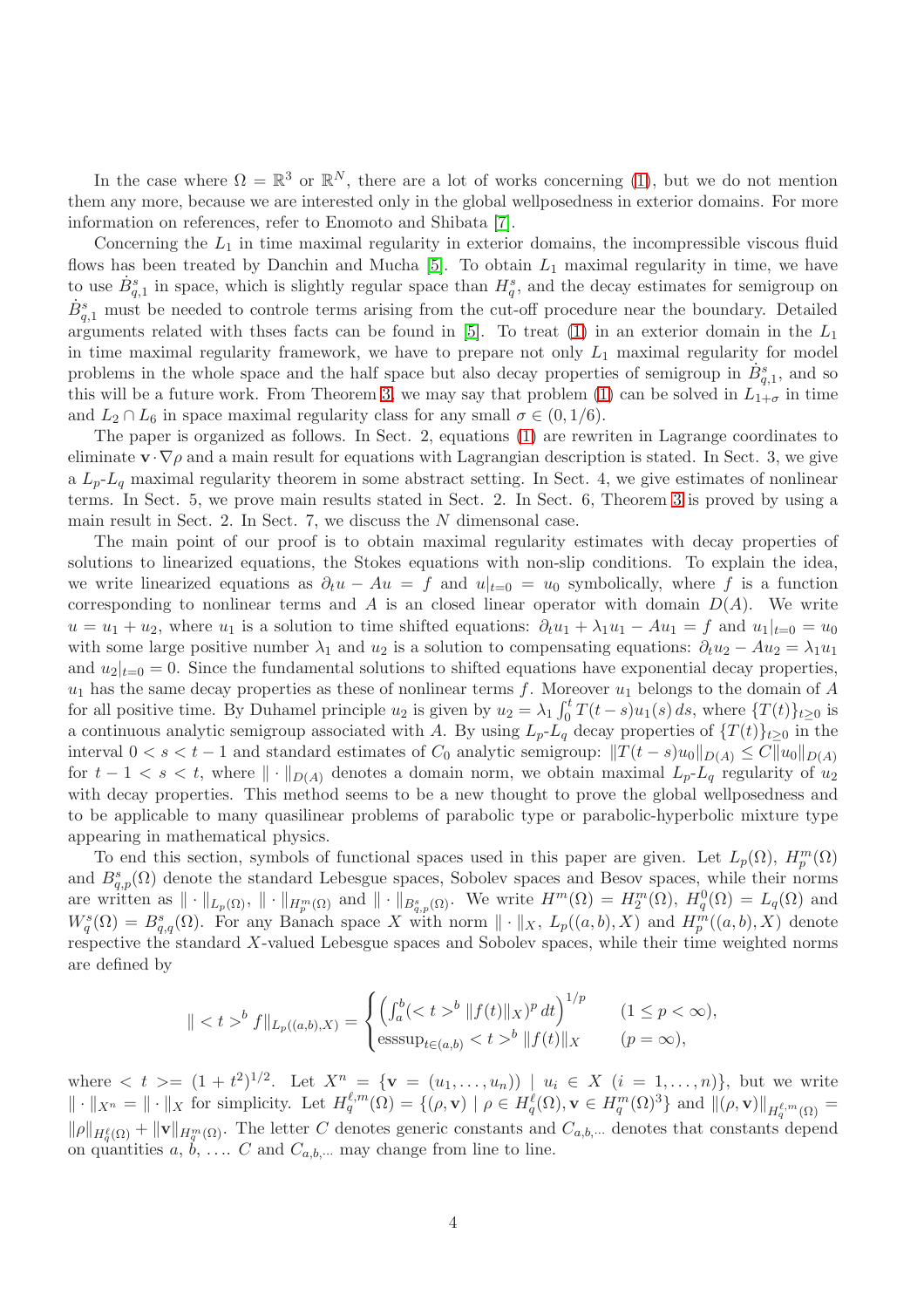In the case where $\Omega = \mathbb{R}^3$ or $\mathbb{R}^N$, there are a lot of works concerning (1), but we do not mention them any more, because we are interested only in the global wellposedness in exterior domains. For more information on references, refer to Enomoto and Shibata [7].

Concerning the $L_1$ in time maximal regularity in exterior domains, the incompressible viscous fluid flows has been treated by Danchin and Mucha [5]. To obtain $L_1$ maximal regularity in time, we have to use $\dot B^s_{q,1}$ in space, which is slightly regular space than $H^s_q$, and the decay estimates for semigroup on $\dot B^s_{q,1}$ must be needed to controle terms arising from the cut-off procedure near the boundary. Detailed arguments related with thses facts can be found in [5]. To treat (1) in an exterior domain in the $L_1$ in time maximal regularity framework, we have to prepare not only $L_1$ maximal regularity for model problems in the whole space and the half space but also decay properties of semigroup in $\dot B^s_{q,1}$, and so this will be a future work. From Theorem 3, we may say that problem (1) can be solved in $L_{1+\sigma}$ in time and $L_2 \cap L_6$ in space maximal regularity class for any small $\sigma \in (0, 1/6)$.

The paper is organized as follows. In Sect. 2, equations (1) are rewriten in Lagrange coordinates to eliminate $\mathbf{v}\cdot\nabla\rho$ and a main result for equations with Lagrangian description is stated. In Sect. 3, we give a $L_p$-$L_q$ maximal regularity theorem in some abstract setting. In Sect. 4, we give estimates of nonlinear terms. In Sect. 5, we prove main results stated in Sect. 2. In Sect. 6, Theorem 3 is proved by using a main result in Sect. 2. In Sect. 7, we discuss the $N$ dimensonal case.

The main point of our proof is to obtain maximal regularity estimates with decay properties of solutions to linearized equations, the Stokes equations with non-slip conditions. To explain the idea, we write linearized equations as $\partial_t u - Au = f$ and $u|_{t=0} = u_0$ symbolically, where $f$ is a function corresponding to nonlinear terms and $A$ is an closed linear operator with domain $D(A)$. We write $u = u_1 + u_2$, where $u_1$ is a solution to time shifted equations: $\partial_t u_1 + \lambda_1 u_1 - Au_1 = f$ and $u_1|_{t=0} = u_0$ with some large positive number $\lambda_1$ and $u_2$ is a solution to compensating equations: $\partial_t u_2 - Au_2 = \lambda_1 u_1$ and $u_2|_{t=0} = 0$. Since the fundamental solutions to shifted equations have exponential decay properties, $u_1$ has the same decay properties as these of nonlinear terms $f$. Moreover $u_1$ belongs to the domain of $A$ for all positive time. By Duhamel principle $u_2$ is given by $u_2 = \lambda_1 \int_0^t T(t-s)u_1(s)\,ds$, where $\{T(t)\}_{t\geq 0}$ is a continuous analytic semigroup associated with $A$. By using $L_p$-$L_q$ decay properties of $\{T(t)\}_{t\geq 0}$ in the interval $0 < s < t-1$ and standard estimates of $C_0$ analytic semigroup: $\|T(t-s)u_0\|_{D(A)} \leq C\|u_0\|_{D(A)}$ for $t-1 < s < t$, where $\|\cdot\|_{D(A)}$ denotes a domain norm, we obtain maximal $L_p$-$L_q$ regularity of $u_2$ with decay properties. This method seems to be a new thought to prove the global wellposedness and to be applicable to many quasilinear problems of parabolic type or parabolic-hyperbolic mixture type appearing in mathematical physics.

To end this section, symbols of functional spaces used in this paper are given. Let $L_p(\Omega)$, $H^m_p(\Omega)$ and $B^s_{q,p}(\Omega)$ denote the standard Lebesgue spaces, Sobolev spaces and Besov spaces, while their norms are written as $\|\cdot\|_{L_p(\Omega)}$, $\|\cdot\|_{H^m_p(\Omega)}$ and $\|\cdot\|_{B^s_{q,p}(\Omega)}$. We write $H^m(\Omega) = H^m_2(\Omega)$, $H^0_q(\Omega) = L_q(\Omega)$ and $W^s_q(\Omega) = B^s_{q,q}(\Omega)$. For any Banach space $X$ with norm $\|\cdot\|_X$, $L_p((a,b),X)$ and $H^m_p((a,b),X)$ denote respective the standard $X$-valued Lebesgue spaces and Sobolev spaces, while their time weighted norms are defined by

$$\| <t>^b f\|_{L_p((a,b),X)} = \begin{cases} \left(\int_a^b (<t>^b \|f(t)\|_X)^p\,dt\right)^{1/p} & (1 \leq p < \infty), \\ \mathrm{esssup}_{t\in(a,b)} <t>^b \|f(t)\|_X & (p = \infty), \end{cases}$$

where $<t> = (1+t^2)^{1/2}$. Let $X^n = \{\mathbf{v} = (u_1,\ldots,u_n)) \mid u_i \in X\ (i = 1,\ldots,n)\}$, but we write $\|\cdot\|_{X^n} = \|\cdot\|_X$ for simplicity. Let $H^{\ell,m}_q(\Omega) = \{(\rho,\mathbf{v}) \mid \rho \in H^\ell_q(\Omega), \mathbf{v} \in H^m_q(\Omega)^3\}$ and $\|(\rho,\mathbf{v})\|_{H^{\ell,m}_q(\Omega)} = \|\rho\|_{H^\ell_q(\Omega)} + \|\mathbf{v}\|_{H^m_q(\Omega)}$. The letter $C$ denotes generic constants and $C_{a,b,\cdots}$ denotes that constants depend on quantities $a$, $b$, $\ldots$. $C$ and $C_{a,b,\cdots}$ may change from line to line.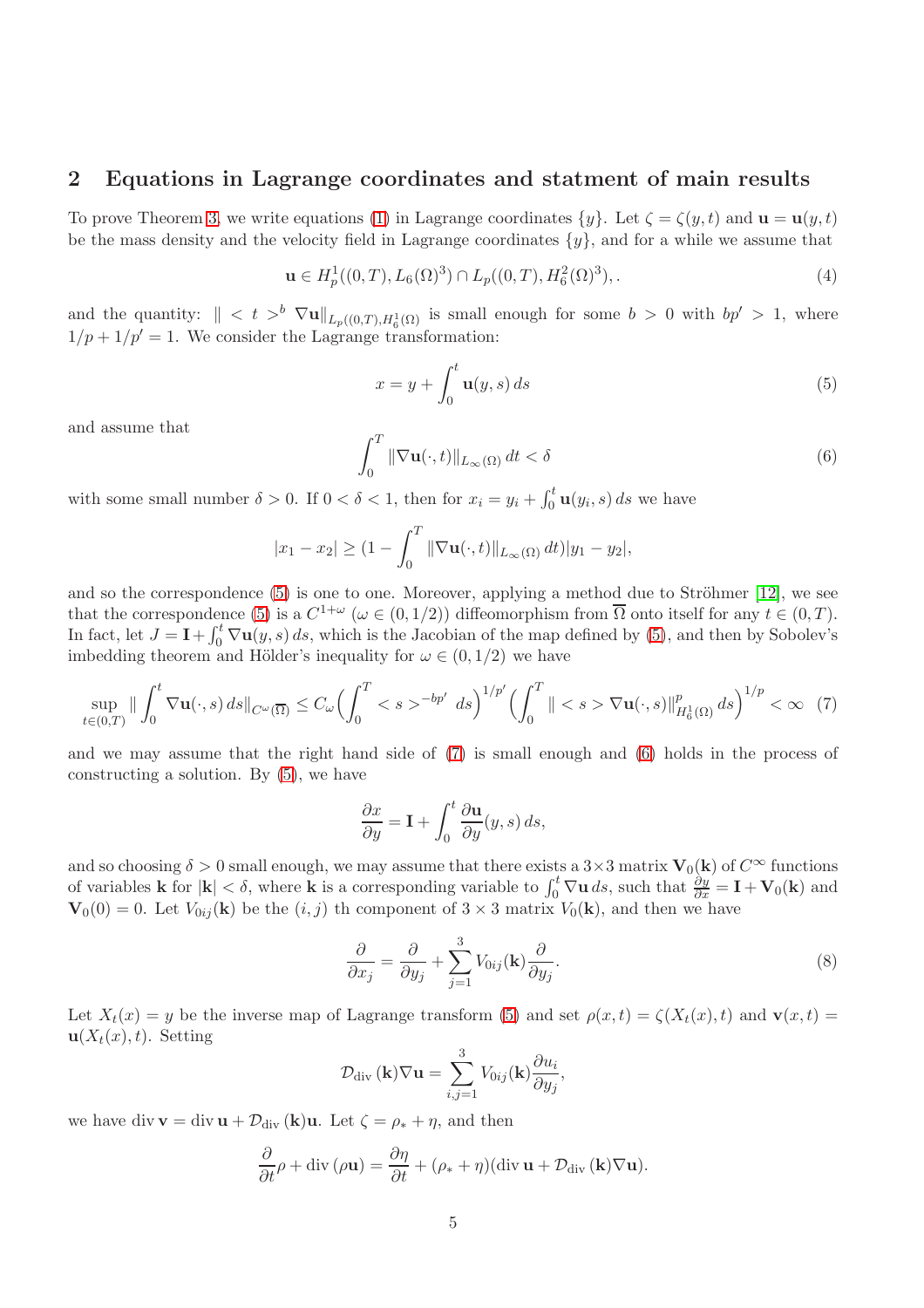## 2 Equations in Lagrange coordinates and statment of main results

To prove Theorem 3, we write equations (1) in Lagrange coordinates $\{y\}$. Let $\zeta = \zeta(y,t)$ and $\mathbf{u} = \mathbf{u}(y,t)$ be the mass density and the velocity field in Lagrange coordinates $\{y\}$, and for a while we assume that

$$\mathbf{u} \in H^1_p((0,T), L_6(\Omega)^3) \cap L_p((0,T), H^2_6(\Omega)^3), . \tag{4}$$

and the quantity: $\| <t>^b \nabla \mathbf{u}\|_{L_p((0,T), H^1_6(\Omega)}$ is small enough for some $b > 0$ with $bp' > 1$, where $1/p + 1/p' = 1$. We consider the Lagrange transformation:

$$x = y + \int_0^t \mathbf{u}(y,s)\,ds \tag{5}$$

and assume that

$$\int_0^T \|\nabla \mathbf{u}(\cdot,t)\|_{L_\infty(\Omega)}\,dt < \delta \tag{6}$$

with some small number $\delta > 0$. If $0 < \delta < 1$, then for $x_i = y_i + \int_0^t \mathbf{u}(y_i,s)\,ds$ we have

$$|x_1 - x_2| \geq (1 - \int_0^T \|\nabla \mathbf{u}(\cdot,t)\|_{L_\infty(\Omega)}\,dt)|y_1 - y_2|,$$

and so the correspondence (5) is one to one. Moreover, applying a method due to Ströhmer [12], we see that the correspondence (5) is a $C^{1+\omega}$ ($\omega \in (0,1/2)$) diffeomorphism from $\overline{\Omega}$ onto itself for any $t \in (0,T)$. In fact, let $J = \mathbf{I} + \int_0^t \nabla \mathbf{u}(y,s)\,ds$, which is the Jacobian of the map defined by (5), and then by Sobolev's imbedding theorem and Hölder's inequality for $\omega \in (0,1/2)$ we have

$$\sup_{t\in(0,T)} \|\int_0^t \nabla \mathbf{u}(\cdot,s)\,ds\|_{C^\omega(\overline{\Omega})} \leq C_\omega\Big(\int_0^T <s>^{-bp'}\,ds\Big)^{1/p'}\Big(\int_0^T \|<s>\nabla \mathbf{u}(\cdot,s)\|^p_{H^1_6(\Omega)}\,ds\Big)^{1/p} < \infty \tag{7}$$

and we may assume that the right hand side of (7) is small enough and (6) holds in the process of constructing a solution. By (5), we have

$$\frac{\partial x}{\partial y} = \mathbf{I} + \int_0^t \frac{\partial \mathbf{u}}{\partial y}(y,s)\,ds,$$

and so choosing $\delta > 0$ small enough, we may assume that there exists a $3\times 3$ matrix $\mathbf{V}_0(\mathbf{k})$ of $C^\infty$ functions of variables $\mathbf{k}$ for $|\mathbf{k}| < \delta$, where $\mathbf{k}$ is a corresponding variable to $\int_0^t \nabla \mathbf{u}\,ds$, such that $\frac{\partial y}{\partial x} = \mathbf{I} + \mathbf{V}_0(\mathbf{k})$ and $\mathbf{V}_0(0) = 0$. Let $V_{0ij}(\mathbf{k})$ be the $(i,j)$ th component of $3\times 3$ matrix $V_0(\mathbf{k})$, and then we have

$$\frac{\partial}{\partial x_j} = \frac{\partial}{\partial y_j} + \sum_{j=1}^3 V_{0ij}(\mathbf{k})\frac{\partial}{\partial y_j}. \tag{8}$$

Let $X_t(x) = y$ be the inverse map of Lagrange transform (5) and set $\rho(x,t) = \zeta(X_t(x),t)$ and $\mathbf{v}(x,t) = \mathbf{u}(X_t(x),t)$. Setting

$$\mathcal{D}_{\rm div}\,(\mathbf{k})\nabla \mathbf{u} = \sum_{i,j=1}^3 V_{0ij}(\mathbf{k})\frac{\partial u_i}{\partial y_j},$$

we have $\operatorname{div} \mathbf{v} = \operatorname{div} \mathbf{u} + \mathcal{D}_{\rm div}\,(\mathbf{k})\mathbf{u}$. Let $\zeta = \rho_* + \eta$, and then

$$\frac{\partial}{\partial t}\rho + \operatorname{div}(\rho \mathbf{u}) = \frac{\partial \eta}{\partial t} + (\rho_* + \eta)(\operatorname{div} \mathbf{u} + \mathcal{D}_{\rm div}\,(\mathbf{k})\nabla \mathbf{u}).$$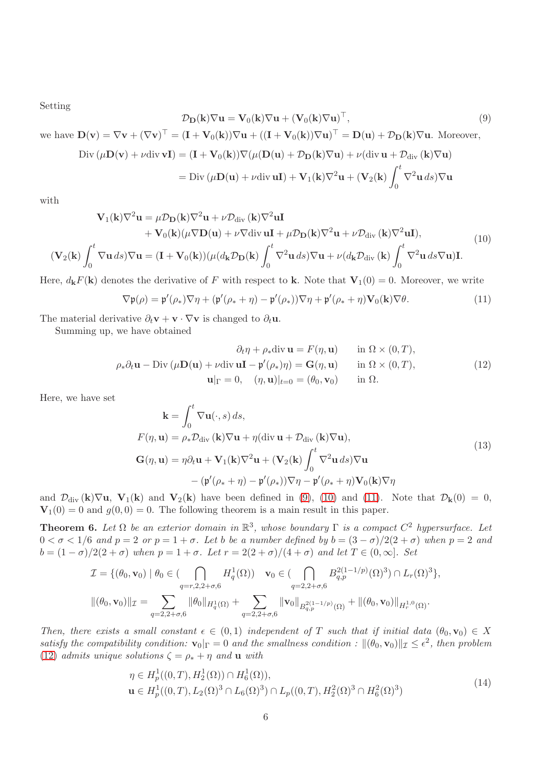Setting

$$
\mathcal{D}_{\mathbf{D}}(\mathbf{k})\nabla \mathbf{u} = \mathbf{V}_0(\mathbf{k})\nabla \mathbf{u} + (\mathbf{V}_0(\mathbf{k})\nabla \mathbf{u})^\top, \tag{9}
$$

we have $\mathbf{D}(\mathbf{v}) = \nabla \mathbf{v} + (\nabla \mathbf{v})^\top = (\mathbf{I} + \mathbf{V}_0(\mathbf{k}))\nabla \mathbf{u} + ((\mathbf{I} + \mathbf{V}_0(\mathbf{k}))\nabla \mathbf{u})^\top = \mathbf{D}(\mathbf{u}) + \mathcal{D}_{\mathbf{D}}(\mathbf{k})\nabla \mathbf{u}$. Moreover,

$$
\begin{aligned}
\mathrm{Div}\,(\mu\mathbf{D}(\mathbf{v}) + \nu \mathrm{div}\, \mathbf{v}\mathbf{I}) &= (\mathbf{I} + \mathbf{V}_0(\mathbf{k}))\nabla(\mu(\mathbf{D}(\mathbf{u}) + \mathcal{D}_{\mathbf{D}}(\mathbf{k})\nabla \mathbf{u}) + \nu(\mathrm{div}\, \mathbf{u} + \mathcal{D}_{\mathrm{div}}\,(\mathbf{k})\nabla \mathbf{u}) \\
&= \mathrm{Div}\,(\mu\mathbf{D}(\mathbf{u}) + \nu \mathrm{div}\, \mathbf{u}\mathbf{I}) + \mathbf{V}_1(\mathbf{k})\nabla^2\mathbf{u} + (\mathbf{V}_2(\mathbf{k})\int_0^t \nabla^2 \mathbf{u}\, ds)\nabla \mathbf{u}
\end{aligned}
$$

with

$$
\begin{aligned}
\mathbf{V}_1(\mathbf{k})\nabla^2\mathbf{u} &= \mu\mathcal{D}_{\mathbf{D}}(\mathbf{k})\nabla^2\mathbf{u} + \nu\mathcal{D}_{\mathrm{div}}\,(\mathbf{k})\nabla^2\mathbf{u}\mathbf{I} \\
&\quad + \mathbf{V}_0(\mathbf{k})(\mu\nabla\mathbf{D}(\mathbf{u}) + \nu\nabla \mathrm{div}\, \mathbf{u}\mathbf{I} + \mu\mathcal{D}_{\mathbf{D}}(\mathbf{k})\nabla^2\mathbf{u} + \nu\mathcal{D}_{\mathrm{div}}\,(\mathbf{k})\nabla^2\mathbf{u}\mathbf{I}), \\
(\mathbf{V}_2(\mathbf{k})\int_0^t \nabla \mathbf{u}\, ds)\nabla \mathbf{u} &= (\mathbf{I} + \mathbf{V}_0(\mathbf{k}))(\mu(d_{\mathbf{k}}\mathcal{D}_{\mathbf{D}}(\mathbf{k})\int_0^t \nabla^2 \mathbf{u}\, ds)\nabla \mathbf{u} + \nu(d_{\mathbf{k}}\mathcal{D}_{\mathrm{div}}\,(\mathbf{k})\int_0^t \nabla^2 \mathbf{u}\, ds\nabla \mathbf{u})\mathbf{I}.
\end{aligned} \tag{10}
$$

Here, $d_{\mathbf{k}}F(\mathbf{k})$ denotes the derivative of $F$ with respect to $\mathbf{k}$. Note that $\mathbf{V}_1(0) = 0$. Moreover, we write

$$
\nabla\mathfrak{p}(\rho) = \mathfrak{p}'(\rho_*)\nabla\eta + (\mathfrak{p}'(\rho_* + \eta) - \mathfrak{p}'(\rho_*))\nabla\eta + \mathfrak{p}'(\rho_* + \eta)\mathbf{V}_0(\mathbf{k})\nabla\theta. \tag{11}
$$

The material derivative $\partial_t\mathbf{v} + \mathbf{v}\cdot\nabla\mathbf{v}$ is changed to $\partial_t\mathbf{u}$.

Summing up, we have obtained

$$
\begin{aligned}
\partial_t\eta + \rho_*\mathrm{div}\, \mathbf{u} &= F(\eta, \mathbf{u}) && \text{in } \Omega\times(0,T), \\
\rho_*\partial_t\mathbf{u} - \mathrm{Div}\,(\mu\mathbf{D}(\mathbf{u}) + \nu\mathrm{div}\, \mathbf{u}\mathbf{I} - \mathfrak{p}'(\rho_*)\eta) &= \mathbf{G}(\eta, \mathbf{u}) && \text{in } \Omega\times(0,T), \\
\mathbf{u}|_\Gamma = 0, \quad (\eta, \mathbf{u})|_{t=0} &= (\theta_0, \mathbf{v}_0) && \text{in } \Omega.
\end{aligned} \tag{12}
$$

Here, we have set

$$
\begin{aligned}
\mathbf{k} &= \int_0^t \nabla\mathbf{u}(\cdot, s)\, ds, \\
F(\eta, \mathbf{u}) &= \rho_*\mathcal{D}_{\mathrm{div}}\,(\mathbf{k})\nabla\mathbf{u} + \eta(\mathrm{div}\, \mathbf{u} + \mathcal{D}_{\mathrm{div}}\,(\mathbf{k})\nabla\mathbf{u}), \\
\mathbf{G}(\eta, \mathbf{u}) &= \eta\partial_t\mathbf{u} + \mathbf{V}_1(\mathbf{k})\nabla^2\mathbf{u} + (\mathbf{V}_2(\mathbf{k})\int_0^t \nabla^2\mathbf{u}\, ds)\nabla\mathbf{u} \\
&\quad - (\mathfrak{p}'(\rho_* + \eta) - \mathfrak{p}'(\rho_*))\nabla\eta - \mathfrak{p}'(\rho_* + \eta)\mathbf{V}_0(\mathbf{k})\nabla\eta
\end{aligned} \tag{13}
$$

and $\mathcal{D}_{\mathrm{div}}\,(\mathbf{k})\nabla\mathbf{u}$, $\mathbf{V}_1(\mathbf{k})$ and $\mathbf{V}_2(\mathbf{k})$ have been defined in (9), (10) and (11). Note that $\mathcal{D}_{\mathbf{k}}(0) = 0$, $\mathbf{V}_1(0) = 0$ and $g(0, 0) = 0$. The following theorem is a main result in this paper.

**Theorem 6.** *Let $\Omega$ be an exterior domain in $\mathbb{R}^3$, whose boundary $\Gamma$ is a compact $C^2$ hypersurface. Let $0 < \sigma < 1/6$ and $p = 2$ or $p = 1 + \sigma$. Let $b$ be a number defined by $b = (3-\sigma)/2(2+\sigma)$ when $p = 2$ and $b = (1-\sigma)/2(2+\sigma)$ when $p = 1+\sigma$. Let $r = 2(2+\sigma)/(4+\sigma)$ and let $T \in (0, \infty]$. Set*

$$
\begin{aligned}
\mathcal{I} &= \{(\theta_0, \mathbf{v}_0) \mid \theta_0 \in (\bigcap_{q=r,2,2+\sigma,6} H^1_q(\Omega)) \quad \mathbf{v}_0 \in (\bigcap_{q=2,2+\sigma,6} B^{2(1-1/p)}_{q,p}(\Omega)^3) \cap L_r(\Omega)^3\}, \\
\|(\theta_0, \mathbf{v}_0)\|_{\mathcal{I}} &= \sum_{q=2,2+\sigma,6} \|\theta_0\|_{H^1_q(\Omega)} + \sum_{q=2,2+\sigma,6} \|\mathbf{v}_0\|_{B^{2(1-1/p)}_{q,p}(\Omega)} + \|(\theta_0, \mathbf{v}_0)\|_{H^{1,0}_r(\Omega)}.
\end{aligned}
$$

*Then, there exists a small constant $\epsilon \in (0,1)$ independent of $T$ such that if initial data $(\theta_0, \mathbf{v}_0) \in X$ satisfy the compatibility condition: $\mathbf{v}_0|_\Gamma = 0$ and the smallness condition : $\|(\theta_0, \mathbf{v}_0)\|_{\mathcal{I}} \le \epsilon^2$, then problem (12) admits unique solutions $\zeta = \rho_* + \eta$ and $\mathbf{u}$ with*

$$
\begin{aligned}
&\eta \in H^1_p((0,T), H^1_2(\Omega) \cap H^1_6(\Omega)), \\
&\mathbf{u} \in H^1_p((0,T), L_2(\Omega)^3 \cap L_6(\Omega)^3) \cap L_p((0,T), H^2_2(\Omega)^3 \cap H^2_6(\Omega)^3)
\end{aligned} \tag{14}
$$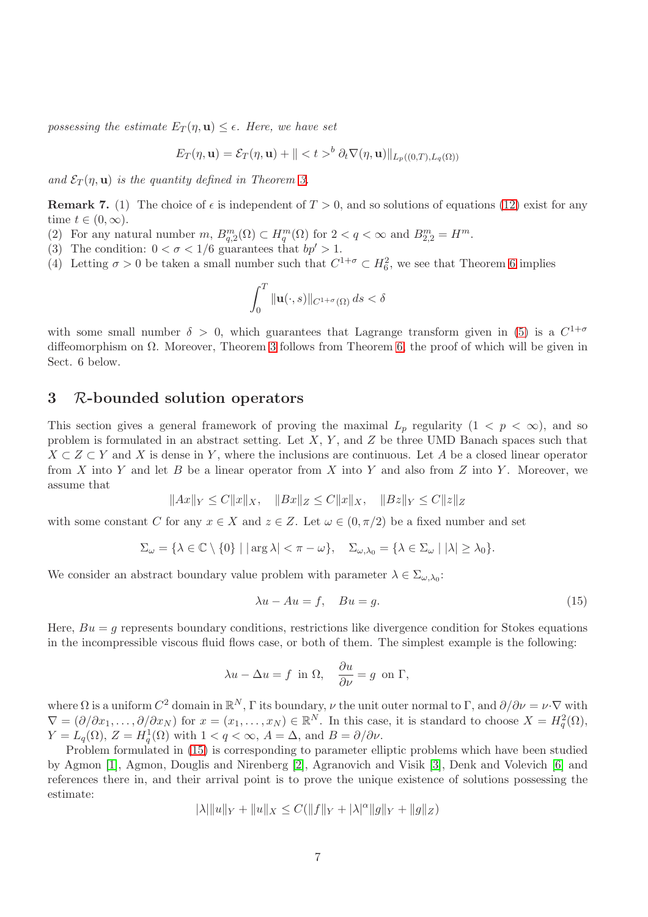*possessing the estimate* $E_T(\eta, \mathbf{u}) \le \epsilon$*. Here, we have set*

$$E_T(\eta, \mathbf{u}) = \mathcal{E}_T(\eta, \mathbf{u}) + \| < t >^b \partial_t \nabla(\eta, \mathbf{u})\|_{L_p((0,T), L_q(\Omega))}$$

*and* $\mathcal{E}_T(\eta, \mathbf{u})$ *is the quantity defined in Theorem 3.*

**Remark 7.** (1) The choice of $\epsilon$ is independent of $T > 0$, and so solutions of equations (12) exist for any time $t \in (0, \infty)$.
(2) For any natural number $m$, $B^m_{q,2}(\Omega) \subset H^m_q(\Omega)$ for $2 < q < \infty$ and $B^m_{2,2} = H^m$.
(3) The condition: $0 < \sigma < 1/6$ guarantees that $bp' > 1$.
(4) Letting $\sigma > 0$ be taken a small number such that $C^{1+\sigma} \subset H^2_6$, we see that Theorem 6 implies

$$\int_0^T \|\mathbf{u}(\cdot, s)\|_{C^{1+\sigma}(\Omega)}\, ds < \delta$$

with some small number $\delta > 0$, which guarantees that Lagrange transform given in (5) is a $C^{1+\sigma}$ diffeomorphism on $\Omega$. Moreover, Theorem 3 follows from Theorem 6, the proof of which will be given in Sect. 6 below.

## 3 $\mathcal{R}$-bounded solution operators

This section gives a general framework of proving the maximal $L_p$ regularity ($1 < p < \infty$), and so problem is formulated in an abstract setting. Let $X$, $Y$, and $Z$ be three UMD Banach spaces such that $X \subset Z \subset Y$ and $X$ is dense in $Y$, where the inclusions are continuous. Let $A$ be a closed linear operator from $X$ into $Y$ and let $B$ be a linear operator from $X$ into $Y$ and also from $Z$ into $Y$. Moreover, we assume that

$$\|Ax\|_Y \le C\|x\|_X, \quad \|Bx\|_Z \le C\|x\|_X, \quad \|Bz\|_Y \le C\|z\|_Z$$

with some constant $C$ for any $x \in X$ and $z \in Z$. Let $\omega \in (0, \pi/2)$ be a fixed number and set

$$\Sigma_\omega = \{\lambda \in \mathbb{C} \setminus \{0\} \mid |\arg \lambda| < \pi - \omega\}, \quad \Sigma_{\omega,\lambda_0} = \{\lambda \in \Sigma_\omega \mid |\lambda| \ge \lambda_0\}.$$

We consider an abstract boundary value problem with parameter $\lambda \in \Sigma_{\omega,\lambda_0}$:

$$\lambda u - Au = f, \quad Bu = g. \tag{15}$$

Here, $Bu = g$ represents boundary conditions, restrictions like divergence condition for Stokes equations in the incompressible viscous fluid flows case, or both of them. The simplest example is the following:

$$\lambda u - \Delta u = f \;\text{ in } \Omega, \quad \frac{\partial u}{\partial \nu} = g \;\text{ on } \Gamma,$$

where $\Omega$ is a uniform $C^2$ domain in $\mathbb{R}^N$, $\Gamma$ its boundary, $\nu$ the unit outer normal to $\Gamma$, and $\partial/\partial\nu = \nu\cdot\nabla$ with $\nabla = (\partial/\partial x_1, \ldots, \partial/\partial x_N)$ for $x = (x_1, \ldots, x_N) \in \mathbb{R}^N$. In this case, it is standard to choose $X = H^2_q(\Omega)$, $Y = L_q(\Omega)$, $Z = H^1_q(\Omega)$ with $1 < q < \infty$, $A = \Delta$, and $B = \partial/\partial\nu$.

Problem formulated in (15) is corresponding to parameter elliptic problems which have been studied by Agmon [1], Agmon, Douglis and Nirenberg [2], Agranovich and Visik [3], Denk and Volevich [6] and references there in, and their arrival point is to prove the unique existence of solutions possessing the estimate:

$$|\lambda|\|u\|_Y + \|u\|_X \le C(\|f\|_Y + |\lambda|^\alpha\|g\|_Y + \|g\|_Z)$$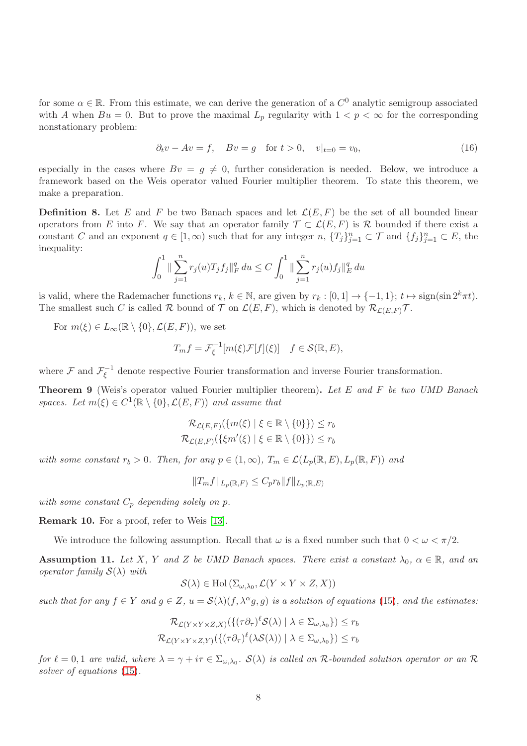for some $\alpha \in \mathbb{R}$. From this estimate, we can derive the generation of a $C^0$ analytic semigroup associated with $A$ when $Bu = 0$. But to prove the maximal $L_p$ regularity with $1 < p < \infty$ for the corresponding nonstationary problem:

$$\partial_t v - Av = f, \quad Bv = g \quad \text{for } t > 0, \quad v|_{t=0} = v_0, \tag{16}$$

especially in the cases where $Bv = g \neq 0$, further consideration is needed. Below, we introduce a framework based on the Weis operator valued Fourier multiplier theorem. To state this theorem, we make a preparation.

**Definition 8.** Let $E$ and $F$ be two Banach spaces and let $\mathcal{L}(E, F)$ be the set of all bounded linear operators from $E$ into $F$. We say that an operator family $\mathcal{T} \subset \mathcal{L}(E, F)$ is $\mathcal{R}$ bounded if there exist a constant $C$ and an exponent $q \in [1, \infty)$ such that for any integer $n$, $\{T_j\}_{j=1}^n \subset \mathcal{T}$ and $\{f_j\}_{j=1}^n \subset E$, the inequality:

$$\int_0^1 \| \sum_{j=1}^n r_j(u) T_j f_j \|_F^q \, du \le C \int_0^1 \| \sum_{j=1}^n r_j(u) f_j \|_E^q \, du$$

is valid, where the Rademacher functions $r_k$, $k \in \mathbb{N}$, are given by $r_k : [0, 1] \to \{-1, 1\}$; $t \mapsto \mathrm{sign}(\sin 2^k \pi t)$. The smallest such $C$ is called $\mathcal{R}$ bound of $\mathcal{T}$ on $\mathcal{L}(E, F)$, which is denoted by $\mathcal{R}_{\mathcal{L}(E,F)}\mathcal{T}$.

For $m(\xi) \in L_\infty(\mathbb{R} \setminus \{0\}, \mathcal{L}(E, F))$, we set

$$T_m f = \mathcal{F}_\xi^{-1}[m(\xi)\mathcal{F}[f](\xi)] \quad f \in \mathcal{S}(\mathbb{R}, E),$$

where $\mathcal{F}$ and $\mathcal{F}_\xi^{-1}$ denote respective Fourier transformation and inverse Fourier transformation.

**Theorem 9** (Weis's operator valued Fourier multiplier theorem)**.** *Let $E$ and $F$ be two UMD Banach spaces. Let $m(\xi) \in C^1(\mathbb{R} \setminus \{0\}, \mathcal{L}(E, F))$ and assume that*

$$\mathcal{R}_{\mathcal{L}(E,F)}(\{m(\xi) \mid \xi \in \mathbb{R} \setminus \{0\}\}) \le r_b$$
$$\mathcal{R}_{\mathcal{L}(E,F)}(\{\xi m'(\xi) \mid \xi \in \mathbb{R} \setminus \{0\}\}) \le r_b$$

*with some constant $r_b > 0$. Then, for any $p \in (1, \infty)$, $T_m \in \mathcal{L}(L_p(\mathbb{R}, E), L_p(\mathbb{R}, F))$ and*

$$\|T_m f\|_{L_p(\mathbb{R},F)} \le C_p r_b \|f\|_{L_p(\mathbb{R},E)}$$

*with some constant $C_p$ depending solely on $p$.*

**Remark 10.** For a proof, refer to Weis [13].

We introduce the following assumption. Recall that $\omega$ is a fixed number such that $0 < \omega < \pi/2$.

**Assumption 11.** *Let $X$, $Y$ and $Z$ be UMD Banach spaces. There exist a constant $\lambda_0$, $\alpha \in \mathbb{R}$, and an operator family $\mathcal{S}(\lambda)$ with*

$$\mathcal{S}(\lambda) \in \mathrm{Hol}\,(\Sigma_{\omega,\lambda_0}, \mathcal{L}(Y \times Y \times Z, X))$$

*such that for any $f \in Y$ and $g \in Z$, $u = \mathcal{S}(\lambda)(f, \lambda^\alpha g, g)$ is a solution of equations (15), and the estimates:*

$$\mathcal{R}_{\mathcal{L}(Y \times Y \times Z, X)}(\{(\tau\partial_\tau)^\ell \mathcal{S}(\lambda) \mid \lambda \in \Sigma_{\omega,\lambda_0}\}) \le r_b$$
$$\mathcal{R}_{\mathcal{L}(Y \times Y \times Z, Y)}(\{(\tau\partial_\tau)^\ell (\lambda\mathcal{S}(\lambda)) \mid \lambda \in \Sigma_{\omega,\lambda_0}\}) \le r_b$$

*for $\ell = 0, 1$ are valid, where $\lambda = \gamma + i\tau \in \Sigma_{\omega,\lambda_0}$. $\mathcal{S}(\lambda)$ is called an $\mathcal{R}$-bounded solution operator or an $\mathcal{R}$ solver of equations (15).*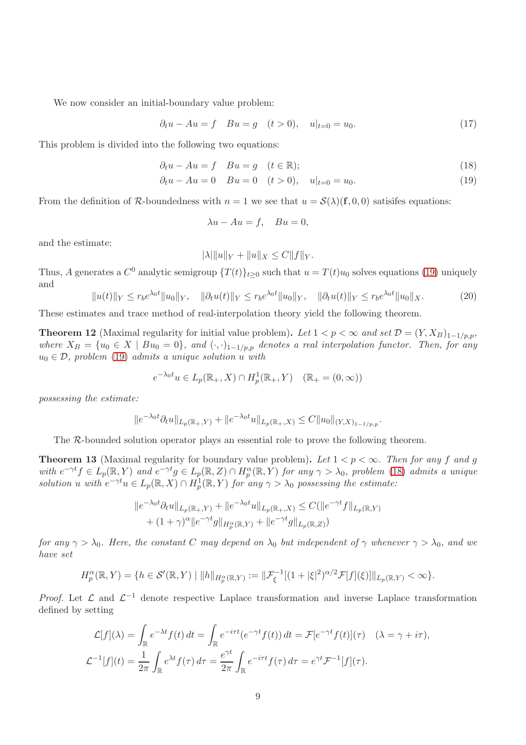We now consider an initial-boundary value problem:

$$\partial_t u - Au = f \quad Bu = g \quad (t > 0), \quad u|_{t=0} = u_0. \tag{17}$$

This problem is divided into the following two equations:

$$\partial_t u - Au = f \quad Bu = g \quad (t \in \mathbb{R}); \tag{18}$$

$$\partial_t u - Au = 0 \quad Bu = 0 \quad (t > 0), \quad u|_{t=0} = u_0. \tag{19}$$

From the definition of $\mathcal{R}$-boundedness with $n = 1$ we see that $u = \mathcal{S}(\lambda)(\mathbf{f}, 0, 0)$ satisifes equations:

$$\lambda u - Au = f, \quad Bu = 0,$$

and the estimate:

$$|\lambda| \|u\|_Y + \|u\|_X \leq C\|f\|_Y.$$

Thus, $A$ generates a $C^0$ analytic semigroup $\{T(t)\}_{t\geq 0}$ such that $u = T(t)u_0$ solves equations (19) uniquely and

$$\|u(t)\|_Y \leq r_b e^{\lambda_0 t}\|u_0\|_Y, \quad \|\partial_t u(t)\|_Y \leq r_b e^{\lambda_0 t}\|u_0\|_Y, \quad \|\partial_t u(t)\|_Y \leq r_b e^{\lambda_0 t}\|u_0\|_X. \tag{20}$$

These estimates and trace method of real-interpolation theory yield the following theorem.

**Theorem 12** (Maximal regularity for initial value problem)**.** *Let $1 < p < \infty$ and set $\mathcal{D} = (Y, X_B)_{1-1/p,p}$, where $X_B = \{u_0 \in X \mid Bu_0 = 0\}$, and $(\cdot,\cdot)_{1-1/p,p}$ denotes a real interpolation functor. Then, for any $u_0 \in \mathcal{D}$, problem (19) admits a unique solution $u$ with*

$$e^{-\lambda_0 t}u \in L_p(\mathbb{R}_+, X) \cap H^1_p(\mathbb{R}_+, Y) \quad (\mathbb{R}_+ = (0, \infty))$$

*possessing the estimate:*

$$\|e^{-\lambda_0 t}\partial_t u\|_{L_p(\mathbb{R}_+,Y)} + \|e^{-\lambda_0 t}u\|_{L_p(\mathbb{R}_+,X)} \leq C\|u_0\|_{(Y,X)_{1-1/p,p}}.$$

The $\mathcal{R}$-bounded solution operator plays an essential role to prove the following theorem.

**Theorem 13** (Maximal regularity for boundary value problem)**.** *Let $1 < p < \infty$. Then for any $f$ and $g$ with $e^{-\gamma t}f \in L_p(\mathbb{R}, Y)$ and $e^{-\gamma t}g \in L_p(\mathbb{R}, Z) \cap H^\alpha_p(\mathbb{R}, Y)$ for any $\gamma > \lambda_0$, problem (18) admits a unique solution $u$ with $e^{-\gamma t}u \in L_p(\mathbb{R}, X) \cap H^1_p(\mathbb{R}, Y)$ for any $\gamma > \lambda_0$ possessing the estimate:*

$$\|e^{-\lambda_0 t}\partial_t u\|_{L_p(\mathbb{R}_+,Y)} + \|e^{-\lambda_0 t}u\|_{L_p(\mathbb{R}_+,X)} \leq C(\|e^{-\gamma t}f\|_{L_p(\mathbb{R},Y)} + (1+\gamma)^\alpha\|e^{-\gamma t}g\|_{H^\alpha_p(\mathbb{R},Y)} + \|e^{-\gamma t}g\|_{L_p(\mathbb{R},Z)})$$

*for any $\gamma > \lambda_0$. Here, the constant $C$ may depend on $\lambda_0$ but independent of $\gamma$ whenever $\gamma > \lambda_0$, and we have set*

$$H^\alpha_p(\mathbb{R}, Y) = \{h \in \mathcal{S}'(\mathbb{R}, Y) \mid \|h\|_{H^\alpha_p(\mathbb{R},Y)} := \|\mathcal{F}^{-1}_\xi[(1 + |\xi|^2)^{\alpha/2}\mathcal{F}[f](\xi)]\|_{L_p(\mathbb{R},Y)} < \infty\}.$$

*Proof.* Let $\mathcal{L}$ and $\mathcal{L}^{-1}$ denote respective Laplace transformation and inverse Laplace transformation defined by setting

$$\mathcal{L}[f](\lambda) = \int_{\mathbb{R}} e^{-\lambda t}f(t)\,dt = \int_{\mathbb{R}} e^{-i\tau t}(e^{-\gamma t}f(t))\,dt = \mathcal{F}[e^{-\gamma t}f(t)](\tau) \quad (\lambda = \gamma + i\tau),$$

$$\mathcal{L}^{-1}[f](t) = \frac{1}{2\pi}\int_{\mathbb{R}} e^{\lambda t}f(\tau)\,d\tau = \frac{e^{\gamma t}}{2\pi}\int_{\mathbb{R}} e^{-i\tau t}f(\tau)\,d\tau = e^{\gamma t}\mathcal{F}^{-1}[f](\tau).$$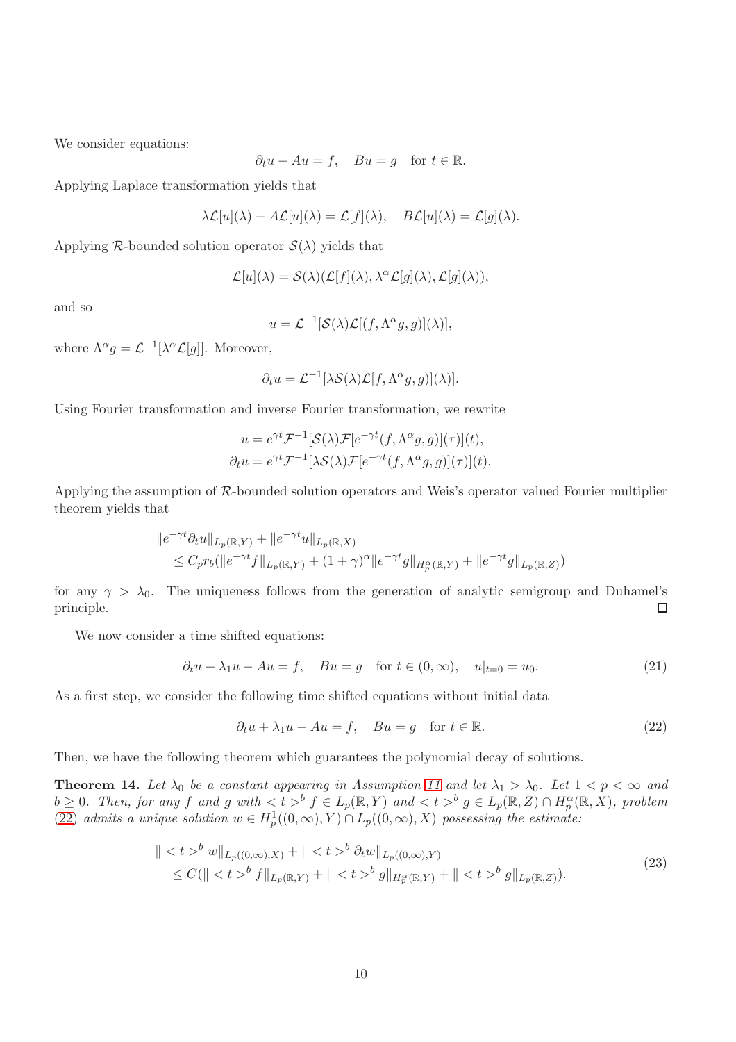We consider equations:

$$\partial_t u - Au = f, \quad Bu = g \quad \text{for } t \in \mathbb{R}.$$

Applying Laplace transformation yields that

$$\lambda \mathcal{L}[u](\lambda) - A\mathcal{L}[u](\lambda) = \mathcal{L}[f](\lambda), \quad B\mathcal{L}[u](\lambda) = \mathcal{L}[g](\lambda).$$

Applying $\mathcal{R}$-bounded solution operator $\mathcal{S}(\lambda)$ yields that

$$\mathcal{L}[u](\lambda) = \mathcal{S}(\lambda)(\mathcal{L}[f](\lambda), \lambda^\alpha \mathcal{L}[g](\lambda), \mathcal{L}[g](\lambda)),$$

and so

$$u = \mathcal{L}^{-1}[\mathcal{S}(\lambda)\mathcal{L}[(f, \Lambda^\alpha g, g)](\lambda)],$$

where $\Lambda^\alpha g = \mathcal{L}^{-1}[\lambda^\alpha \mathcal{L}[g]]$. Moreover,

$$\partial_t u = \mathcal{L}^{-1}[\lambda \mathcal{S}(\lambda)\mathcal{L}[f, \Lambda^\alpha g, g)](\lambda)].$$

Using Fourier transformation and inverse Fourier transformation, we rewrite

$$u = e^{\gamma t}\mathcal{F}^{-1}[\mathcal{S}(\lambda)\mathcal{F}[e^{-\gamma t}(f, \Lambda^\alpha g, g)](\tau)](t),$$
$$\partial_t u = e^{\gamma t}\mathcal{F}^{-1}[\lambda\mathcal{S}(\lambda)\mathcal{F}[e^{-\gamma t}(f, \Lambda^\alpha g, g)](\tau)](t).$$

Applying the assumption of $\mathcal{R}$-bounded solution operators and Weis's operator valued Fourier multiplier theorem yields that

$$\begin{aligned}
&\|e^{-\gamma t}\partial_t u\|_{L_p(\mathbb{R},Y)} + \|e^{-\gamma t} u\|_{L_p(\mathbb{R},X)} \\
&\quad \leq C_p r_b(\|e^{-\gamma t} f\|_{L_p(\mathbb{R},Y)} + (1+\gamma)^\alpha \|e^{-\gamma t} g\|_{H^\alpha_p(\mathbb{R},Y)} + \|e^{-\gamma t} g\|_{L_p(\mathbb{R},Z)})
\end{aligned}$$

for any $\gamma > \lambda_0$. The uniqueness follows from the generation of analytic semigroup and Duhamel's principle. $\square$

We now consider a time shifted equations:

$$\partial_t u + \lambda_1 u - Au = f, \quad Bu = g \quad \text{for } t \in (0,\infty), \quad u|_{t=0} = u_0. \tag{21}$$

As a first step, we consider the following time shifted equations without initial data

$$\partial_t u + \lambda_1 u - Au = f, \quad Bu = g \quad \text{for } t \in \mathbb{R}. \tag{22}$$

Then, we have the following theorem which guarantees the polynomial decay of solutions.

**Theorem 14.** *Let $\lambda_0$ be a constant appearing in Assumption 11 and let $\lambda_1 > \lambda_0$. Let $1 < p < \infty$ and $b \geq 0$. Then, for any $f$ and $g$ with $< t >^b f \in L_p(\mathbb{R}, Y)$ and $< t >^b g \in L_p(\mathbb{R}, Z) \cap H^\alpha_p(\mathbb{R}, X)$, problem (22) admits a unique solution $w \in H^1_p((0,\infty), Y) \cap L_p((0,\infty), X)$ possessing the estimate:*

$$\begin{aligned}
&\| < t >^b w\|_{L_p((0,\infty),X)} + \| < t >^b \partial_t w\|_{L_p((0,\infty),Y)} \\
&\quad \leq C(\| < t >^b f\|_{L_p(\mathbb{R},Y)} + \| < t >^b g\|_{H^\alpha_p(\mathbb{R},Y)} + \| < t >^b g\|_{L_p(\mathbb{R},Z)}).
\end{aligned} \tag{23}$$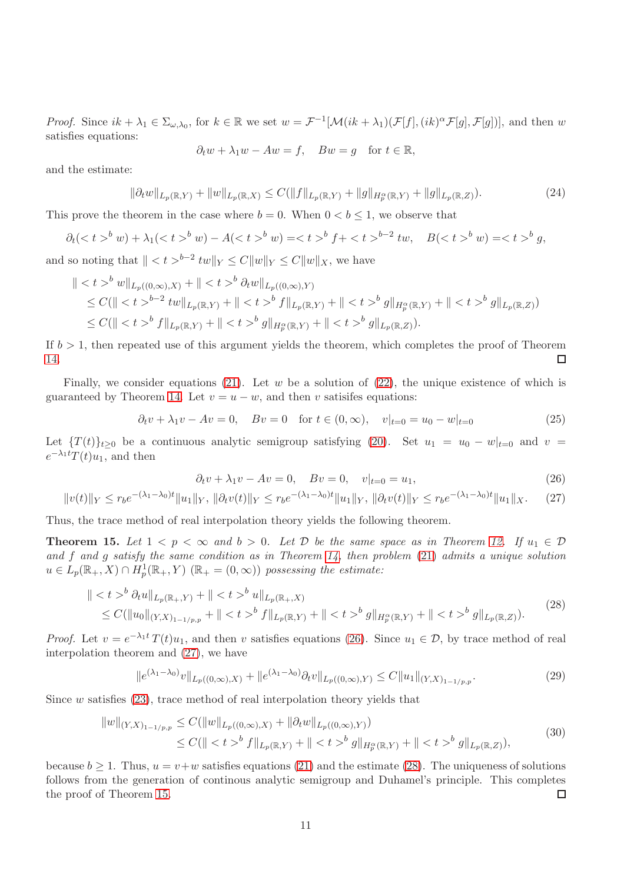*Proof.* Since $ik + \lambda_1 \in \Sigma_{\omega,\lambda_0}$, for $k \in \mathbb{R}$ we set $w = \mathcal{F}^{-1}[\mathcal{M}(ik+\lambda_1)(\mathcal{F}[f], (ik)^\alpha \mathcal{F}[g], \mathcal{F}[g])]$, and then $w$ satisfies equations:

$$\partial_t w + \lambda_1 w - Aw = f, \quad Bw = g \quad \text{for } t \in \mathbb{R},$$

and the estimate:

$$\|\partial_t w\|_{L_p(\mathbb{R},Y)} + \|w\|_{L_p(\mathbb{R},X)} \leq C(\|f\|_{L_p(\mathbb{R},Y)} + \|g\|_{H^\alpha_p(\mathbb{R},Y)} + \|g\|_{L_p(\mathbb{R},Z)}). \tag{24}$$

This prove the theorem in the case where $b = 0$. When $0 < b \leq 1$, we observe that

$$\partial_t(<t>^b w) + \lambda_1(<t>^b w) - A(<t>^b w) = <t>^b f + <t>^{b-2} tw, \quad B(<t>^b w) = <t>^b g,$$

and so noting that $\| <t>^{b-2} tw\|_Y \leq C\|w\|_Y \leq C\|w\|_X$, we have

$$\begin{aligned}
&\| <t>^b w\|_{L_p((0,\infty),X)} + \| <t>^b \partial_t w\|_{L_p((0,\infty),Y)} \\
&\leq C(\| <t>^{b-2} tw\|_{L_p(\mathbb{R},Y)} + \| <t>^b f\|_{L_p(\mathbb{R},Y)} + \| <t>^b g\|_{H^\alpha_p(\mathbb{R},Y)} + \| <t>^b g\|_{L_p(\mathbb{R},Z)}) \\
&\leq C(\| <t>^b f\|_{L_p(\mathbb{R},Y)} + \| <t>^b g\|_{H^\alpha_p(\mathbb{R},Y)} + \| <t>^b g\|_{L_p(\mathbb{R},Z)}).
\end{aligned}$$

If $b > 1$, then repeated use of this argument yields the theorem, which completes the proof of Theorem 14. □

Finally, we consider equations (21). Let $w$ be a solution of (22), the unique existence of which is guaranteed by Theorem 14. Let $v = u - w$, and then $v$ satisifes equations:

$$\partial_t v + \lambda_1 v - Av = 0, \quad Bv = 0 \quad \text{for } t \in (0,\infty), \quad v|_{t=0} = u_0 - w|_{t=0} \tag{25}$$

Let $\{T(t)\}_{t\geq 0}$ be a continuous analytic semigroup satisfying (20). Set $u_1 = u_0 - w|_{t=0}$ and $v = e^{-\lambda_1 t}T(t)u_1$, and then

$$\partial_t v + \lambda_1 v - Av = 0, \quad Bv = 0, \quad v|_{t=0} = u_1, \tag{26}$$

$$\|v(t)\|_Y \leq r_b e^{-(\lambda_1-\lambda_0)t}\|u_1\|_Y, \; \|\partial_t v(t)\|_Y \leq r_b e^{-(\lambda_1-\lambda_0)t}\|u_1\|_Y, \; \|\partial_t v(t)\|_Y \leq r_b e^{-(\lambda_1-\lambda_0)t}\|u_1\|_X. \tag{27}$$

Thus, the trace method of real interpolation theory yields the following theorem.

**Theorem 15.** *Let $1 < p < \infty$ and $b > 0$. Let $\mathcal{D}$ be the same space as in Theorem 12. If $u_1 \in \mathcal{D}$ and $f$ and $g$ satisfy the same condition as in Theorem 14, then problem (21) admits a unique solution $u \in L_p(\mathbb{R}_+, X) \cap H^1_p(\mathbb{R}_+, Y)$ ($\mathbb{R}_+ = (0,\infty)$) possessing the estimate:*

$$\begin{aligned}
&\| <t>^b \partial_t u\|_{L_p(\mathbb{R}_+,Y)} + \| <t>^b u\|_{L_p(\mathbb{R}_+,X)} \\
&\leq C(\|u_0\|_{(Y,X)_{1-1/p,p}} + \| <t>^b f\|_{L_p(\mathbb{R},Y)} + \| <t>^b g\|_{H^\alpha_p(\mathbb{R},Y)} + \| <t>^b g\|_{L_p(\mathbb{R},Z)}).
\end{aligned} \tag{28}$$

*Proof.* Let $v = e^{-\lambda_1 t}T(t)u_1$, and then $v$ satisfies equations (26). Since $u_1 \in \mathcal{D}$, by trace method of real interpolation theorem and (27), we have

$$\|e^{(\lambda_1-\lambda_0)}v\|_{L_p((0,\infty),X)} + \|e^{(\lambda_1-\lambda_0)}\partial_t v\|_{L_p((0,\infty),Y)} \leq C\|u_1\|_{(Y,X)_{1-1/p,p}}. \tag{29}$$

Since $w$ satisfies (23), trace method of real interpolation theory yields that

$$\begin{aligned}
\|w\|_{(Y,X)_{1-1/p,p}} &\leq C(\|w\|_{L_p((0,\infty),X)} + \|\partial_t w\|_{L_p((0,\infty),Y)}) \\
&\leq C(\| <t>^b f\|_{L_p(\mathbb{R},Y)} + \| <t>^b g\|_{H^\alpha_p(\mathbb{R},Y)} + \| <t>^b g\|_{L_p(\mathbb{R},Z)}),
\end{aligned} \tag{30}$$

because $b \geq 1$. Thus, $u = v + w$ satisfies equations (21) and the estimate (28). The uniqueness of solutions follows from the generation of continous analytic semigroup and Duhamel's principle. This completes the proof of Theorem 15. □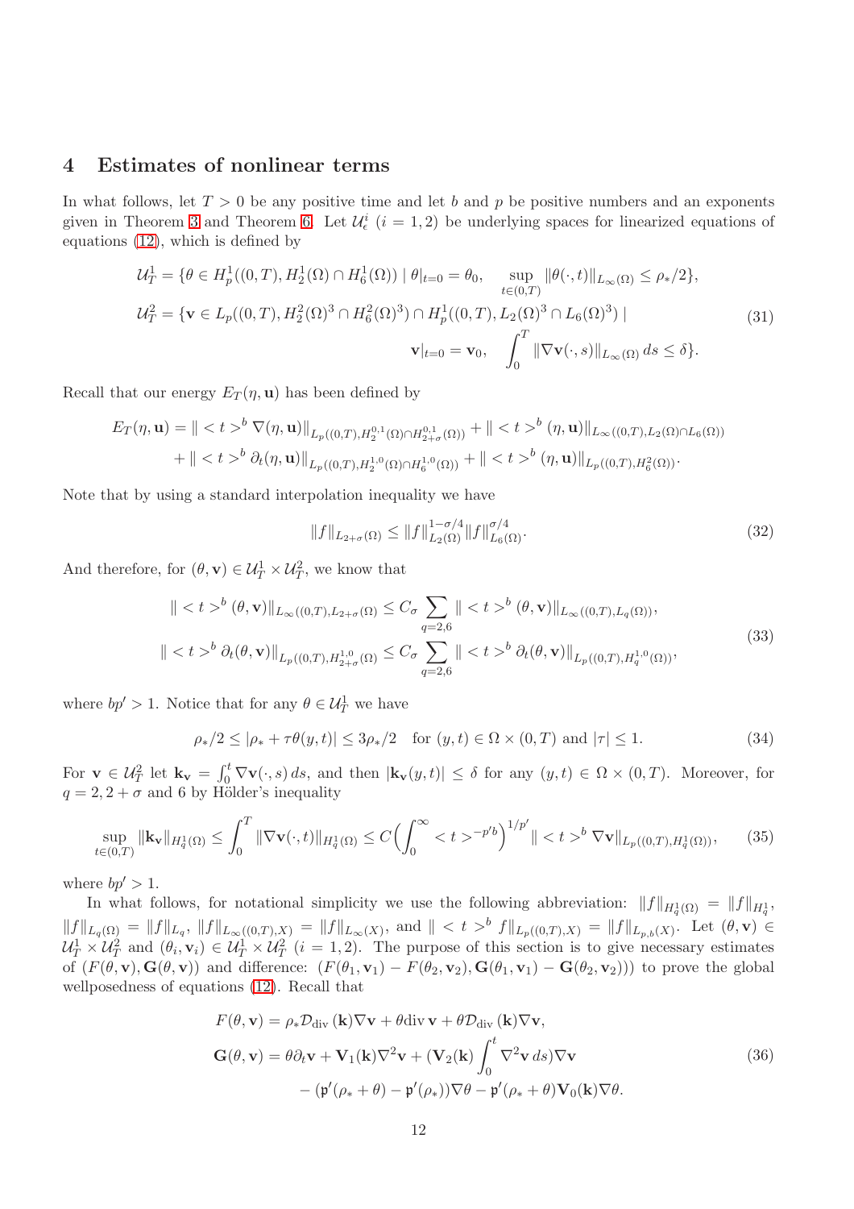## 4 Estimates of nonlinear terms

In what follows, let $T > 0$ be any positive time and let $b$ and $p$ be positive numbers and an exponents given in Theorem 3 and Theorem 6. Let $\mathcal{U}^i_\epsilon$ $(i = 1, 2)$ be underlying spaces for linearized equations of equations (12), which is defined by

$$
\begin{aligned}
\mathcal{U}^1_T &= \{\theta \in H^1_p((0,T), H^1_2(\Omega) \cap H^1_6(\Omega)) \mid \theta|_{t=0} = \theta_0, \quad \sup_{t \in (0,T)} \|\theta(\cdot,t)\|_{L_\infty(\Omega)} \leq \rho_*/2\}, \\
\mathcal{U}^2_T &= \{\mathbf{v} \in L_p((0,T), H^2_2(\Omega)^3 \cap H^2_6(\Omega)^3) \cap H^1_p((0,T), L_2(\Omega)^3 \cap L_6(\Omega)^3) \mid \\
&\qquad\qquad \mathbf{v}|_{t=0} = \mathbf{v}_0, \quad \int_0^T \|\nabla \mathbf{v}(\cdot,s)\|_{L_\infty(\Omega)}\,ds \leq \delta\}.
\end{aligned}
\tag{31}
$$

Recall that our energy $E_T(\eta, \mathbf{u})$ has been defined by

$$
\begin{aligned}
E_T(\eta,\mathbf{u}) &= \| < t >^b \nabla(\eta,\mathbf{u})\|_{L_p((0,T),H^{0,1}_2(\Omega)\cap H^{0,1}_{2+\sigma}(\Omega))} + \| < t >^b (\eta,\mathbf{u})\|_{L_\infty((0,T),L_2(\Omega)\cap L_6(\Omega))} \\
&\quad + \| < t >^b \partial_t(\eta,\mathbf{u})\|_{L_p((0,T),H^{1,0}_2(\Omega)\cap H^{1,0}_6(\Omega))} + \| < t >^b (\eta,\mathbf{u})\|_{L_p((0,T),H^2_6(\Omega))}.
\end{aligned}
$$

Note that by using a standard interpolation inequality we have

$$
\|f\|_{L_{2+\sigma}(\Omega)} \leq \|f\|^{1-\sigma/4}_{L_2(\Omega)} \|f\|^{\sigma/4}_{L_6(\Omega)}. \tag{32}
$$

And therefore, for $(\theta, \mathbf{v}) \in \mathcal{U}^1_T \times \mathcal{U}^2_T$, we know that

$$
\begin{aligned}
\| < t >^b (\theta,\mathbf{v})\|_{L_\infty((0,T),L_{2+\sigma}(\Omega)} &\leq C_\sigma \sum_{q=2,6} \| < t >^b (\theta,\mathbf{v})\|_{L_\infty((0,T),L_q(\Omega))}, \\
\| < t >^b \partial_t(\theta,\mathbf{v})\|_{L_p((0,T),H^{1,0}_{2+\sigma}(\Omega)} &\leq C_\sigma \sum_{q=2,6} \| < t >^b \partial_t(\theta,\mathbf{v})\|_{L_p((0,T),H^{1,0}_q(\Omega))},
\end{aligned}
\tag{33}
$$

where $bp' > 1$. Notice that for any $\theta \in \mathcal{U}^1_T$ we have

$$
\rho_*/2 \leq |\rho_* + \tau\theta(y,t)| \leq 3\rho_*/2 \quad \text{for } (y,t) \in \Omega \times (0,T) \text{ and } |\tau| \leq 1. \tag{34}
$$

For $\mathbf{v} \in \mathcal{U}^2_T$ let $\mathbf{k}_\mathbf{v} = \int_0^t \nabla \mathbf{v}(\cdot,s)\,ds$, and then $|\mathbf{k}_\mathbf{v}(y,t)| \leq \delta$ for any $(y,t) \in \Omega \times (0,T)$. Moreover, for $q = 2, 2+\sigma$ and 6 by Hölder's inequality

$$
\sup_{t\in(0,T)} \|\mathbf{k}_\mathbf{v}\|_{H^1_q(\Omega)} \leq \int_0^T \|\nabla \mathbf{v}(\cdot,t)\|_{H^1_q(\Omega)} \leq C\Big(\int_0^\infty < t >^{-p'b}\Big)^{1/p'} \| < t >^b \nabla \mathbf{v}\|_{L_p((0,T),H^1_q(\Omega))}, \tag{35}
$$

where $bp' > 1$.

In what follows, for notational simplicity we use the following abbreviation: $\|f\|_{H^1_q(\Omega)} = \|f\|_{H^1_q}$, $\|f\|_{L_q(\Omega)} = \|f\|_{L_q}$, $\|f\|_{L_\infty((0,T),X)} = \|f\|_{L_\infty(X)}$, and $\| < t >^b f\|_{L_p((0,T),X)} = \|f\|_{L_{p,b}(X)}$. Let $(\theta, \mathbf{v}) \in \mathcal{U}^1_T \times \mathcal{U}^2_T$ and $(\theta_i, \mathbf{v}_i) \in \mathcal{U}^1_T \times \mathcal{U}^2_T$ $(i = 1, 2)$. The purpose of this section is to give necessary estimates of $(F(\theta,\mathbf{v}), \mathbf{G}(\theta,\mathbf{v}))$ and difference: $(F(\theta_1,\mathbf{v}_1) - F(\theta_2,\mathbf{v}_2), \mathbf{G}(\theta_1,\mathbf{v}_1) - \mathbf{G}(\theta_2,\mathbf{v}_2)))$ to prove the global wellposedness of equations (12). Recall that

$$
\begin{aligned}
F(\theta,\mathbf{v}) &= \rho_* \mathcal{D}_{\rm div}(\mathbf{k})\nabla\mathbf{v} + \theta {\rm div}\,\mathbf{v} + \theta \mathcal{D}_{\rm div}(\mathbf{k})\nabla\mathbf{v}, \\
\mathbf{G}(\theta,\mathbf{v}) &= \theta\partial_t\mathbf{v} + \mathbf{V}_1(\mathbf{k})\nabla^2\mathbf{v} + (\mathbf{V}_2(\mathbf{k})\int_0^t \nabla^2\mathbf{v}\,ds)\nabla\mathbf{v} \\
&\qquad - (\mathfrak{p}'(\rho_*+\theta) - \mathfrak{p}'(\rho_*))\nabla\theta - \mathfrak{p}'(\rho_*+\theta)\mathbf{V}_0(\mathbf{k})\nabla\theta.
\end{aligned}
\tag{36}
$$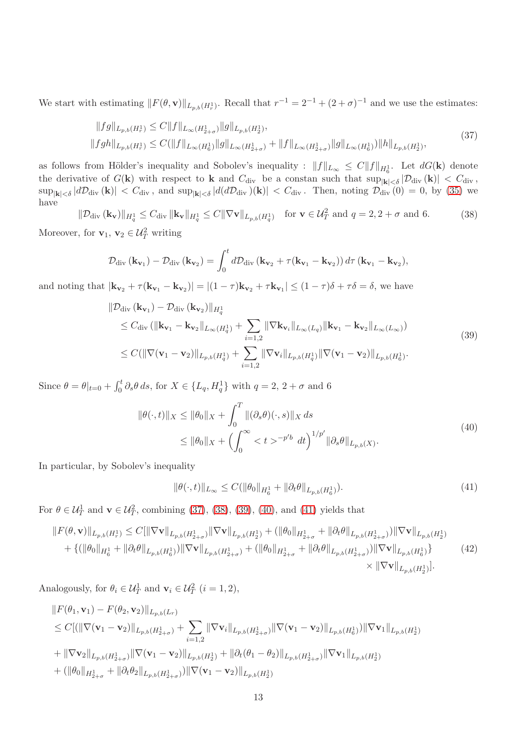We start with estimating $\|F(\theta, \mathbf{v})\|_{L_{p,b}(H^1_r)}$. Recall that $r^{-1} = 2^{-1} + (2+\sigma)^{-1}$ and we use the estimates:

$$
\begin{aligned}
&\|fg\|_{L_{p,b}(H^1_r)} \le C\|f\|_{L_\infty(H^1_{2+\sigma})}\|g\|_{L_{p,b}(H^1_2)}, \\
&\|fgh\|_{L_{p,b}(H^1_r)} \le C(\|f\|_{L_\infty(H^1_6)}\|g\|_{L_\infty(H^1_{2+\sigma})} + \|f\|_{L_\infty(H^1_{2+\sigma})}\|g\|_{L_\infty(H^1_6)})\|h\|_{L_{p,b}(H^1_2)},
\end{aligned}
\tag{37}
$$

as follows from Hölder's inequality and Sobolev's inequality : $\|f\|_{L_\infty} \le C\|f\|_{H^1_6}$. Let $dG(\mathbf{k})$ denote the derivative of $G(\mathbf{k})$ with respect to $\mathbf{k}$ and $C_{\rm div}$ be a constan such that $\sup_{|\mathbf{k}|<\delta}|\mathcal{D}_{\rm div}(\mathbf{k})| < C_{\rm div}$, $\sup_{|\mathbf{k}|<\delta}|d\mathcal{D}_{\rm div}(\mathbf{k})| < C_{\rm div}$, and $\sup_{|\mathbf{k}|<\delta}|d(d\mathcal{D}_{\rm div})(\mathbf{k})| < C_{\rm div}$. Then, noting $\mathcal{D}_{\rm div}(0) = 0$, by (35) we have

$$
\|\mathcal{D}_{\rm div}(\mathbf{k}_\mathbf{v})\|_{H^1_q} \le C_{\rm div}\|\mathbf{k}_\mathbf{v}\|_{H^1_q} \le C\|\nabla\mathbf{v}\|_{L_{p,b}(H^1_q)} \quad \text{for } \mathbf{v} \in \mathcal{U}^2_T \text{ and } q = 2, 2+\sigma \text{ and } 6. \tag{38}
$$

Moreover, for $\mathbf{v}_1$, $\mathbf{v}_2 \in \mathcal{U}^2_T$ writing

$$
\mathcal{D}_{\rm div}(\mathbf{k}_{\mathbf{v}_1}) - \mathcal{D}_{\rm div}(\mathbf{k}_{\mathbf{v}_2}) = \int_0^t d\mathcal{D}_{\rm div}(\mathbf{k}_{\mathbf{v}_2} + \tau(\mathbf{k}_{\mathbf{v}_1} - \mathbf{k}_{\mathbf{v}_2}))\,d\tau\,(\mathbf{k}_{\mathbf{v}_1} - \mathbf{k}_{\mathbf{v}_2}),
$$

and noting that $|\mathbf{k}_{\mathbf{v}_2} + \tau(\mathbf{k}_{\mathbf{v}_1} - \mathbf{k}_{\mathbf{v}_2})| = |(1-\tau)\mathbf{k}_{\mathbf{v}_2} + \tau\mathbf{k}_{\mathbf{v}_1}| \le (1-\tau)\delta + \tau\delta = \delta$, we have

$$
\begin{aligned}
&\|\mathcal{D}_{\rm div}(\mathbf{k}_{\mathbf{v}_1}) - \mathcal{D}_{\rm div}(\mathbf{k}_{\mathbf{v}_2})\|_{H^1_q} \\
&\quad \le C_{\rm div}(\|\mathbf{k}_{\mathbf{v}_1} - \mathbf{k}_{\mathbf{v}_2}\|_{L_\infty(H^1_q)} + \sum_{i=1,2}\|\nabla\mathbf{k}_{\mathbf{v}_i}\|_{L_\infty(L_q)}\|\mathbf{k}_{\mathbf{v}_1} - \mathbf{k}_{\mathbf{v}_2}\|_{L_\infty(L_\infty)}) \\
&\quad \le C(\|\nabla(\mathbf{v}_1 - \mathbf{v}_2)\|_{L_{p,b}(H^1_q)} + \sum_{i=1,2}\|\nabla\mathbf{v}_i\|_{L_{p,b}(H^1_q)}\|\nabla(\mathbf{v}_1 - \mathbf{v}_2)\|_{L_{p,b}(H^1_6)}.
\end{aligned}
\tag{39}
$$

Since $\theta = \theta|_{t=0} + \int_0^t \partial_s\theta\,ds$, for $X \in \{L_q, H^1_q\}$ with $q = 2$, $2+\sigma$ and 6

$$
\begin{aligned}
\|\theta(\cdot,t)\|_X &\le \|\theta_0\|_X + \int_0^T \|(\partial_s\theta)(\cdot,s)\|_X\,ds \\
&\le \|\theta_0\|_X + \Big(\int_0^\infty < t >^{-p'b}\,dt\Big)^{1/p'}\|\partial_s\theta\|_{L_{p,b}(X)}.
\end{aligned}
\tag{40}
$$

In particular, by Sobolev's inequality

$$
\|\theta(\cdot,t)\|_{L_\infty} \le C(\|\theta_0\|_{H^1_6} + \|\partial_t\theta\|_{L_{p,b}(H^1_6)}). \tag{41}
$$

For $\theta \in \mathcal{U}^1_T$ and $\mathbf{v} \in \mathcal{U}^2_T$, combining (37), (38), (39), (40), and (41) yields that

$$
\begin{aligned}
\|F(\theta,\mathbf{v})\|_{L_{p,b}(H^1_r)} &\le C[\|\nabla\mathbf{v}\|_{L_{p,b}(H^1_{2+\sigma})}\|\nabla\mathbf{v}\|_{L_{p,b}(H^1_2)} + (\|\theta_0\|_{H^1_{2+\sigma}} + \|\partial_t\theta\|_{L_{p,b}(H^1_{2+\sigma})})\|\nabla\mathbf{v}\|_{L_{p,b}(H^1_2)} \\
&\quad + \{(\|\theta_0\|_{H^1_6} + \|\partial_t\theta\|_{L_{p,b}(H^1_6)})\|\nabla\mathbf{v}\|_{L_{p,b}(H^1_{2+\sigma})} + (\|\theta_0\|_{H^1_{2+\sigma}} + \|\partial_t\theta\|_{L_{p,b}(H^1_{2+\sigma})})\|\nabla\mathbf{v}\|_{L_{p,b}(H^1_6)}\} \\
&\qquad \times \|\nabla\mathbf{v}\|_{L_{p,b}(H^1_2)}].
\end{aligned}
\tag{42}
$$

Analogously, for $\theta_i \in \mathcal{U}^1_T$ and $\mathbf{v}_i \in \mathcal{U}^2_T$ $(i = 1,2)$,

$$
\begin{aligned}
&\|F(\theta_1,\mathbf{v}_1) - F(\theta_2,\mathbf{v}_2)\|_{L_{p,b}(L_r)} \\
&\le C[(\|\nabla(\mathbf{v}_1 - \mathbf{v}_2)\|_{L_{p,b}(H^1_{2+\sigma})} + \sum_{i=1,2}\|\nabla\mathbf{v}_i\|_{L_{p,b}(H^1_{2+\sigma})}\|\nabla(\mathbf{v}_1 - \mathbf{v}_2)\|_{L_{p,b}(H^1_6)})\|\nabla\mathbf{v}_1\|_{L_{p,b}(H^1_2)} \\
&+ \|\nabla\mathbf{v}_2\|_{L_{p,b}(H^1_{2+\sigma})}\|\nabla(\mathbf{v}_1 - \mathbf{v}_2)\|_{L_{p,b}(H^1_2)} + \|\partial_t(\theta_1 - \theta_2)\|_{L_{p,b}(H^1_{2+\sigma})}\|\nabla\mathbf{v}_1\|_{L_{p,b}(H^1_2)} \\
&+ (\|\theta_0\|_{H^1_{2+\sigma}} + \|\partial_t\theta_2\|_{L_{p,b}(H^1_{2+\sigma})})\|\nabla(\mathbf{v}_1 - \mathbf{v}_2)\|_{L_{p,b}(H^1_2)}
\end{aligned}
$$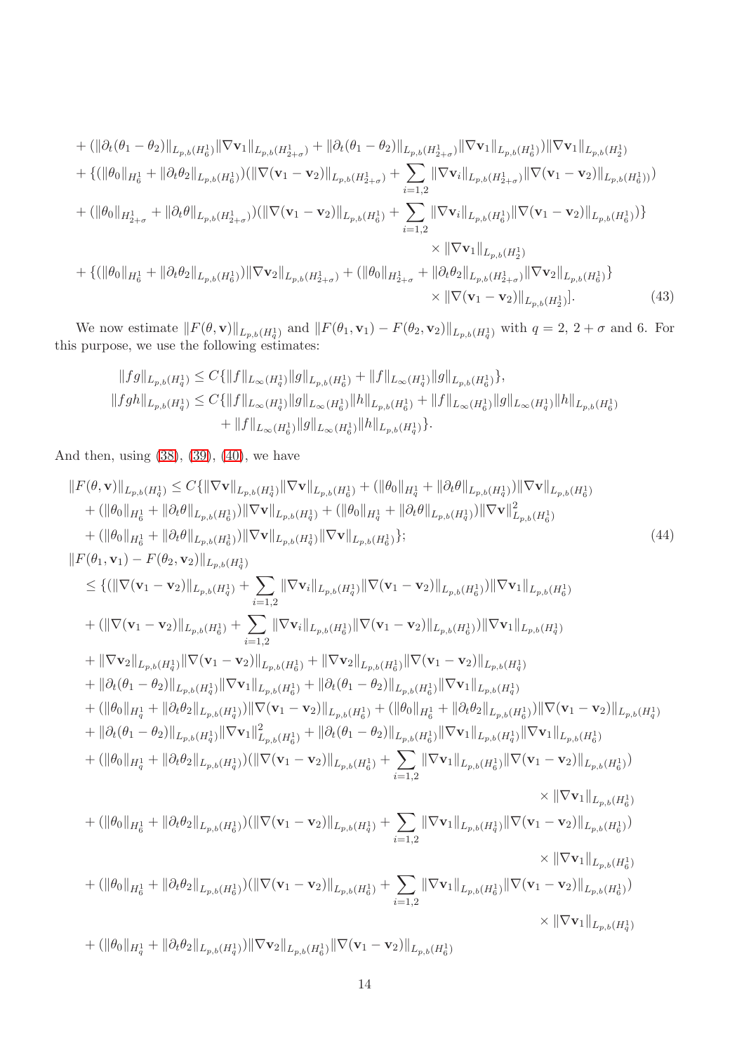$$
\begin{aligned}
&+ (\|\partial_t(\theta_1-\theta_2)\|_{L_{p,b}(H^1_6)}\|\nabla \mathbf{v}_1\|_{L_{p,b}(H^1_{2+\sigma})} + \|\partial_t(\theta_1-\theta_2)\|_{L_{p,b}(H^1_{2+\sigma})}\|\nabla \mathbf{v}_1\|_{L_{p,b}(H^1_6)})\|\nabla \mathbf{v}_1\|_{L_{p,b}(H^1_2)}\\
&+ \{(\|\theta_0\|_{H^1_6} + \|\partial_t\theta_2\|_{L_{p,b}(H^1_6)})(\|\nabla(\mathbf{v}_1-\mathbf{v}_2)\|_{L_{p,b}(H^1_{2+\sigma})} + \sum_{i=1,2}\|\nabla \mathbf{v}_i\|_{L_{p,b}(H^1_{2+\sigma})}\|\nabla(\mathbf{v}_1-\mathbf{v}_2)\|_{L_{p,b}(H^1_6))})\\
&+ (\|\theta_0\|_{H^1_{2+\sigma}} + \|\partial_t\theta\|_{L_{p,b}(H^1_{2+\sigma})})(\|\nabla(\mathbf{v}_1-\mathbf{v}_2)\|_{L_{p,b}(H^1_6)} + \sum_{i=1,2}\|\nabla \mathbf{v}_i\|_{L_{p,b}(H^1_6)}\|\nabla(\mathbf{v}_1-\mathbf{v}_2)\|_{L_{p,b}(H^1_6)})\}\\
&\qquad\qquad\qquad\qquad\qquad\qquad\qquad\qquad\qquad\qquad\qquad\qquad \times \|\nabla \mathbf{v}_1\|_{L_{p,b}(H^1_2)}\\
&+ \{(\|\theta_0\|_{H^1_6} + \|\partial_t\theta_2\|_{L_{p,b}(H^1_6)})\|\nabla \mathbf{v}_2\|_{L_{p,b}(H^1_{2+\sigma})} + (\|\theta_0\|_{H^1_{2+\sigma}} + \|\partial_t\theta_2\|_{L_{p,b}(H^1_{2+\sigma})}\|\nabla \mathbf{v}_2\|_{L_{p,b}(H^1_6)}\}\\
&\qquad\qquad\qquad\qquad\qquad\qquad\qquad\qquad\qquad\qquad\qquad\qquad \times \|\nabla(\mathbf{v}_1-\mathbf{v}_2)\|_{L_{p,b}(H^1_2)}]. \qquad (43)
\end{aligned}
$$

We now estimate $\|F(\theta,\mathbf{v})\|_{L_{p,b}(H^1_q)}$ and $\|F(\theta_1,\mathbf{v}_1) - F(\theta_2,\mathbf{v}_2)\|_{L_{p,b}(H^1_q)}$ with $q = 2,\ 2+\sigma$ and 6. For this purpose, we use the following estimates:

$$
\begin{aligned}
\|fg\|_{L_{p,b}(H^1_q)} &\le C\{\|f\|_{L_\infty(H^1_q)}\|g\|_{L_{p,b}(H^1_6)} + \|f\|_{L_\infty(H^1_q)}\|g\|_{L_{p,b}(H^1_6)}\},\\
\|fgh\|_{L_{p,b}(H^1_q)} &\le C\{\|f\|_{L_\infty(H^1_q)}\|g\|_{L_\infty(H^1_6)}\|h\|_{L_{p,b}(H^1_6)} + \|f\|_{L_\infty(H^1_6)}\|g\|_{L_\infty(H^1_q)}\|h\|_{L_{p,b}(H^1_6)}\\
&\qquad + \|f\|_{L_\infty(H^1_6)}\|g\|_{L_\infty(H^1_6)}\|h\|_{L_{p,b}(H^1_q)}\}.
\end{aligned}
$$

And then, using (38), (39), (40), we have

$$
\begin{aligned}
&\|F(\theta,\mathbf{v})\|_{L_{p,b}(H^1_q)} \le C\{\|\nabla \mathbf{v}\|_{L_{p,b}(H^1_q)}\|\nabla \mathbf{v}\|_{L_{p,b}(H^1_6)} + (\|\theta_0\|_{H^1_q} + \|\partial_t\theta\|_{L_{p,b}(H^1_q)})\|\nabla \mathbf{v}\|_{L_{p,b}(H^1_6)}\\
&\quad + (\|\theta_0\|_{H^1_6} + \|\partial_t\theta\|_{L_{p,b}(H^1_6)})\|\nabla \mathbf{v}\|_{L_{p,b}(H^1_q)} + (\|\theta_0\|_{H^1_q} + \|\partial_t\theta\|_{L_{p,b}(H^1_q)})\|\nabla \mathbf{v}\|^2_{L_{p,b}(H^1_6)}\\
&\quad + (\|\theta_0\|_{H^1_6} + \|\partial_t\theta\|_{L_{p,b}(H^1_6)})\|\nabla \mathbf{v}\|_{L_{p,b}(H^1_q)}\|\nabla \mathbf{v}\|_{L_{p,b}(H^1_6)}\}; \qquad (44)\\
&\|F(\theta_1,\mathbf{v}_1) - F(\theta_2,\mathbf{v}_2)\|_{L_{p,b}(H^1_q)}\\
&\le \{(\|\nabla(\mathbf{v}_1-\mathbf{v}_2)\|_{L_{p,b}(H^1_q)} + \sum_{i=1,2}\|\nabla \mathbf{v}_i\|_{L_{p,b}(H^1_q)}\|\nabla(\mathbf{v}_1-\mathbf{v}_2)\|_{L_{p,b}(H^1_6)})\|\nabla \mathbf{v}_1\|_{L_{p,b}(H^1_6)}\\
&+ (\|\nabla(\mathbf{v}_1-\mathbf{v}_2)\|_{L_{p,b}(H^1_6)} + \sum_{i=1,2}\|\nabla \mathbf{v}_i\|_{L_{p,b}(H^1_6)}\|\nabla(\mathbf{v}_1-\mathbf{v}_2)\|_{L_{p,b}(H^1_6)})\|\nabla \mathbf{v}_1\|_{L_{p,b}(H^1_q)}\\
&+ \|\nabla \mathbf{v}_2\|_{L_{p,b}(H^1_q)}\|\nabla(\mathbf{v}_1-\mathbf{v}_2)\|_{L_{p,b}(H^1_6)} + \|\nabla \mathbf{v}_2\|_{L_{p,b}(H^1_6)}\|\nabla(\mathbf{v}_1-\mathbf{v}_2)\|_{L_{p,b}(H^1_q)}\\
&+ \|\partial_t(\theta_1-\theta_2)\|_{L_{p,b}(H^1_q)}\|\nabla \mathbf{v}_1\|_{L_{p,b}(H^1_6)} + \|\partial_t(\theta_1-\theta_2)\|_{L_{p,b}(H^1_6)}\|\nabla \mathbf{v}_1\|_{L_{p,b}(H^1_q)}\\
&+ (\|\theta_0\|_{H^1_q} + \|\partial_t\theta_2\|_{L_{p,b}(H^1_q)})\|\nabla(\mathbf{v}_1-\mathbf{v}_2)\|_{L_{p,b}(H^1_6)} + (\|\theta_0\|_{H^1_6} + \|\partial_t\theta_2\|_{L_{p,b}(H^1_6)})\|\nabla(\mathbf{v}_1-\mathbf{v}_2)\|_{L_{p,b}(H^1_q)}\\
&+ \|\partial_t(\theta_1-\theta_2)\|_{L_{p,b}(H^1_q)}\|\nabla \mathbf{v}_1\|^2_{L_{p,b}(H^1_6)} + \|\partial_t(\theta_1-\theta_2)\|_{L_{p,b}(H^1_6)}\|\nabla \mathbf{v}_1\|_{L_{p,b}(H^1_q)}\|\nabla \mathbf{v}_1\|_{L_{p,b}(H^1_6)}\\
&+ (\|\theta_0\|_{H^1_q} + \|\partial_t\theta_2\|_{L_{p,b}(H^1_q)})(\|\nabla(\mathbf{v}_1-\mathbf{v}_2)\|_{L_{p,b}(H^1_6)} + \sum_{i=1,2}\|\nabla \mathbf{v}_1\|_{L_{p,b}(H^1_6)}\|\nabla(\mathbf{v}_1-\mathbf{v}_2)\|_{L_{p,b}(H^1_6)})\\
&\qquad\qquad\qquad\qquad\qquad\qquad\qquad\qquad\qquad\qquad\qquad\qquad \times \|\nabla \mathbf{v}_1\|_{L_{p,b}(H^1_6)}\\
&+ (\|\theta_0\|_{H^1_6} + \|\partial_t\theta_2\|_{L_{p,b}(H^1_6)})(\|\nabla(\mathbf{v}_1-\mathbf{v}_2)\|_{L_{p,b}(H^1_q)} + \sum_{i=1,2}\|\nabla \mathbf{v}_1\|_{L_{p,b}(H^1_q)}\|\nabla(\mathbf{v}_1-\mathbf{v}_2)\|_{L_{p,b}(H^1_6)})\\
&\qquad\qquad\qquad\qquad\qquad\qquad\qquad\qquad\qquad\qquad\qquad\qquad \times \|\nabla \mathbf{v}_1\|_{L_{p,b}(H^1_6)}\\
&+ (\|\theta_0\|_{H^1_6} + \|\partial_t\theta_2\|_{L_{p,b}(H^1_6)})(\|\nabla(\mathbf{v}_1-\mathbf{v}_2)\|_{L_{p,b}(H^1_6)} + \sum_{i=1,2}\|\nabla \mathbf{v}_1\|_{L_{p,b}(H^1_6)}\|\nabla(\mathbf{v}_1-\mathbf{v}_2)\|_{L_{p,b}(H^1_6)})\\
&\qquad\qquad\qquad\qquad\qquad\qquad\qquad\qquad\qquad\qquad\qquad\qquad \times \|\nabla \mathbf{v}_1\|_{L_{p,b}(H^1_q)}\\
&+ (\|\theta_0\|_{H^1_q} + \|\partial_t\theta_2\|_{L_{p,b}(H^1_q)})\|\nabla \mathbf{v}_2\|_{L_{p,b}(H^1_6)}\|\nabla(\mathbf{v}_1-\mathbf{v}_2)\|_{L_{p,b}(H^1_6)}
\end{aligned}
$$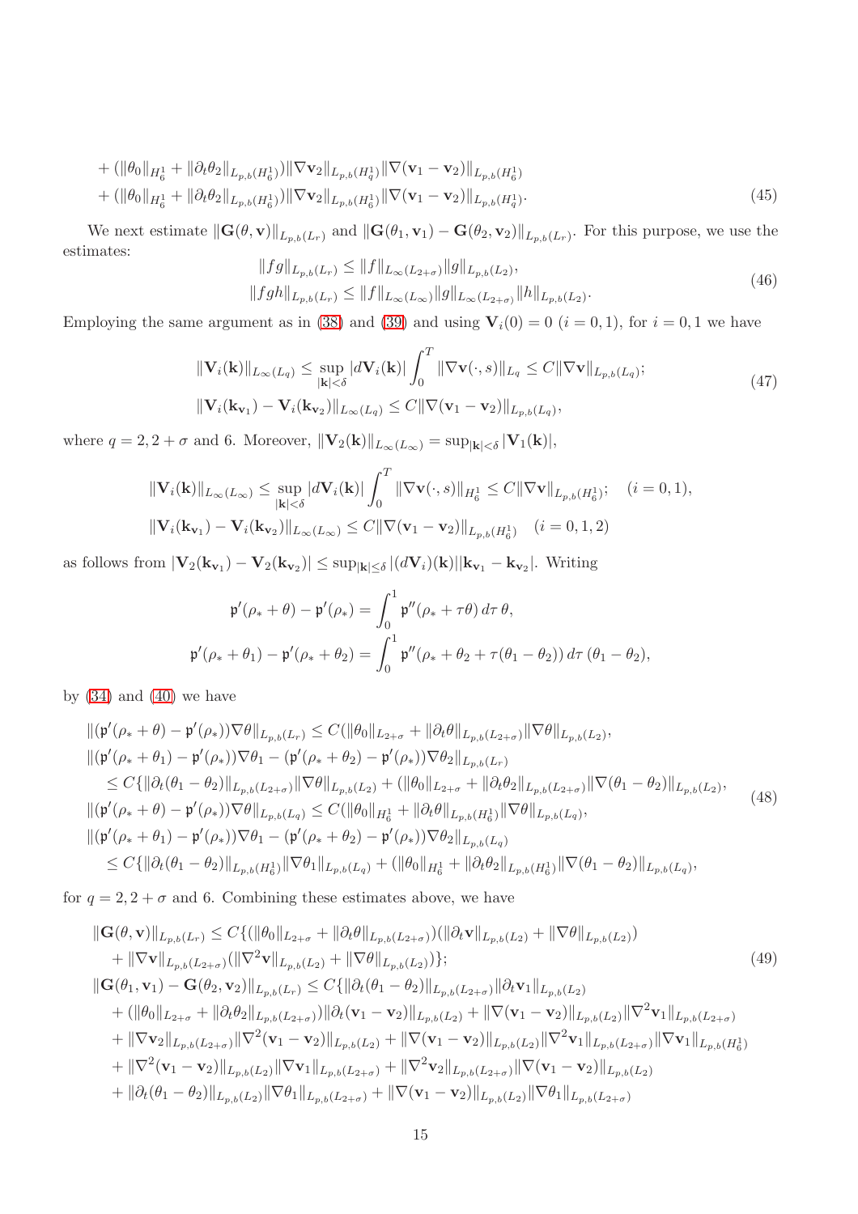$$
\begin{aligned}
&+ (\|\theta_0\|_{H^1_6} + \|\partial_t\theta_2\|_{L_{p,b}(H^1_6)})\|\nabla \mathbf{v}_2\|_{L_{p,b}(H^1_q)}\|\nabla(\mathbf{v}_1 - \mathbf{v}_2)\|_{L_{p,b}(H^1_6)} \\
&+ (\|\theta_0\|_{H^1_6} + \|\partial_t\theta_2\|_{L_{p,b}(H^1_6)})\|\nabla \mathbf{v}_2\|_{L_{p,b}(H^1_6)}\|\nabla(\mathbf{v}_1 - \mathbf{v}_2)\|_{L_{p,b}(H^1_q)}.
\end{aligned} \tag{45}
$$

We next estimate $\|\mathbf{G}(\theta, \mathbf{v})\|_{L_{p,b}(L_r)}$ and $\|\mathbf{G}(\theta_1, \mathbf{v}_1) - \mathbf{G}(\theta_2, \mathbf{v}_2)\|_{L_{p,b}(L_r)}$. For this purpose, we use the estimates:

$$
\begin{aligned}
\|fg\|_{L_{p,b}(L_r)} &\leq \|f\|_{L_\infty(L_{2+\sigma})}\|g\|_{L_{p,b}(L_2)}, \\
\|fgh\|_{L_{p,b}(L_r)} &\leq \|f\|_{L_\infty(L_\infty)}\|g\|_{L_\infty(L_{2+\sigma})}\|h\|_{L_{p,b}(L_2)}.
\end{aligned} \tag{46}
$$

Employing the same argument as in (38) and (39) and using $\mathbf{V}_i(0) = 0$ $(i = 0, 1)$, for $i = 0, 1$ we have

$$
\begin{aligned}
\|\mathbf{V}_i(\mathbf{k})\|_{L_\infty(L_q)} &\leq \sup_{|\mathbf{k}|<\delta} |d\mathbf{V}_i(\mathbf{k})| \int_0^T \|\nabla \mathbf{v}(\cdot, s)\|_{L_q} \leq C\|\nabla \mathbf{v}\|_{L_{p,b}(L_q)}; \\
\|\mathbf{V}_i(\mathbf{k}_{\mathbf{v}_1}) - \mathbf{V}_i(\mathbf{k}_{\mathbf{v}_2})\|_{L_\infty(L_q)} &\leq C\|\nabla(\mathbf{v}_1 - \mathbf{v}_2)\|_{L_{p,b}(L_q)},
\end{aligned} \tag{47}
$$

where $q = 2, 2+\sigma$ and $6$. Moreover, $\|\mathbf{V}_2(\mathbf{k})\|_{L_\infty(L_\infty)} = \sup_{|\mathbf{k}|<\delta} |\mathbf{V}_1(\mathbf{k})|$,

$$
\begin{aligned}
\|\mathbf{V}_i(\mathbf{k})\|_{L_\infty(L_\infty)} &\leq \sup_{|\mathbf{k}|<\delta} |d\mathbf{V}_i(\mathbf{k})| \int_0^T \|\nabla \mathbf{v}(\cdot, s)\|_{H^1_6} \leq C\|\nabla \mathbf{v}\|_{L_{p,b}(H^1_6)}; \quad (i = 0, 1), \\
\|\mathbf{V}_i(\mathbf{k}_{\mathbf{v}_1}) - \mathbf{V}_i(\mathbf{k}_{\mathbf{v}_2})\|_{L_\infty(L_\infty)} &\leq C\|\nabla(\mathbf{v}_1 - \mathbf{v}_2)\|_{L_{p,b}(H^1_6)} \quad (i = 0, 1, 2)
\end{aligned}
$$

as follows from $|\mathbf{V}_2(\mathbf{k}_{\mathbf{v}_1}) - \mathbf{V}_2(\mathbf{k}_{\mathbf{v}_2})| \leq \sup_{|\mathbf{k}|\leq\delta} |(d\mathbf{V}_i)(\mathbf{k})||\mathbf{k}_{\mathbf{v}_1} - \mathbf{k}_{\mathbf{v}_2}|$. Writing

$$
\begin{aligned}
\mathfrak{p}'(\rho_* + \theta) - \mathfrak{p}'(\rho_*) &= \int_0^1 \mathfrak{p}''(\rho_* + \tau\theta)\, d\tau\, \theta, \\
\mathfrak{p}'(\rho_* + \theta_1) - \mathfrak{p}'(\rho_* + \theta_2) &= \int_0^1 \mathfrak{p}''(\rho_* + \theta_2 + \tau(\theta_1 - \theta_2))\, d\tau\, (\theta_1 - \theta_2),
\end{aligned}
$$

by (34) and (40) we have

$$
\begin{aligned}
&\|(\mathfrak{p}'(\rho_* + \theta) - \mathfrak{p}'(\rho_*))\nabla\theta\|_{L_{p,b}(L_r)} \leq C(\|\theta_0\|_{L_{2+\sigma}} + \|\partial_t\theta\|_{L_{p,b}(L_{2+\sigma})}\|\nabla\theta\|_{L_{p,b}(L_2)}, \\
&\|(\mathfrak{p}'(\rho_* + \theta_1) - \mathfrak{p}'(\rho_*))\nabla\theta_1 - (\mathfrak{p}'(\rho_* + \theta_2) - \mathfrak{p}'(\rho_*))\nabla\theta_2\|_{L_{p,b}(L_r)} \\
&\quad \leq C\{\|\partial_t(\theta_1 - \theta_2)\|_{L_{p,b}(L_{2+\sigma})}\|\nabla\theta\|_{L_{p,b}(L_2)} + (\|\theta_0\|_{L_{2+\sigma}} + \|\partial_t\theta_2\|_{L_{p,b}(L_{2+\sigma})}\|\nabla(\theta_1 - \theta_2)\|_{L_{p,b}(L_2)}, \\
&\|(\mathfrak{p}'(\rho_* + \theta) - \mathfrak{p}'(\rho_*))\nabla\theta\|_{L_{p,b}(L_q)} \leq C(\|\theta_0\|_{H^1_6} + \|\partial_t\theta\|_{L_{p,b}(H^1_6)}\|\nabla\theta\|_{L_{p,b}(L_q)}, \\
&\|(\mathfrak{p}'(\rho_* + \theta_1) - \mathfrak{p}'(\rho_*))\nabla\theta_1 - (\mathfrak{p}'(\rho_* + \theta_2) - \mathfrak{p}'(\rho_*))\nabla\theta_2\|_{L_{p,b}(L_q)} \\
&\quad \leq C\{\|\partial_t(\theta_1 - \theta_2)\|_{L_{p,b}(H^1_6)}\|\nabla\theta_1\|_{L_{p,b}(L_q)} + (\|\theta_0\|_{H^1_6} + \|\partial_t\theta_2\|_{L_{p,b}(H^1_6)}\|\nabla(\theta_1 - \theta_2)\|_{L_{p,b}(L_q)},
\end{aligned} \tag{48}
$$

for $q = 2, 2+\sigma$ and $6$. Combining these estimates above, we have

$$
\begin{aligned}
&\|\mathbf{G}(\theta, \mathbf{v})\|_{L_{p,b}(L_r)} \leq C\{(\|\theta_0\|_{L_{2+\sigma}} + \|\partial_t\theta\|_{L_{p,b}(L_{2+\sigma})})(\|\partial_t\mathbf{v}\|_{L_{p,b}(L_2)} + \|\nabla\theta\|_{L_{p,b}(L_2)}) \\
&\quad + \|\nabla\mathbf{v}\|_{L_{p,b}(L_{2+\sigma})}(\|\nabla^2\mathbf{v}\|_{L_{p,b}(L_2)} + \|\nabla\theta\|_{L_{p,b}(L_2)})\}; \\
&\|\mathbf{G}(\theta_1, \mathbf{v}_1) - \mathbf{G}(\theta_2, \mathbf{v}_2)\|_{L_{p,b}(L_r)} \leq C\{\|\partial_t(\theta_1 - \theta_2)\|_{L_{p,b}(L_{2+\sigma})}\|\partial_t\mathbf{v}_1\|_{L_{p,b}(L_2)} \\
&\quad + (\|\theta_0\|_{L_{2+\sigma}} + \|\partial_t\theta_2\|_{L_{p,b}(L_{2+\sigma})})\|\partial_t(\mathbf{v}_1 - \mathbf{v}_2)\|_{L_{p,b}(L_2)} + \|\nabla(\mathbf{v}_1 - \mathbf{v}_2)\|_{L_{p,b}(L_2)}\|\nabla^2\mathbf{v}_1\|_{L_{p,b}(L_{2+\sigma})} \\
&\quad + \|\nabla\mathbf{v}_2\|_{L_{p,b}(L_{2+\sigma})}\|\nabla^2(\mathbf{v}_1 - \mathbf{v}_2)\|_{L_{p,b}(L_2)} + \|\nabla(\mathbf{v}_1 - \mathbf{v}_2)\|_{L_{p,b}(L_2)}\|\nabla^2\mathbf{v}_1\|_{L_{p,b}(L_{2+\sigma})}\|\nabla\mathbf{v}_1\|_{L_{p,b}(H^1_6)} \\
&\quad + \|\nabla^2(\mathbf{v}_1 - \mathbf{v}_2)\|_{L_{p,b}(L_2)}\|\nabla\mathbf{v}_1\|_{L_{p,b}(L_{2+\sigma})} + \|\nabla^2\mathbf{v}_2\|_{L_{p,b}(L_{2+\sigma})}\|\nabla(\mathbf{v}_1 - \mathbf{v}_2)\|_{L_{p,b}(L_2)} \\
&\quad + \|\partial_t(\theta_1 - \theta_2)\|_{L_{p,b}(L_2)}\|\nabla\theta_1\|_{L_{p,b}(L_{2+\sigma})} + \|\nabla(\mathbf{v}_1 - \mathbf{v}_2)\|_{L_{p,b}(L_2)}\|\nabla\theta_1\|_{L_{p,b}(L_{2+\sigma})}
\end{aligned} \tag{49}
$$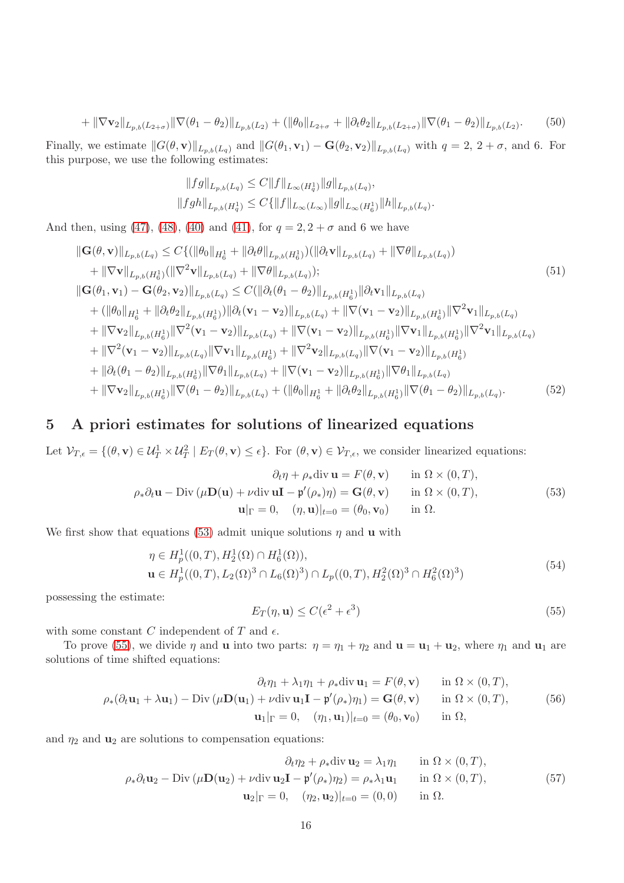$$
+ \|\nabla \mathbf{v}_2\|_{L_{p,b}(L_{2+\sigma})}\|\nabla(\theta_1-\theta_2)\|_{L_{p,b}(L_2)} + (\|\theta_0\|_{L_{2+\sigma}} + \|\partial_t\theta_2\|_{L_{p,b}(L_{2+\sigma})}\|\nabla(\theta_1-\theta_2)\|_{L_{p,b}(L_2)}. \tag{50}
$$

Finally, we estimate $\|G(\theta,\mathbf{v})\|_{L_{p,b}(L_q)}$ and $\|G(\theta_1,\mathbf{v}_1)-\mathbf{G}(\theta_2,\mathbf{v}_2)\|_{L_{p,b}(L_q)}$ with $q=2,\ 2+\sigma$, and 6. For this purpose, we use the following estimates:

$$
\|fg\|_{L_{p,b}(L_q)} \leq C\|f\|_{L_\infty(H^1_q)}\|g\|_{L_{p,b}(L_q)},
$$
$$
\|fgh\|_{L_{p,b}(H^1_q)} \leq C\{\|f\|_{L_\infty(L_\infty)}\|g\|_{L_\infty(H^1_6)}\|h\|_{L_{p,b}(L_q)}.
$$

And then, using (47), (48), (40) and (41), for $q=2, 2+\sigma$ and 6 we have

$$
\begin{aligned}
&\|\mathbf{G}(\theta,\mathbf{v})\|_{L_{p,b}(L_q)} \leq C\{(\|\theta_0\|_{H^1_6} + \|\partial_t\theta\|_{L_{p,b}(H^1_6)})(\|\partial_t\mathbf{v}\|_{L_{p,b}(L_q)} + \|\nabla\theta\|_{L_{p,b}(L_q)})\\
&\quad + \|\nabla\mathbf{v}\|_{L_{p,b}(H^1_6)}(\|\nabla^2\mathbf{v}\|_{L_{p,b}(L_q)} + \|\nabla\theta\|_{L_{p,b}(L_q)}); 
\end{aligned} \tag{51}
$$

$$
\begin{aligned}
&\|\mathbf{G}(\theta_1,\mathbf{v}_1)-\mathbf{G}(\theta_2,\mathbf{v}_2)\|_{L_{p,b}(L_q)} \leq C(\|\partial_t(\theta_1-\theta_2)\|_{L_{p,b}(H^1_6)}\|\partial_t\mathbf{v}_1\|_{L_{p,b}(L_q)}\\
&\quad + (\|\theta_0\|_{H^1_6} + \|\partial_t\theta_2\|_{L_{p,b}(H^1_6)})\|\partial_t(\mathbf{v}_1-\mathbf{v}_2)\|_{L_{p,b}(L_q)} + \|\nabla(\mathbf{v}_1-\mathbf{v}_2)\|_{L_{p,b}(H^1_6)}\|\nabla^2\mathbf{v}_1\|_{L_{p,b}(L_q)}\\
&\quad + \|\nabla\mathbf{v}_2\|_{L_{p,b}(H^1_6)}\|\nabla^2(\mathbf{v}_1-\mathbf{v}_2)\|_{L_{p,b}(L_q)} + \|\nabla(\mathbf{v}_1-\mathbf{v}_2)\|_{L_{p,b}(H^1_6)}\|\nabla\mathbf{v}_1\|_{L_{p,b}(H^1_6)}\|\nabla^2\mathbf{v}_1\|_{L_{p,b}(L_q)}\\
&\quad + \|\nabla^2(\mathbf{v}_1-\mathbf{v}_2)\|_{L_{p,b}(L_q)}\|\nabla\mathbf{v}_1\|_{L_{p,b}(H^1_6)} + \|\nabla^2\mathbf{v}_2\|_{L_{p,b}(L_q)}\|\nabla(\mathbf{v}_1-\mathbf{v}_2)\|_{L_{p,b}(H^1_6)}\\
&\quad + \|\partial_t(\theta_1-\theta_2)\|_{L_{p,b}(H^1_6)}\|\nabla\theta_1\|_{L_{p,b}(L_q)} + \|\nabla(\mathbf{v}_1-\mathbf{v}_2)\|_{L_{p,b}(H^1_6)}\|\nabla\theta_1\|_{L_{p,b}(L_q)}\\
&\quad + \|\nabla\mathbf{v}_2\|_{L_{p,b}(H^1_6)}\|\nabla(\theta_1-\theta_2)\|_{L_{p,b}(L_q)} + (\|\theta_0\|_{H^1_6} + \|\partial_t\theta_2\|_{L_{p,b}(H^1_6)})\|\nabla(\theta_1-\theta_2)\|_{L_{p,b}(L_q)}.
\end{aligned} \tag{52}
$$

## 5 A priori estimates for solutions of linearized equations

Let $\mathcal{V}_{T,\epsilon} = \{(\theta,\mathbf{v}) \in \mathcal{U}^1_T \times \mathcal{U}^2_T \mid E_T(\theta,\mathbf{v}) \leq \epsilon\}$. For $(\theta,\mathbf{v}) \in \mathcal{V}_{T,\epsilon}$, we consider linearized equations:

$$
\begin{aligned}
\partial_t\eta + \rho_*\mathrm{div}\,\mathbf{u} &= F(\theta,\mathbf{v}) && \text{in } \Omega\times(0,T),\\
\rho_*\partial_t\mathbf{u} - \mathrm{Div}\,(\mu\mathbf{D}(\mathbf{u}) + \nu\mathrm{div}\,\mathbf{u}\mathbf{I} - \mathfrak{p}'(\rho_*)\eta) &= \mathbf{G}(\theta,\mathbf{v}) && \text{in } \Omega\times(0,T),\\
\mathbf{u}|_\Gamma = 0, \quad (\eta,\mathbf{u})|_{t=0} &= (\theta_0,\mathbf{v}_0) && \text{in } \Omega.
\end{aligned} \tag{53}
$$

We first show that equations (53) admit unique solutions $\eta$ and $\mathbf{u}$ with

$$
\begin{aligned}
&\eta \in H^1_p((0,T), H^1_2(\Omega)\cap H^1_6(\Omega)),\\
&\mathbf{u} \in H^1_p((0,T), L_2(\Omega)^3\cap L_6(\Omega)^3) \cap L_p((0,T), H^2_2(\Omega)^3\cap H^2_6(\Omega)^3)
\end{aligned} \tag{54}
$$

possessing the estimate:

$$
E_T(\eta,\mathbf{u}) \leq C(\epsilon^2 + \epsilon^3) \tag{55}
$$

with some constant $C$ independent of $T$ and $\epsilon$.

To prove (55), we divide $\eta$ and $\mathbf{u}$ into two parts: $\eta = \eta_1 + \eta_2$ and $\mathbf{u} = \mathbf{u}_1 + \mathbf{u}_2$, where $\eta_1$ and $\mathbf{u}_1$ are solutions of time shifted equations:

$$
\begin{aligned}
\partial_t\eta_1 + \lambda_1\eta_1 + \rho_*\mathrm{div}\,\mathbf{u}_1 &= F(\theta,\mathbf{v}) && \text{in } \Omega\times(0,T),\\
\rho_*(\partial_t\mathbf{u}_1 + \lambda\mathbf{u}_1) - \mathrm{Div}\,(\mu\mathbf{D}(\mathbf{u}_1) + \nu\mathrm{div}\,\mathbf{u}_1\mathbf{I} - \mathfrak{p}'(\rho_*)\eta_1) &= \mathbf{G}(\theta,\mathbf{v}) && \text{in } \Omega\times(0,T),\\
\mathbf{u}_1|_\Gamma = 0, \quad (\eta_1,\mathbf{u}_1)|_{t=0} &= (\theta_0,\mathbf{v}_0) && \text{in } \Omega,
\end{aligned} \tag{56}
$$

and $\eta_2$ and $\mathbf{u}_2$ are solutions to compensation equations:

$$
\begin{aligned}
\partial_t\eta_2 + \rho_*\mathrm{div}\,\mathbf{u}_2 &= \lambda_1\eta_1 && \text{in } \Omega\times(0,T),\\
\rho_*\partial_t\mathbf{u}_2 - \mathrm{Div}\,(\mu\mathbf{D}(\mathbf{u}_2) + \nu\mathrm{div}\,\mathbf{u}_2\mathbf{I} - \mathfrak{p}'(\rho_*)\eta_2) &= \rho_*\lambda_1\mathbf{u}_1 && \text{in } \Omega\times(0,T),\\
\mathbf{u}_2|_\Gamma = 0, \quad (\eta_2,\mathbf{u}_2)|_{t=0} &= (0,0) && \text{in } \Omega.
\end{aligned} \tag{57}
$$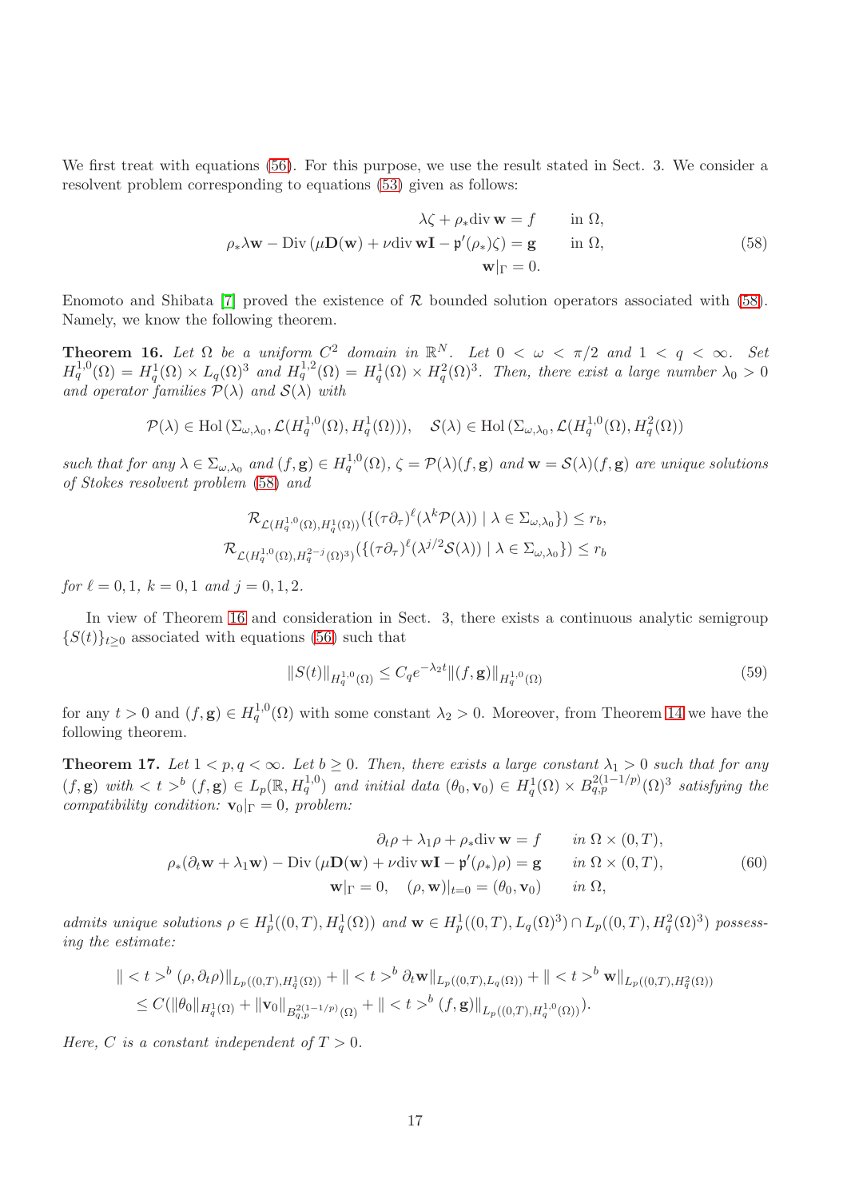We first treat with equations (56). For this purpose, we use the result stated in Sect. 3. We consider a resolvent problem corresponding to equations (53) given as follows:

$$
\begin{aligned}
\lambda\zeta + \rho_* \mathrm{div}\, \mathbf{w} &= f \qquad \text{in } \Omega,\\
\rho_*\lambda\mathbf{w} - \mathrm{Div}\,(\mu\mathbf{D}(\mathbf{w}) + \nu \mathrm{div}\,\mathbf{w}\mathbf{I} - \mathfrak{p}'(\rho_*)\zeta) &= \mathbf{g} \qquad \text{in } \Omega,\\
\mathbf{w}|_\Gamma &= 0.
\end{aligned}
\tag{58}
$$

Enomoto and Shibata [7] proved the existence of $\mathcal{R}$ bounded solution operators associated with (58). Namely, we know the following theorem.

**Theorem 16.** *Let $\Omega$ be a uniform $C^2$ domain in $\mathbb{R}^N$. Let $0 < \omega < \pi/2$ and $1 < q < \infty$. Set $H^{1,0}_q(\Omega) = H^1_q(\Omega) \times L_q(\Omega)^3$ and $H^{1,2}_q(\Omega) = H^1_q(\Omega) \times H^2_q(\Omega)^3$. Then, there exist a large number $\lambda_0 > 0$ and operator families $\mathcal{P}(\lambda)$ and $\mathcal{S}(\lambda)$ with*

$$
\mathcal{P}(\lambda) \in \mathrm{Hol}\,(\Sigma_{\omega,\lambda_0}, \mathcal{L}(H^{1,0}_q(\Omega), H^1_q(\Omega))), \quad \mathcal{S}(\lambda) \in \mathrm{Hol}\,(\Sigma_{\omega,\lambda_0}, \mathcal{L}(H^{1,0}_q(\Omega), H^2_q(\Omega))
$$

*such that for any $\lambda \in \Sigma_{\omega,\lambda_0}$ and $(f, \mathbf{g}) \in H^{1,0}_q(\Omega)$, $\zeta = \mathcal{P}(\lambda)(f, \mathbf{g})$ and $\mathbf{w} = \mathcal{S}(\lambda)(f, \mathbf{g})$ are unique solutions of Stokes resolvent problem (58) and*

$$
\mathcal{R}_{\mathcal{L}(H^{1,0}_q(\Omega), H^1_q(\Omega))}(\{(\tau\partial_\tau)^\ell(\lambda^k\mathcal{P}(\lambda)) \mid \lambda \in \Sigma_{\omega,\lambda_0}\}) \le r_b,
$$
$$
\mathcal{R}_{\mathcal{L}(H^{1,0}_q(\Omega), H^{2-j}_q(\Omega)^3)}(\{(\tau\partial_\tau)^\ell(\lambda^{j/2}\mathcal{S}(\lambda)) \mid \lambda \in \Sigma_{\omega,\lambda_0}\}) \le r_b
$$

*for $\ell = 0, 1$, $k = 0, 1$ and $j = 0, 1, 2$.*

In view of Theorem 16 and consideration in Sect. 3, there exists a continuous analytic semigroup $\{S(t)\}_{t\ge 0}$ associated with equations (56) such that

$$
\|S(t)\|_{H^{1,0}_q(\Omega)} \le C_q e^{-\lambda_2 t}\|(f, \mathbf{g})\|_{H^{1,0}_q(\Omega)} \tag{59}
$$

for any $t > 0$ and $(f, \mathbf{g}) \in H^{1,0}_q(\Omega)$ with some constant $\lambda_2 > 0$. Moreover, from Theorem 14 we have the following theorem.

**Theorem 17.** *Let $1 < p, q < \infty$. Let $b \ge 0$. Then, there exists a large constant $\lambda_1 > 0$ such that for any $(f, \mathbf{g})$ with $< t >^b (f, \mathbf{g}) \in L_p(\mathbb{R}, H^{1,0}_q)$ and initial data $(\theta_0, \mathbf{v}_0) \in H^1_q(\Omega) \times B^{2(1-1/p)}_{q,p}(\Omega)^3$ satisfying the compatibility condition: $\mathbf{v}_0|_\Gamma = 0$, problem:*

$$
\begin{aligned}
\partial_t\rho + \lambda_1\rho + \rho_*\mathrm{div}\,\mathbf{w} &= f \qquad \text{in } \Omega \times (0, T),\\
\rho_*(\partial_t\mathbf{w} + \lambda_1\mathbf{w}) - \mathrm{Div}\,(\mu\mathbf{D}(\mathbf{w}) + \nu\mathrm{div}\,\mathbf{w}\mathbf{I} - \mathfrak{p}'(\rho_*)\rho) &= \mathbf{g} \qquad \text{in } \Omega \times (0, T),\\
\mathbf{w}|_\Gamma = 0, \quad (\rho, \mathbf{w})|_{t=0} &= (\theta_0, \mathbf{v}_0) \qquad \text{in } \Omega,
\end{aligned}
\tag{60}
$$

*admits unique solutions $\rho \in H^1_p((0, T), H^1_q(\Omega))$ and $\mathbf{w} \in H^1_p((0, T), L_q(\Omega)^3) \cap L_p((0, T), H^2_q(\Omega)^3)$ possessing the estimate:*

$$
\begin{aligned}
&\| < t >^b (\rho, \partial_t\rho)\|_{L_p((0,T),H^1_q(\Omega))} + \| < t >^b \partial_t\mathbf{w}\|_{L_p((0,T),L_q(\Omega))} + \| < t >^b \mathbf{w}\|_{L_p((0,T),H^2_q(\Omega))}\\
&\quad \le C(\|\theta_0\|_{H^1_q(\Omega)} + \|\mathbf{v}_0\|_{B^{2(1-1/p)}_{q,p}(\Omega)} + \| < t >^b (f, \mathbf{g})\|_{L_p((0,T),H^{1,0}_q(\Omega))}).
\end{aligned}
$$

*Here, $C$ is a constant independent of $T > 0$.*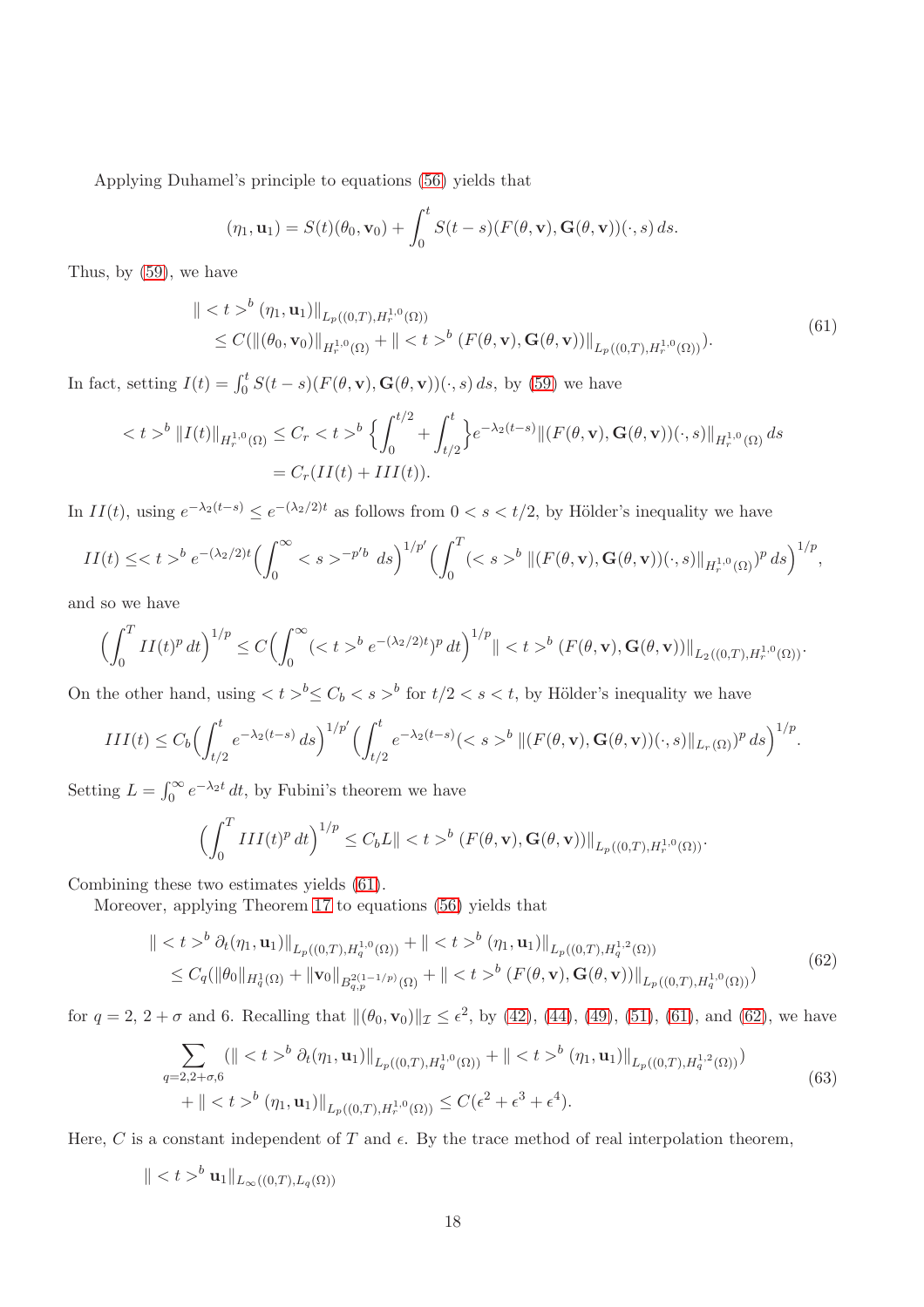Applying Duhamel's principle to equations (56) yields that

$$(\eta_1, \mathbf{u}_1) = S(t)(\theta_0, \mathbf{v}_0) + \int_0^t S(t-s)(F(\theta, \mathbf{v}), \mathbf{G}(\theta, \mathbf{v}))(\cdot, s)\, ds.$$

Thus, by (59), we have

$$\begin{aligned} &\| < t >^b (\eta_1, \mathbf{u}_1)\|_{L_p((0,T), H^{1,0}_r(\Omega))} \\ &\quad \le C(\|(\theta_0, \mathbf{v}_0)\|_{H^{1,0}_r(\Omega)} + \| < t >^b (F(\theta, \mathbf{v}), \mathbf{G}(\theta, \mathbf{v}))\|_{L_p((0,T), H^{1,0}_r(\Omega))}). \end{aligned} \tag{61}$$

In fact, setting $I(t) = \int_0^t S(t-s)(F(\theta, \mathbf{v}), \mathbf{G}(\theta, \mathbf{v}))(\cdot, s)\, ds$, by (59) we have

$$\begin{aligned} < t >^b \|I(t)\|_{H^{1,0}_r(\Omega)} &\le C_r < t >^b \Big\{ \int_0^{t/2} + \int_{t/2}^t \Big\} e^{-\lambda_2(t-s)} \|(F(\theta, \mathbf{v}), \mathbf{G}(\theta, \mathbf{v}))(\cdot, s)\|_{H^{1,0}_r(\Omega)}\, ds \\ &= C_r(II(t) + III(t)). \end{aligned}$$

In $II(t)$, using $e^{-\lambda_2(t-s)} \le e^{-(\lambda_2/2)t}$ as follows from $0 < s < t/2$, by Hölder's inequality we have

$$II(t) \le < t >^b e^{-(\lambda_2/2)t} \Big( \int_0^\infty < s >^{-p'b}\, ds \Big)^{1/p'} \Big( \int_0^T (< s >^b \|(F(\theta, \mathbf{v}), \mathbf{G}(\theta, \mathbf{v}))(\cdot, s)\|_{H^{1,0}_r(\Omega)})^p\, ds \Big)^{1/p},$$

and so we have

$$\Big( \int_0^T II(t)^p\, dt \Big)^{1/p} \le C \Big( \int_0^\infty (< t >^b e^{-(\lambda_2/2)t})^p\, dt \Big)^{1/p} \| < t >^b (F(\theta, \mathbf{v}), \mathbf{G}(\theta, \mathbf{v}))\|_{L_2((0,T), H^{1,0}_r(\Omega))}.$$

On the other hand, using $< t >^b \le C_b < s >^b$ for $t/2 < s < t$, by Hölder's inequality we have

$$III(t) \le C_b \Big( \int_{t/2}^t e^{-\lambda_2(t-s)}\, ds \Big)^{1/p'} \Big( \int_{t/2}^t e^{-\lambda_2(t-s)} (< s >^b \|(F(\theta, \mathbf{v}), \mathbf{G}(\theta, \mathbf{v}))(\cdot, s)\|_{L_r(\Omega)})^p\, ds \Big)^{1/p}.$$

Setting $L = \int_0^\infty e^{-\lambda_2 t}\, dt$, by Fubini's theorem we have

$$\Big( \int_0^T III(t)^p\, dt \Big)^{1/p} \le C_b L \| < t >^b (F(\theta, \mathbf{v}), \mathbf{G}(\theta, \mathbf{v}))\|_{L_p((0,T), H^{1,0}_r(\Omega))}.$$

Combining these two estimates yields (61).

Moreover, applying Theorem 17 to equations (56) yields that

$$\begin{aligned} &\| < t >^b \partial_t(\eta_1, \mathbf{u}_1)\|_{L_p((0,T), H^{1,0}_q(\Omega))} + \| < t >^b (\eta_1, \mathbf{u}_1)\|_{L_p((0,T), H^{1,2}_q(\Omega))} \\ &\quad \le C_q(\|\theta_0\|_{H^1_q(\Omega)} + \|\mathbf{v}_0\|_{B^{2(1-1/p)}_{q,p}(\Omega)} + \| < t >^b (F(\theta, \mathbf{v}), \mathbf{G}(\theta, \mathbf{v}))\|_{L_p((0,T), H^{1,0}_q(\Omega))}) \end{aligned} \tag{62}$$

for $q = 2$, $2 + \sigma$ and $6$. Recalling that $\|(\theta_0, \mathbf{v}_0)\|_{\mathcal{I}} \le \epsilon^2$, by (42), (44), (49), (51), (61), and (62), we have

$$\begin{aligned} &\sum_{q=2, 2+\sigma, 6} (\| < t >^b \partial_t(\eta_1, \mathbf{u}_1)\|_{L_p((0,T), H^{1,0}_q(\Omega))} + \| < t >^b (\eta_1, \mathbf{u}_1)\|_{L_p((0,T), H^{1,2}_q(\Omega))}) \\ &\quad + \| < t >^b (\eta_1, \mathbf{u}_1)\|_{L_p((0,T), H^{1,0}_r(\Omega))} \le C(\epsilon^2 + \epsilon^3 + \epsilon^4). \end{aligned} \tag{63}$$

Here, $C$ is a constant independent of $T$ and $\epsilon$. By the trace method of real interpolation theorem,

$$\| < t >^b \mathbf{u}_1\|_{L_\infty((0,T), L_q(\Omega))}$$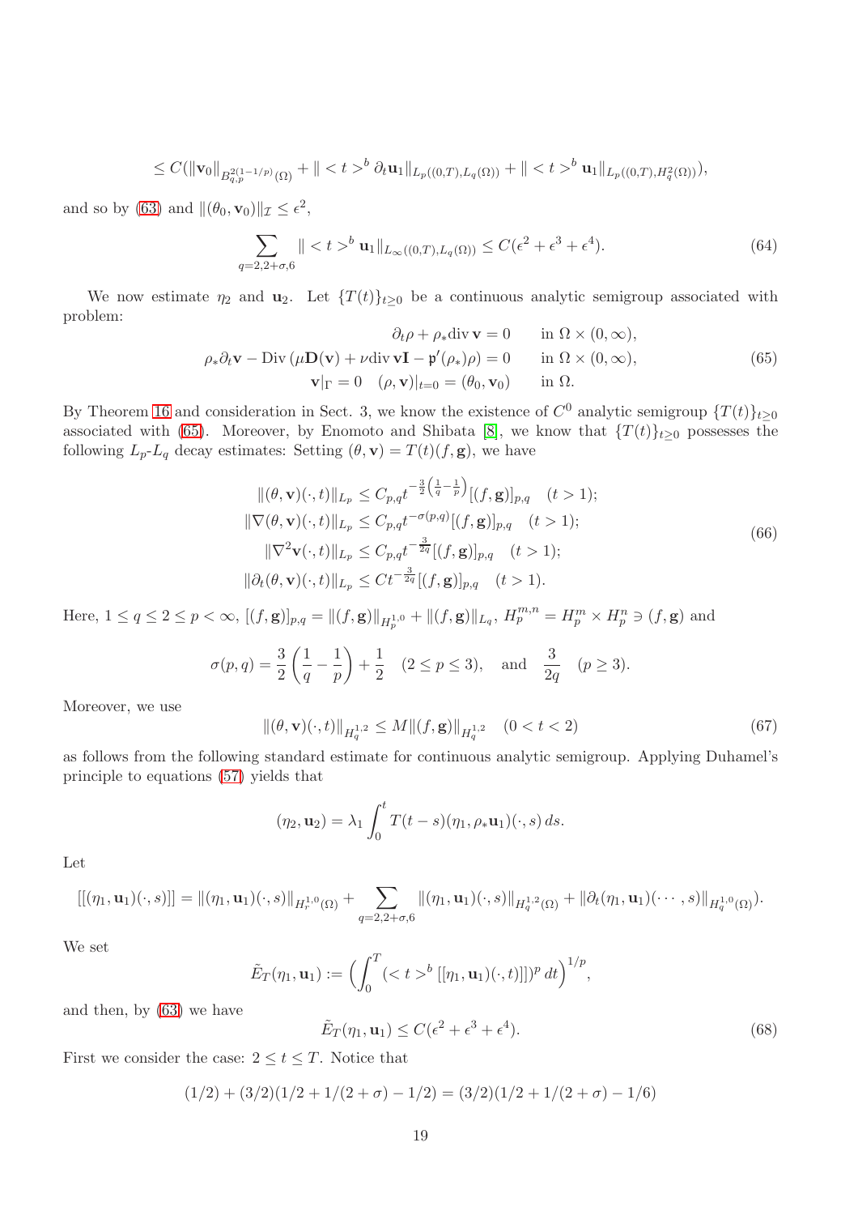$$\leq C(\|\mathbf{v}_0\|_{B^{2(1-1/p)}_{q,p}(\Omega)} + \|<t>^b \partial_t \mathbf{u}_1\|_{L_p((0,T),L_q(\Omega))} + \|<t>^b \mathbf{u}_1\|_{L_p((0,T),H^2_q(\Omega))}),$$

and so by (63) and $\|(\theta_0, \mathbf{v}_0)\|_{\mathcal{I}} \leq \epsilon^2$,

$$\sum_{q=2,2+\sigma,6} \|<t>^b \mathbf{u}_1\|_{L_\infty((0,T),L_q(\Omega))} \leq C(\epsilon^2 + \epsilon^3 + \epsilon^4). \tag{64}$$

We now estimate $\eta_2$ and $\mathbf{u}_2$. Let $\{T(t)\}_{t\geq 0}$ be a continuous analytic semigroup associated with problem:

$$\begin{aligned}
\partial_t \rho + \rho_* \mathrm{div}\, \mathbf{v} = 0 \quad & \text{in } \Omega \times (0, \infty), \\
\rho_* \partial_t \mathbf{v} - \mathrm{Div}\,(\mu \mathbf{D}(\mathbf{v}) + \nu \mathrm{div}\, \mathbf{v} \mathbf{I} - \mathfrak{p}'(\rho_*)\rho) = 0 \quad & \text{in } \Omega \times (0, \infty), \\
\mathbf{v}|_\Gamma = 0 \quad (\rho, \mathbf{v})|_{t=0} = (\theta_0, \mathbf{v}_0) \quad & \text{in } \Omega.
\end{aligned} \tag{65}$$

By Theorem 16 and consideration in Sect. 3, we know the existence of $C^0$ analytic semigroup $\{T(t)\}_{t\geq 0}$ associated with (65). Moreover, by Enomoto and Shibata [8], we know that $\{T(t)\}_{t\geq 0}$ possesses the following $L_p$-$L_q$ decay estimates: Setting $(\theta, \mathbf{v}) = T(t)(f, \mathbf{g})$, we have

$$\begin{aligned}
\|(\theta, \mathbf{v})(\cdot, t)\|_{L_p} &\leq C_{p,q} t^{-\frac{3}{2}\left(\frac{1}{q} - \frac{1}{p}\right)} [(f, \mathbf{g})]_{p,q} \quad (t > 1); \\
\|\nabla(\theta, \mathbf{v})(\cdot, t)\|_{L_p} &\leq C_{p,q} t^{-\sigma(p,q)} [(f, \mathbf{g})]_{p,q} \quad (t > 1); \\
\|\nabla^2 \mathbf{v}(\cdot, t)\|_{L_p} &\leq C_{p,q} t^{-\frac{3}{2q}} [(f, \mathbf{g})]_{p,q} \quad (t > 1); \\
\|\partial_t(\theta, \mathbf{v})(\cdot, t)\|_{L_p} &\leq C t^{-\frac{3}{2q}} [(f, \mathbf{g})]_{p,q} \quad (t > 1).
\end{aligned} \tag{66}$$

Here, $1 \leq q \leq 2 \leq p < \infty$, $[(f, \mathbf{g})]_{p,q} = \|(f, \mathbf{g})\|_{H^{1,0}_p} + \|(f, \mathbf{g})\|_{L_q}$, $H^{m,n}_p = H^m_p \times H^n_p \ni (f, \mathbf{g})$ and

$$\sigma(p, q) = \frac{3}{2}\left(\frac{1}{q} - \frac{1}{p}\right) + \frac{1}{2} \quad (2 \leq p \leq 3), \quad \text{and} \quad \frac{3}{2q} \quad (p \geq 3).$$

Moreover, we use

$$\|(\theta, \mathbf{v})(\cdot, t)\|_{H^{1,2}_q} \leq M \|(f, \mathbf{g})\|_{H^{1,2}_q} \quad (0 < t < 2) \tag{67}$$

as follows from the following standard estimate for continuous analytic semigroup. Applying Duhamel's principle to equations (57) yields that

$$(\eta_2, \mathbf{u}_2) = \lambda_1 \int_0^t T(t-s)(\eta_1, \rho_* \mathbf{u}_1)(\cdot, s)\, ds.$$

Let

$$[[(\eta_1, \mathbf{u}_1)(\cdot, s)]] = \|(\eta_1, \mathbf{u}_1)(\cdot, s)\|_{H^{1,0}_r(\Omega)} + \sum_{q=2,2+\sigma,6} \|(\eta_1, \mathbf{u}_1)(\cdot, s)\|_{H^{1,2}_q(\Omega)} + \|\partial_t(\eta_1, \mathbf{u}_1)(\cdots, s)\|_{H^{1,0}_q(\Omega)}.$$

We set

$$\tilde{E}_T(\eta_1, \mathbf{u}_1) := \Big(\int_0^T (<t>^b [[\eta_1, \mathbf{u}_1)(\cdot, t)]])^p\, dt\Big)^{1/p},$$

and then, by (63) we have

$$\tilde{E}_T(\eta_1, \mathbf{u}_1) \leq C(\epsilon^2 + \epsilon^3 + \epsilon^4). \tag{68}$$

First we consider the case: $2 \leq t \leq T$. Notice that

$$(1/2) + (3/2)(1/2 + 1/(2+\sigma) - 1/2) = (3/2)(1/2 + 1/(2+\sigma) - 1/6)$$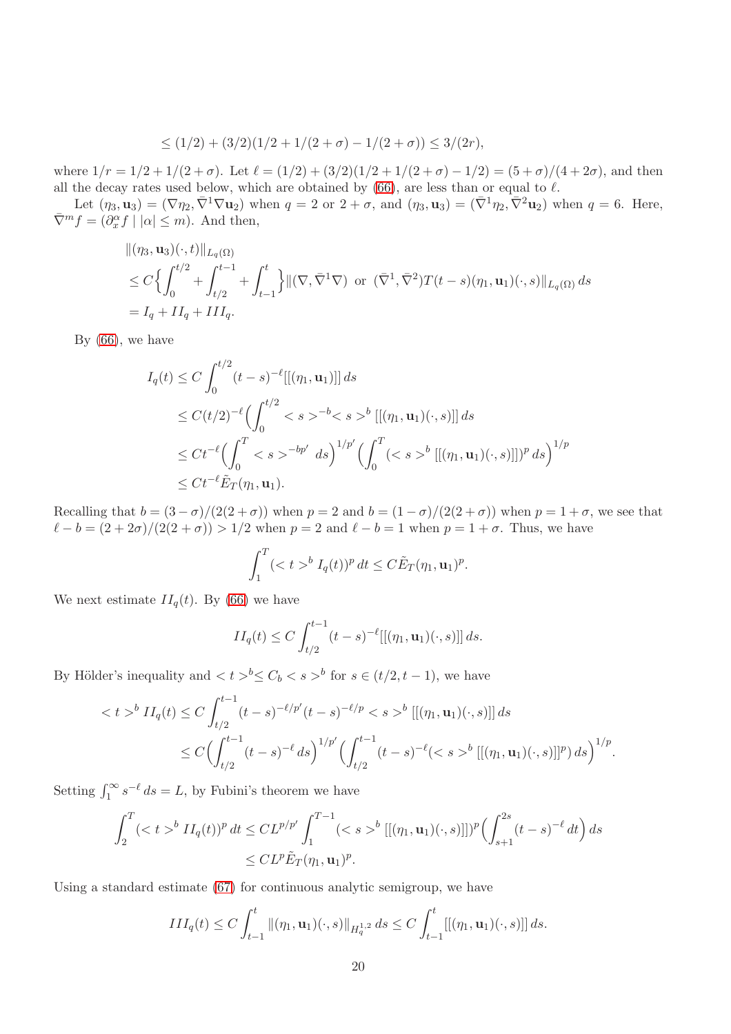$$\leq (1/2) + (3/2)(1/2 + 1/(2+\sigma) - 1/(2+\sigma)) \leq 3/(2r),$$

where $1/r = 1/2 + 1/(2+\sigma)$. Let $\ell = (1/2) + (3/2)(1/2 + 1/(2+\sigma) - 1/2) = (5+\sigma)/(4+2\sigma)$, and then all the decay rates used below, which are obtained by (66), are less than or equal to $\ell$.

Let $(\eta_3, \mathbf{u}_3) = (\nabla\eta_2, \bar\nabla^1\nabla\mathbf{u}_2)$ when $q = 2$ or $2+\sigma$, and $(\eta_3, \mathbf{u}_3) = (\bar\nabla^1\eta_2, \bar\nabla^2\mathbf{u}_2)$ when $q = 6$. Here, $\bar\nabla^m f = (\partial_x^\alpha f \mid |\alpha| \leq m)$. And then,

$$\begin{aligned}
&\|(\eta_3, \mathbf{u}_3)(\cdot, t)\|_{L_q(\Omega)} \\
&\leq C\Big\{\int_0^{t/2} + \int_{t/2}^{t-1} + \int_{t-1}^t\Big\}\|(\nabla, \bar\nabla^1\nabla) \text{ or } (\bar\nabla^1, \bar\nabla^2)T(t-s)(\eta_1, \mathbf{u}_1)(\cdot, s)\|_{L_q(\Omega)}\,ds \\
&= I_q + II_q + III_q.
\end{aligned}$$

By (66), we have

$$\begin{aligned}
I_q(t) &\leq C\int_0^{t/2}(t-s)^{-\ell}[[(\eta_1, \mathbf{u}_1)]]\,ds \\
&\leq C(t/2)^{-\ell}\Big(\int_0^{t/2} <s>^{-b}<s>^b [[(\eta_1, \mathbf{u}_1)(\cdot, s)]]\,ds \\
&\leq Ct^{-\ell}\Big(\int_0^T <s>^{-bp'}\,ds\Big)^{1/p'}\Big(\int_0^T (<s>^b [[(\eta_1, \mathbf{u}_1)(\cdot, s)]])^p\,ds\Big)^{1/p} \\
&\leq Ct^{-\ell}\tilde E_T(\eta_1, \mathbf{u}_1).
\end{aligned}$$

Recalling that $b = (3-\sigma)/(2(2+\sigma))$ when $p = 2$ and $b = (1-\sigma)/(2(2+\sigma))$ when $p = 1+\sigma$, we see that $\ell - b = (2+2\sigma)/(2(2+\sigma)) > 1/2$ when $p = 2$ and $\ell - b = 1$ when $p = 1+\sigma$. Thus, we have

$$\int_1^T (<t>^b I_q(t))^p\,dt \leq C\tilde E_T(\eta_1, \mathbf{u}_1)^p.$$

We next estimate $II_q(t)$. By (66) we have

$$II_q(t) \leq C\int_{t/2}^{t-1}(t-s)^{-\ell}[[(\eta_1, \mathbf{u}_1)(\cdot, s)]]\,ds.$$

By Hölder's inequality and $<t>^b \leq C_b <s>^b$ for $s \in (t/2, t-1)$, we have

$$\begin{aligned}
<t>^b II_q(t) &\leq C\int_{t/2}^{t-1}(t-s)^{-\ell/p'}(t-s)^{-\ell/p}<s>^b [[(\eta_1, \mathbf{u}_1)(\cdot, s)]]\,ds \\
&\leq C\Big(\int_{t/2}^{t-1}(t-s)^{-\ell}\,ds\Big)^{1/p'}\Big(\int_{t/2}^{t-1}(t-s)^{-\ell}(<s>^b [[(\eta_1, \mathbf{u}_1)(\cdot, s)]]^p)\,ds\Big)^{1/p}.
\end{aligned}$$

Setting $\int_1^\infty s^{-\ell}\,ds = L$, by Fubini's theorem we have

$$\begin{aligned}
\int_2^T (<t>^b II_q(t))^p\,dt &\leq CL^{p/p'}\int_1^{T-1}(<s>^b [[(\eta_1, \mathbf{u}_1)(\cdot, s)]])^p\Big(\int_{s+1}^{2s}(t-s)^{-\ell}\,dt\Big)\,ds \\
&\leq CL^p\tilde E_T(\eta_1, \mathbf{u}_1)^p.
\end{aligned}$$

Using a standard estimate (67) for continuous analytic semigroup, we have

$$III_q(t) \leq C\int_{t-1}^t \|(\eta_1, \mathbf{u}_1)(\cdot, s)\|_{H^{1,2}_q}\,ds \leq C\int_{t-1}^t [[(\eta_1, \mathbf{u}_1)(\cdot, s)]]\,ds.$$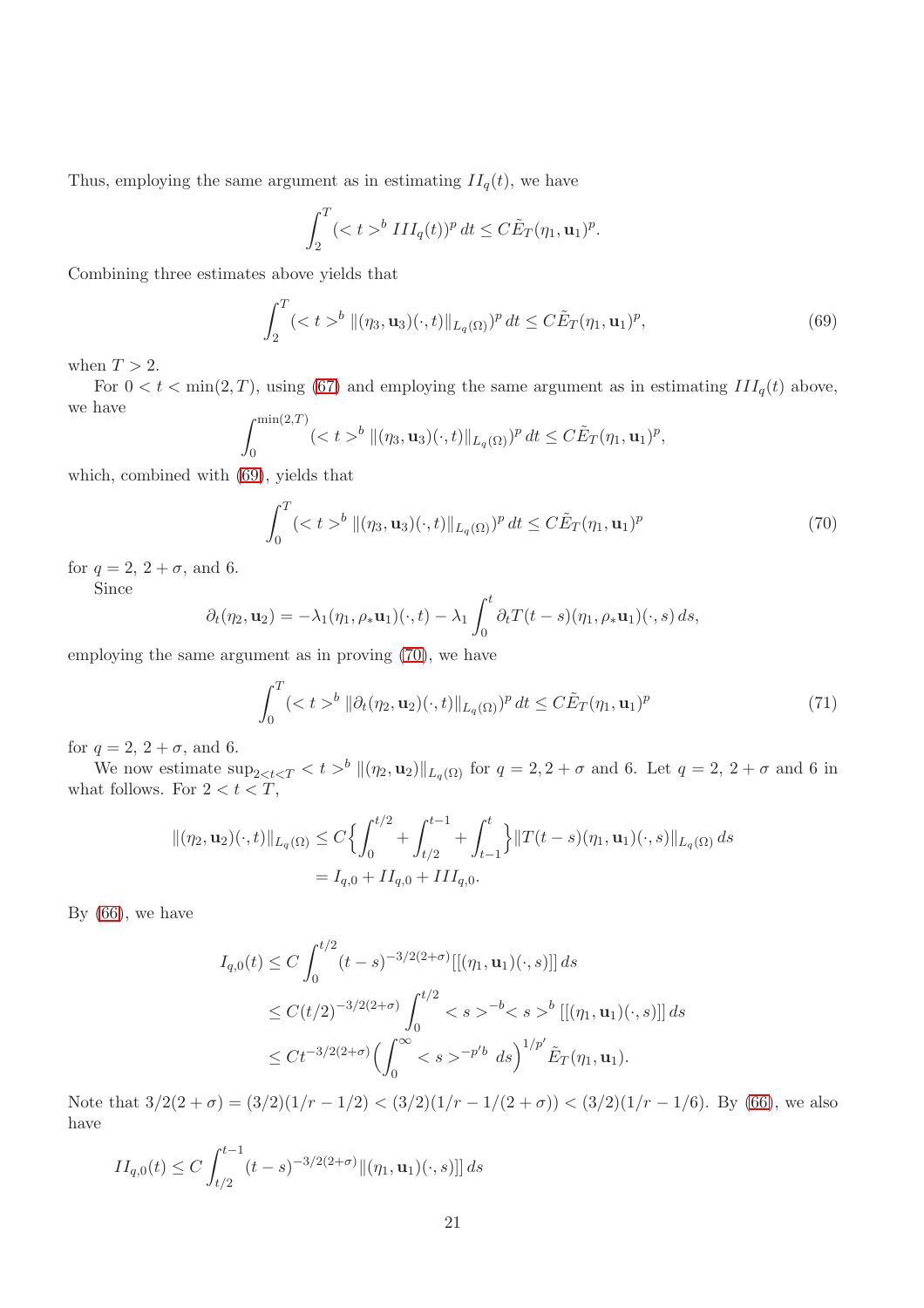Thus, employing the same argument as in estimating $II_q(t)$, we have

$$\int_2^T (<t>^b\, III_q(t))^p\, dt \leq C\tilde{E}_T(\eta_1, \mathbf{u}_1)^p.$$

Combining three estimates above yields that

$$\int_2^T (<t>^b \, \|(\eta_3, \mathbf{u}_3)(\cdot, t)\|_{L_q(\Omega)})^p\, dt \leq C\tilde{E}_T(\eta_1, \mathbf{u}_1)^p, \tag{69}$$

when $T > 2$.

For $0 < t < \min(2, T)$, using (67) and employing the same argument as in estimating $III_q(t)$ above, we have

$$\int_0^{\min(2,T)} (<t>^b \, \|(\eta_3, \mathbf{u}_3)(\cdot, t)\|_{L_q(\Omega)})^p\, dt \leq C\tilde{E}_T(\eta_1, \mathbf{u}_1)^p,$$

which, combined with (69), yields that

$$\int_0^T (<t>^b \, \|(\eta_3, \mathbf{u}_3)(\cdot, t)\|_{L_q(\Omega)})^p\, dt \leq C\tilde{E}_T(\eta_1, \mathbf{u}_1)^p \tag{70}$$

for $q = 2$, $2+\sigma$, and $6$.

Since

$$\partial_t(\eta_2, \mathbf{u}_2) = -\lambda_1(\eta_1, \rho_*\mathbf{u}_1)(\cdot, t) - \lambda_1 \int_0^t \partial_t T(t-s)(\eta_1, \rho_*\mathbf{u}_1)(\cdot, s)\, ds,$$

employing the same argument as in proving (70), we have

$$\int_0^T (<t>^b \, \|\partial_t(\eta_2, \mathbf{u}_2)(\cdot, t)\|_{L_q(\Omega)})^p\, dt \leq C\tilde{E}_T(\eta_1, \mathbf{u}_1)^p \tag{71}$$

for $q = 2$, $2+\sigma$, and $6$.

We now estimate $\sup_{2<t<T} <t>^b \|(\eta_2, \mathbf{u}_2)\|_{L_q(\Omega)}$ for $q = 2, 2+\sigma$ and $6$. Let $q = 2$, $2+\sigma$ and $6$ in what follows. For $2 < t < T$,

$$\begin{aligned}
\|(\eta_2, \mathbf{u}_2)(\cdot, t)\|_{L_q(\Omega)} &\leq C\Big\{\int_0^{t/2} + \int_{t/2}^{t-1} + \int_{t-1}^{t}\Big\} \|T(t-s)(\eta_1, \mathbf{u}_1)(\cdot, s)\|_{L_q(\Omega)}\, ds \\
&= I_{q,0} + II_{q,0} + III_{q,0}.
\end{aligned}$$

By (66), we have

$$\begin{aligned}
I_{q,0}(t) &\leq C\int_0^{t/2} (t-s)^{-3/2(2+\sigma)} [[(\eta_1, \mathbf{u}_1)(\cdot, s)]]\, ds \\
&\leq C(t/2)^{-3/2(2+\sigma)} \int_0^{t/2} <s>^{-b} <s>^b [[(\eta_1, \mathbf{u}_1)(\cdot, s)]]\, ds \\
&\leq Ct^{-3/2(2+\sigma)} \Big(\int_0^\infty <s>^{-p'b}\, ds\Big)^{1/p'} \tilde{E}_T(\eta_1, \mathbf{u}_1).
\end{aligned}$$

Note that $3/2(2+\sigma) = (3/2)(1/r - 1/2) < (3/2)(1/r - 1/(2+\sigma)) < (3/2)(1/r - 1/6)$. By (66), we also have

$$II_{q,0}(t) \leq C\int_{t/2}^{t-1} (t-s)^{-3/2(2+\sigma)} \|(\eta_1, \mathbf{u}_1)(\cdot, s)]]\, ds$$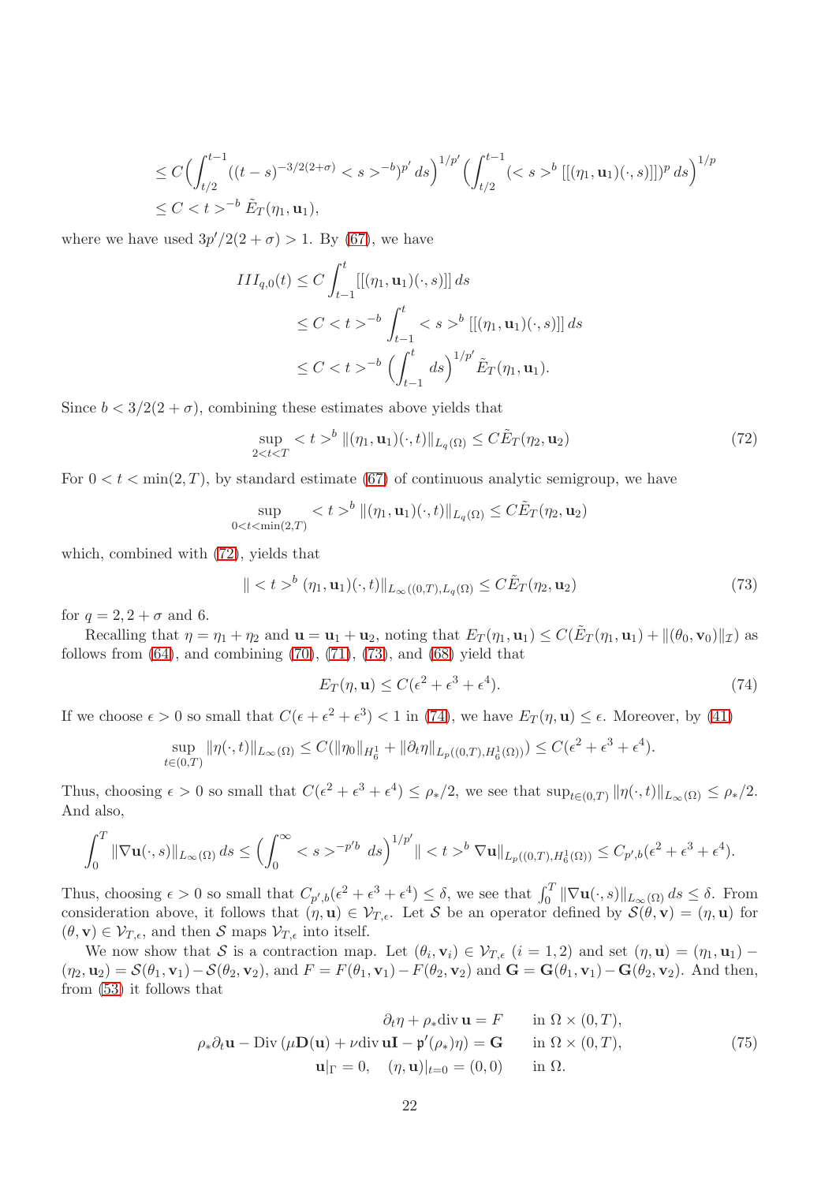$$\leq C\Big(\int_{t/2}^{t-1}((t-s)^{-3/2(2+\sigma)} <s>^{-b})^{p'}\,ds\Big)^{1/p'}\Big(\int_{t/2}^{t-1}(<s>^{b}\,[[(\eta_1,\mathbf{u}_1)(\cdot,s)]])^{p}\,ds\Big)^{1/p}$$
$$\leq C <t>^{-b}\,\tilde{E}_T(\eta_1,\mathbf{u}_1),$$

where we have used $3p'/2(2+\sigma)>1$. By (67), we have

$$\begin{aligned}
III_{q,0}(t) &\leq C\int_{t-1}^{t}[[(\eta_1,\mathbf{u}_1)(\cdot,s)]]\,ds\\
&\leq C <t>^{-b}\int_{t-1}^{t} <s>^{b}\,[[(\eta_1,\mathbf{u}_1)(\cdot,s)]]\,ds\\
&\leq C <t>^{-b}\Big(\int_{t-1}^{t}ds\Big)^{1/p'}\tilde{E}_T(\eta_1,\mathbf{u}_1).
\end{aligned}$$

Since $b<3/2(2+\sigma)$, combining these estimates above yields that

$$\sup_{2<t<T} <t>^{b}\,\|(\eta_1,\mathbf{u}_1)(\cdot,t)\|_{L_q(\Omega)} \leq C\tilde{E}_T(\eta_2,\mathbf{u}_2) \tag{72}$$

For $0<t<\min(2,T)$, by standard estimate (67) of continuous analytic semigroup, we have

$$\sup_{0<t<\min(2,T)} <t>^{b}\,\|(\eta_1,\mathbf{u}_1)(\cdot,t)\|_{L_q(\Omega)} \leq C\tilde{E}_T(\eta_2,\mathbf{u}_2)$$

which, combined with (72), yields that

$$\|<t>^{b}(\eta_1,\mathbf{u}_1)(\cdot,t)\|_{L_\infty((0,T),L_q(\Omega)} \leq C\tilde{E}_T(\eta_2,\mathbf{u}_2) \tag{73}$$

for $q=2,2+\sigma$ and 6.

Recalling that $\eta=\eta_1+\eta_2$ and $\mathbf{u}=\mathbf{u}_1+\mathbf{u}_2$, noting that $E_T(\eta_1,\mathbf{u}_1)\leq C(\tilde{E}_T(\eta_1,\mathbf{u}_1)+\|(\theta_0,\mathbf{v}_0)\|_{\mathcal{I}})$ as follows from (64), and combining (70), (71), (73), and (68) yield that

$$E_T(\eta,\mathbf{u})\leq C(\epsilon^2+\epsilon^3+\epsilon^4). \tag{74}$$

If we choose $\epsilon>0$ so small that $C(\epsilon+\epsilon^2+\epsilon^3)<1$ in (74), we have $E_T(\eta,\mathbf{u})\leq\epsilon$. Moreover, by (41)

$$\sup_{t\in(0,T)}\|\eta(\cdot,t)\|_{L_\infty(\Omega)}\leq C(\|\eta_0\|_{H^1_6}+\|\partial_t\eta\|_{L_p((0,T),H^1_6(\Omega))})\leq C(\epsilon^2+\epsilon^3+\epsilon^4).$$

Thus, choosing $\epsilon>0$ so small that $C(\epsilon^2+\epsilon^3+\epsilon^4)\leq\rho_*/2$, we see that $\sup_{t\in(0,T)}\|\eta(\cdot,t)\|_{L_\infty(\Omega)}\leq\rho_*/2$. And also,

$$\int_0^T\|\nabla\mathbf{u}(\cdot,s)\|_{L_\infty(\Omega)}\,ds\leq\Big(\int_0^\infty <s>^{-p'b}\,ds\Big)^{1/p'}\|<t>^{b}\nabla\mathbf{u}\|_{L_p((0,T),H^1_6(\Omega))}\leq C_{p',b}(\epsilon^2+\epsilon^3+\epsilon^4).$$

Thus, choosing $\epsilon>0$ so small that $C_{p',b}(\epsilon^2+\epsilon^3+\epsilon^4)\leq\delta$, we see that $\int_0^T\|\nabla\mathbf{u}(\cdot,s)\|_{L_\infty(\Omega)}\,ds\leq\delta$. From consideration above, it follows that $(\eta,\mathbf{u})\in\mathcal{V}_{T,\epsilon}$. Let $\mathcal{S}$ be an operator defined by $\mathcal{S}(\theta,\mathbf{v})=(\eta,\mathbf{u})$ for $(\theta,\mathbf{v})\in\mathcal{V}_{T,\epsilon}$, and then $\mathcal{S}$ maps $\mathcal{V}_{T,\epsilon}$ into itself.

We now show that $\mathcal{S}$ is a contraction map. Let $(\theta_i,\mathbf{v}_i)\in\mathcal{V}_{T,\epsilon}$ $(i=1,2)$ and set $(\eta,\mathbf{u})=(\eta_1,\mathbf{u}_1)-(\eta_2,\mathbf{u}_2)=\mathcal{S}(\theta_1,\mathbf{v}_1)-\mathcal{S}(\theta_2,\mathbf{v}_2)$, and $F=F(\theta_1,\mathbf{v}_1)-F(\theta_2,\mathbf{v}_2)$ and $\mathbf{G}=\mathbf{G}(\theta_1,\mathbf{v}_1)-\mathbf{G}(\theta_2,\mathbf{v}_2)$. And then, from (53) it follows that

$$\begin{aligned}
\partial_t\eta+\rho_*\mathrm{div}\,\mathbf{u}=F &\qquad\text{in }\Omega\times(0,T),\\
\rho_*\partial_t\mathbf{u}-\mathrm{Div}\,(\mu\mathbf{D}(\mathbf{u})+\nu\mathrm{div}\,\mathbf{u}\mathbf{I}-\mathfrak{p}'(\rho_*)\eta)=\mathbf{G} &\qquad\text{in }\Omega\times(0,T),\\
\mathbf{u}|_\Gamma=0,\quad(\eta,\mathbf{u})|_{t=0}=(0,0) &\qquad\text{in }\Omega.
\end{aligned}\tag{75}$$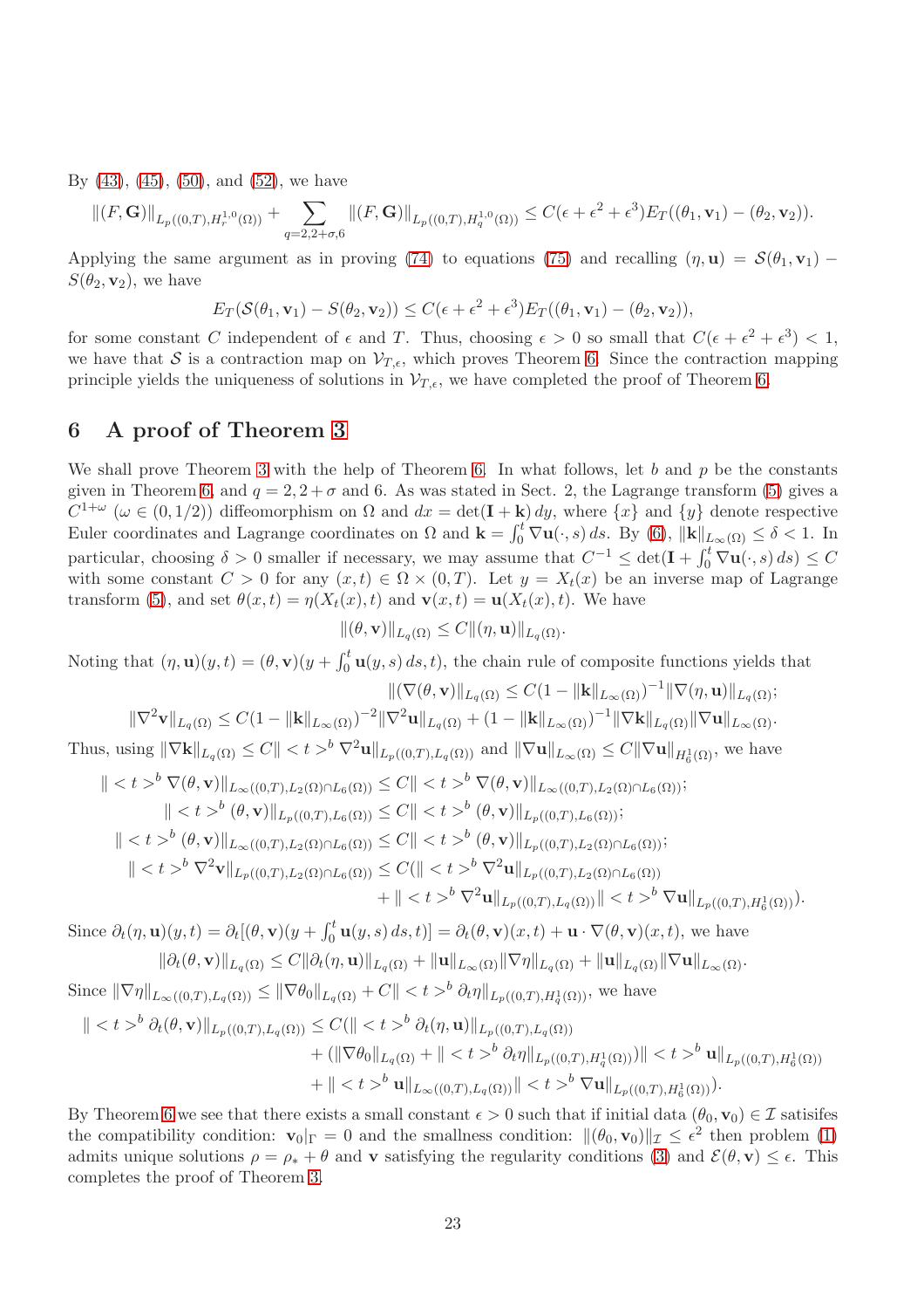By (43), (45), (50), and (52), we have

$$\|(F, \mathbf{G})\|_{L_p((0,T),H^{1,0}_r(\Omega))} + \sum_{q=2,2+\sigma,6} \|(F, \mathbf{G})\|_{L_p((0,T),H^{1,0}_q(\Omega))} \leq C(\epsilon + \epsilon^2 + \epsilon^3)E_T((\theta_1, \mathbf{v}_1) - (\theta_2, \mathbf{v}_2)).$$

Applying the same argument as in proving (74) to equations (75) and recalling $(\eta, \mathbf{u}) = \mathcal{S}(\theta_1, \mathbf{v}_1) - S(\theta_2, \mathbf{v}_2)$, we have

$$E_T(\mathcal{S}(\theta_1, \mathbf{v}_1) - S(\theta_2, \mathbf{v}_2)) \leq C(\epsilon + \epsilon^2 + \epsilon^3)E_T((\theta_1, \mathbf{v}_1) - (\theta_2, \mathbf{v}_2)),$$

for some constant $C$ independent of $\epsilon$ and $T$. Thus, choosing $\epsilon > 0$ so small that $C(\epsilon + \epsilon^2 + \epsilon^3) < 1$, we have that $\mathcal{S}$ is a contraction map on $\mathcal{V}_{T,\epsilon}$, which proves Theorem 6. Since the contraction mapping principle yields the uniqueness of solutions in $\mathcal{V}_{T,\epsilon}$, we have completed the proof of Theorem 6.

## 6 A proof of Theorem 3

We shall prove Theorem 3 with the help of Theorem 6. In what follows, let $b$ and $p$ be the constants given in Theorem 6, and $q = 2, 2+\sigma$ and 6. As was stated in Sect. 2, the Lagrange transform (5) gives a $C^{1+\omega}$ ($\omega \in (0, 1/2)$) diffeomorphism on $\Omega$ and $dx = \det(\mathbf{I} + \mathbf{k})\,dy$, where $\{x\}$ and $\{y\}$ denote respective Euler coordinates and Lagrange coordinates on $\Omega$ and $\mathbf{k} = \int_0^t \nabla \mathbf{u}(\cdot, s)\,ds$. By (6), $\|\mathbf{k}\|_{L_\infty(\Omega)} \leq \delta < 1$. In particular, choosing $\delta > 0$ smaller if necessary, we may assume that $C^{-1} \leq \det(\mathbf{I} + \int_0^t \nabla \mathbf{u}(\cdot, s)\,ds) \leq C$ with some constant $C > 0$ for any $(x, t) \in \Omega \times (0, T)$. Let $y = X_t(x)$ be an inverse map of Lagrange transform (5), and set $\theta(x, t) = \eta(X_t(x), t)$ and $\mathbf{v}(x, t) = \mathbf{u}(X_t(x), t)$. We have

$$\|(\theta, \mathbf{v})\|_{L_q(\Omega)} \leq C\|(\eta, \mathbf{u})\|_{L_q(\Omega)}.$$

Noting that $(\eta, \mathbf{u})(y, t) = (\theta, \mathbf{v})(y + \int_0^t \mathbf{u}(y, s)\,ds, t)$, the chain rule of composite functions yields that

$$\|(\nabla(\theta, \mathbf{v})\|_{L_q(\Omega)} \leq C(1 - \|\mathbf{k}\|_{L_\infty(\Omega)})^{-1}\|\nabla(\eta, \mathbf{u})\|_{L_q(\Omega)};$$

$$\|\nabla^2 \mathbf{v}\|_{L_q(\Omega)} \leq C(1 - \|\mathbf{k}\|_{L_\infty(\Omega)})^{-2}\|\nabla^2 \mathbf{u}\|_{L_q(\Omega)} + (1 - \|\mathbf{k}\|_{L_\infty(\Omega)})^{-1}\|\nabla \mathbf{k}\|_{L_q(\Omega)}\|\nabla \mathbf{u}\|_{L_\infty(\Omega)}.$$

Thus, using $\|\nabla \mathbf{k}\|_{L_q(\Omega)} \leq C\| < t >^b \nabla^2 \mathbf{u}\|_{L_p((0,T),L_q(\Omega))}$ and $\|\nabla \mathbf{u}\|_{L_\infty(\Omega)} \leq C\|\nabla \mathbf{u}\|_{H^1_6(\Omega)}$, we have

$$\begin{aligned}
\| < t >^b \nabla(\theta, \mathbf{v})\|_{L_\infty((0,T),L_2(\Omega)\cap L_6(\Omega))} &\leq C\| < t >^b \nabla(\theta, \mathbf{v})\|_{L_\infty((0,T),L_2(\Omega)\cap L_6(\Omega))};\\
\| < t >^b (\theta, \mathbf{v})\|_{L_p((0,T),L_6(\Omega))} &\leq C\| < t >^b (\theta, \mathbf{v})\|_{L_p((0,T),L_6(\Omega))};\\
\| < t >^b (\theta, \mathbf{v})\|_{L_\infty((0,T),L_2(\Omega)\cap L_6(\Omega))} &\leq C\| < t >^b (\theta, \mathbf{v})\|_{L_p((0,T),L_2(\Omega)\cap L_6(\Omega))};\\
\| < t >^b \nabla^2 \mathbf{v}\|_{L_p((0,T),L_2(\Omega)\cap L_6(\Omega))} &\leq C(\| < t >^b \nabla^2 \mathbf{u}\|_{L_p((0,T),L_2(\Omega)\cap L_6(\Omega))}\\
&\quad + \| < t >^b \nabla^2 \mathbf{u}\|_{L_p((0,T),L_q(\Omega))}\| < t >^b \nabla \mathbf{u}\|_{L_p((0,T),H^1_6(\Omega))}).
\end{aligned}$$

Since $\partial_t(\eta, \mathbf{u})(y, t) = \partial_t[(\theta, \mathbf{v})(y + \int_0^t \mathbf{u}(y, s)\,ds, t)] = \partial_t(\theta, \mathbf{v})(x, t) + \mathbf{u} \cdot \nabla(\theta, \mathbf{v})(x, t)$, we have

$$\|\partial_t(\theta, \mathbf{v})\|_{L_q(\Omega)} \leq C\|\partial_t(\eta, \mathbf{u})\|_{L_q(\Omega)} + \|\mathbf{u}\|_{L_\infty(\Omega)}\|\nabla\eta\|_{L_q(\Omega)} + \|\mathbf{u}\|_{L_q(\Omega)}\|\nabla \mathbf{u}\|_{L_\infty(\Omega)}.$$

Since $\|\nabla\eta\|_{L_\infty((0,T),L_q(\Omega))} \leq \|\nabla\theta_0\|_{L_q(\Omega)} + C\| < t >^b \partial_t\eta\|_{L_p((0,T),H^1_q(\Omega))}$, we have

$$\begin{aligned}
\| < t >^b \partial_t(\theta, \mathbf{v})\|_{L_p((0,T),L_q(\Omega))} &\leq C(\| < t >^b \partial_t(\eta, \mathbf{u})\|_{L_p((0,T),L_q(\Omega))}\\
&\quad + (\|\nabla\theta_0\|_{L_q(\Omega)} + \| < t >^b \partial_t\eta\|_{L_p((0,T),H^1_q(\Omega))})\| < t >^b \mathbf{u}\|_{L_p((0,T),H^1_6(\Omega))}\\
&\quad + \| < t >^b \mathbf{u}\|_{L_\infty((0,T),L_q(\Omega))}\| < t >^b \nabla \mathbf{u}\|_{L_p((0,T),H^1_6(\Omega))}).
\end{aligned}$$

By Theorem 6 we see that there exists a small constant $\epsilon > 0$ such that if initial data $(\theta_0, \mathbf{v}_0) \in \mathcal{I}$ satisifes the compatibility condition: $\mathbf{v}_0|_\Gamma = 0$ and the smallness condition: $\|(\theta_0, \mathbf{v}_0)\|_{\mathcal{I}} \leq \epsilon^2$ then problem (1) admits unique solutions $\rho = \rho_* + \theta$ and $\mathbf{v}$ satisfying the regularity conditions (3) and $\mathcal{E}(\theta, \mathbf{v}) \leq \epsilon$. This completes the proof of Theorem 3.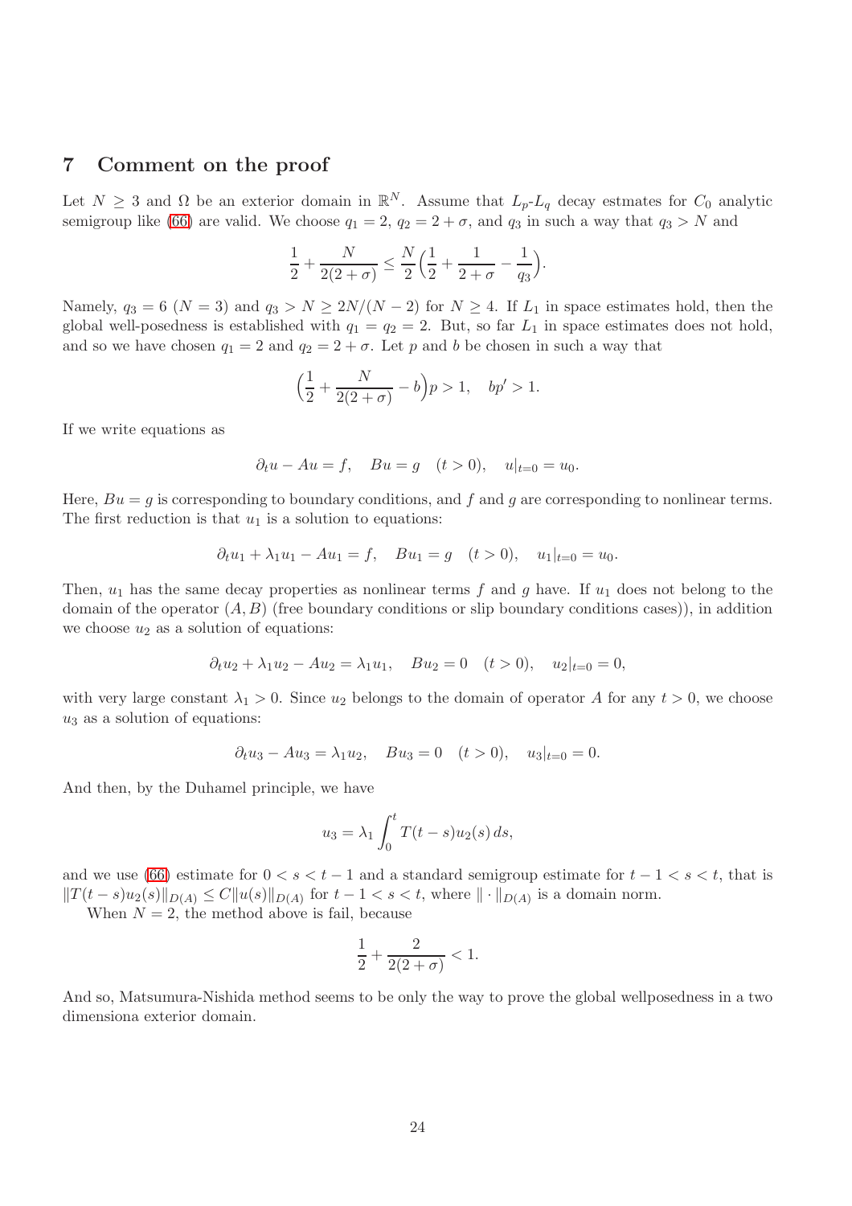## 7 Comment on the proof

Let $N \geq 3$ and $\Omega$ be an exterior domain in $\mathbb{R}^N$. Assume that $L_p$-$L_q$ decay estmates for $C_0$ analytic semigroup like (66) are valid. We choose $q_1 = 2$, $q_2 = 2 + \sigma$, and $q_3$ in such a way that $q_3 > N$ and

$$\frac{1}{2} + \frac{N}{2(2+\sigma)} \leq \frac{N}{2}\Big(\frac{1}{2} + \frac{1}{2+\sigma} - \frac{1}{q_3}\Big).$$

Namely, $q_3 = 6$ ($N = 3$) and $q_3 > N \geq 2N/(N-2)$ for $N \geq 4$. If $L_1$ in space estimates hold, then the global well-posedness is established with $q_1 = q_2 = 2$. But, so far $L_1$ in space estimates does not hold, and so we have chosen $q_1 = 2$ and $q_2 = 2 + \sigma$. Let $p$ and $b$ be chosen in such a way that

$$\Big(\frac{1}{2} + \frac{N}{2(2+\sigma)} - b\Big)p > 1, \quad bp' > 1.$$

If we write equations as

$$\partial_t u - Au = f, \quad Bu = g \quad (t > 0), \quad u|_{t=0} = u_0.$$

Here, $Bu = g$ is corresponding to boundary conditions, and $f$ and $g$ are corresponding to nonlinear terms. The first reduction is that $u_1$ is a solution to equations:

$$\partial_t u_1 + \lambda_1 u_1 - Au_1 = f, \quad Bu_1 = g \quad (t > 0), \quad u_1|_{t=0} = u_0.$$

Then, $u_1$ has the same decay properties as nonlinear terms $f$ and $g$ have. If $u_1$ does not belong to the domain of the operator $(A, B)$ (free boundary conditions or slip boundary conditions cases)), in addition we choose $u_2$ as a solution of equations:

$$\partial_t u_2 + \lambda_1 u_2 - Au_2 = \lambda_1 u_1, \quad Bu_2 = 0 \quad (t > 0), \quad u_2|_{t=0} = 0,$$

with very large constant $\lambda_1 > 0$. Since $u_2$ belongs to the domain of operator $A$ for any $t > 0$, we choose $u_3$ as a solution of equations:

$$\partial_t u_3 - Au_3 = \lambda_1 u_2, \quad Bu_3 = 0 \quad (t > 0), \quad u_3|_{t=0} = 0.$$

And then, by the Duhamel principle, we have

$$u_3 = \lambda_1 \int_0^t T(t-s)u_2(s)\,ds,$$

and we use (66) estimate for $0 < s < t-1$ and a standard semigroup estimate for $t - 1 < s < t$, that is $\|T(t-s)u_2(s)\|_{D(A)} \leq C\|u(s)\|_{D(A)}$ for $t - 1 < s < t$, where $\|\cdot\|_{D(A)}$ is a domain norm.

When $N = 2$, the method above is fail, because

$$\frac{1}{2} + \frac{2}{2(2+\sigma)} < 1.$$

And so, Matsumura-Nishida method seems to be only the way to prove the global wellposedness in a two dimensiona exterior domain.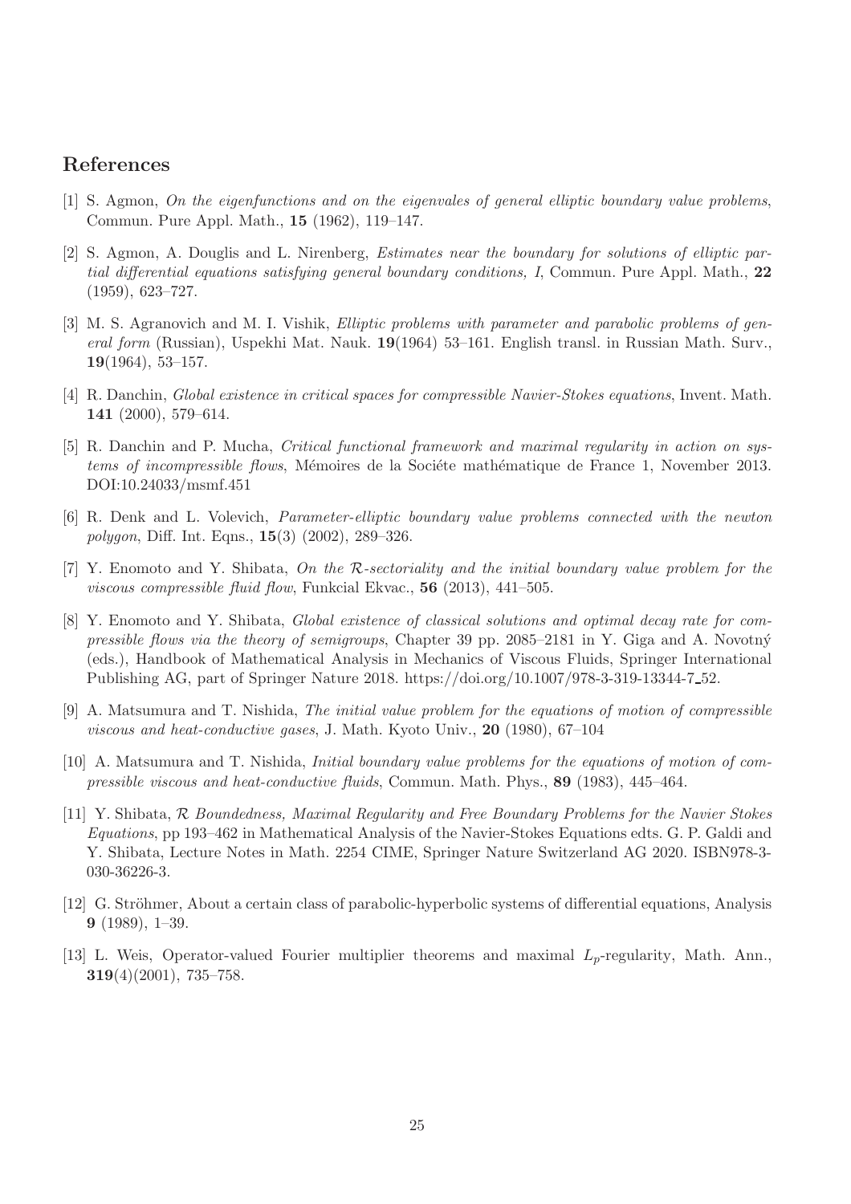## References

[1] S. Agmon, *On the eigenfunctions and on the eigenvales of general elliptic boundary value problems*, Commun. Pure Appl. Math., **15** (1962), 119–147.

[2] S. Agmon, A. Douglis and L. Nirenberg, *Estimates near the boundary for solutions of elliptic partial differential equations satisfying general boundary conditions, I*, Commun. Pure Appl. Math., **22** (1959), 623–727.

[3] M. S. Agranovich and M. I. Vishik, *Elliptic problems with parameter and parabolic problems of general form* (Russian), Uspekhi Mat. Nauk. **19**(1964) 53–161. English transl. in Russian Math. Surv., **19**(1964), 53–157.

[4] R. Danchin, *Global existence in critical spaces for compressible Navier-Stokes equations*, Invent. Math. **141** (2000), 579–614.

[5] R. Danchin and P. Mucha, *Critical functional framework and maximal regularity in action on systems of incompressible flows*, Mémoires de la Sociéte mathématique de France 1, November 2013. DOI:10.24033/msmf.451

[6] R. Denk and L. Volevich, *Parameter-elliptic boundary value problems connected with the newton polygon*, Diff. Int. Eqns., **15**(3) (2002), 289–326.

[7] Y. Enomoto and Y. Shibata, *On the $\mathcal{R}$-sectoriality and the initial boundary value problem for the viscous compressible fluid flow*, Funkcial Ekvac., **56** (2013), 441–505.

[8] Y. Enomoto and Y. Shibata, *Global existence of classical solutions and optimal decay rate for compressible flows via the theory of semigroups*, Chapter 39 pp. 2085–2181 in Y. Giga and A. Novotný (eds.), Handbook of Mathematical Analysis in Mechanics of Viscous Fluids, Springer International Publishing AG, part of Springer Nature 2018. https://doi.org/10.1007/978-3-319-13344-7_52.

[9] A. Matsumura and T. Nishida, *The initial value problem for the equations of motion of compressible viscous and heat-conductive gases*, J. Math. Kyoto Univ., **20** (1980), 67–104

[10] A. Matsumura and T. Nishida, *Initial boundary value problems for the equations of motion of compressible viscous and heat-conductive fluids*, Commun. Math. Phys., **89** (1983), 445–464.

[11] Y. Shibata, *$\mathcal{R}$ Boundedness, Maximal Regularity and Free Boundary Problems for the Navier Stokes Equations*, pp 193–462 in Mathematical Analysis of the Navier-Stokes Equations edts. G. P. Galdi and Y. Shibata, Lecture Notes in Math. 2254 CIME, Springer Nature Switzerland AG 2020. ISBN978-3-030-36226-3.

[12] G. Ströhmer, About a certain class of parabolic-hyperbolic systems of differential equations, Analysis **9** (1989), 1–39.

[13] L. Weis, Operator-valued Fourier multiplier theorems and maximal $L_p$-regularity, Math. Ann., **319**(4)(2001), 735–758.